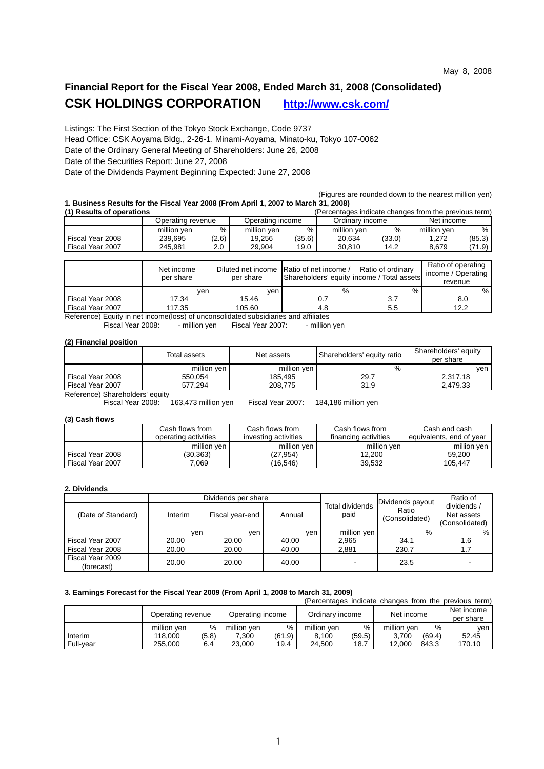May 8, 2008

# Financial Report for the Fiscal Year 2008, Ended March 31, 2008 (Consolidated)

## CSK HOLDINGS CORPORATION http://www.csk.com/

Listings: The First Section of the Tokyo Stock Exchange, Code 9737
Head Office: CSK Aoyama Bldg., 2-26-1, Minami-Aoyama, Minato-ku, Tokyo 107-0062
Date of the Ordinary General Meeting of Shareholders: June 26, 2008
Date of the Securities Report: June 27, 2008
Date of the Dividends Payment Beginning Expected: June 27, 2008

(Figures are rounded down to the nearest million yen)

### 1. Business Results for the Fiscal Year 2008 (From April 1, 2007 to March 31, 2008)

**(1) Results of operations**

(Percentages indicate changes from the previous term)

| | Operating revenue | | Operating income | | Ordinary income | | Net income | |
|---|---|---|---|---|---|---|---|---|
| | million yen | % | million yen | % | million yen | % | million yen | % |
| Fiscal Year 2008 | 239,695 | (2.6) | 19,256 | (35.6) | 20,634 | (33.0) | 1,272 | (85.3) |
| Fiscal Year 2007 | 245,981 | 2.0 | 29,904 | 19.0 | 30,810 | 14.2 | 8,679 | (71.9) |

| | Net income per share | Diluted net income per share | Ratio of net income / Shareholders' equity | Ratio of ordinary income / Total assets | Ratio of operating income / Operating revenue |
|---|---|---|---|---|---|
| | yen | yen | % | % | % |
| Fiscal Year 2008 | 17.34 | 15.46 | 0.7 | 3.7 | 8.0 |
| Fiscal Year 2007 | 117.35 | 105.60 | 4.8 | 5.5 | 12.2 |

Reference) Equity in net income(loss) of unconsolidated subsidiaries and affiliates
Fiscal Year 2008: - million yen Fiscal Year 2007: - million yen

**(2) Financial position**

| | Total assets | Net assets | Shareholders' equity ratio | Shareholders' equity per share |
|---|---|---|---|---|
| | million yen | million yen | % | yen |
| Fiscal Year 2008 | 550,054 | 185,495 | 29.7 | 2,317.18 |
| Fiscal Year 2007 | 577,294 | 208,775 | 31.9 | 2,479.33 |

Reference) Shareholders' equity
Fiscal Year 2008: 163,473 million yen Fiscal Year 2007: 184,186 million yen

**(3) Cash flows**

| | Cash flows from operating activities | Cash flows from investing activities | Cash flows from financing activities | Cash and cash equivalents, end of year |
|---|---|---|---|---|
| | million yen | million yen | million yen | million yen |
| Fiscal Year 2008 | (30,363) | (27,954) | 12,200 | 59,200 |
| Fiscal Year 2007 | 7,069 | (16,546) | 39,532 | 105,447 |

### 2. Dividends

| (Date of Standard) | Dividends per share | | | Total dividends paid | Dividends payout Ratio (Consolidated) | Ratio of dividends / Net assets (Consolidated) |
|---|---|---|---|---|---|---|
| | Interim | Fiscal year-end | Annual | | | |
| | yen | yen | yen | million yen | % | % |
| Fiscal Year 2007 | 20.00 | 20.00 | 40.00 | 2,965 | 34.1 | 1.6 |
| Fiscal Year 2008 | 20.00 | 20.00 | 40.00 | 2,881 | 230.7 | 1.7 |
| Fiscal Year 2009 (forecast) | 20.00 | 20.00 | 40.00 | - | 23.5 | - |

### 3. Earnings Forecast for the Fiscal Year 2009 (From April 1, 2008 to March 31, 2009)

(Percentages indicate changes from the previous term)

| | Operating revenue | | Operating income | | Ordinary income | | Net income | | Net income per share |
|---|---|---|---|---|---|---|---|---|---|
| | million yen | % | million yen | % | million yen | % | million yen | % | yen |
| Interim | 118,000 | (5.8) | 7,300 | (61.9) | 8,100 | (59.5) | 3,700 | (69.4) | 52.45 |
| Full-year | 255,000 | 6.4 | 23,000 | 19.4 | 24,500 | 18.7 | 12,000 | 843.3 | 170.10 |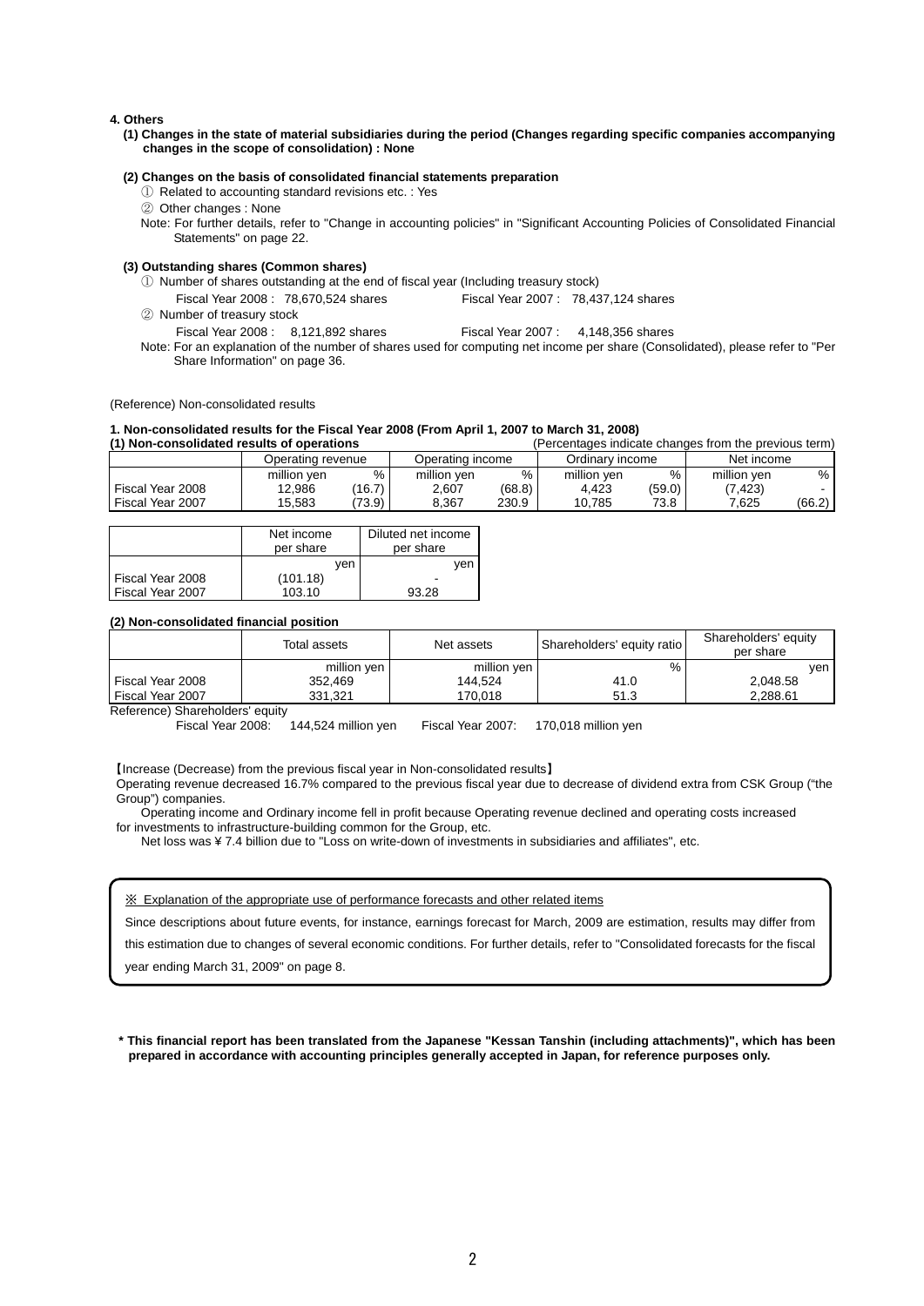**4. Others**

**(1) Changes in the state of material subsidiaries during the period (Changes regarding specific companies accompanying changes in the scope of consolidation) : None**

**(2) Changes on the basis of consolidated financial statements preparation**

① Related to accounting standard revisions etc. : Yes

② Other changes : None

Note: For further details, refer to "Change in accounting policies" in "Significant Accounting Policies of Consolidated Financial Statements" on page 22.

**(3) Outstanding shares (Common shares)**

① Number of shares outstanding at the end of fiscal year (Including treasury stock)

Fiscal Year 2008 : 78,670,524 shares    Fiscal Year 2007 : 78,437,124 shares

② Number of treasury stock

Fiscal Year 2008 : 8,121,892 shares    Fiscal Year 2007 : 4,148,356 shares

Note: For an explanation of the number of shares used for computing net income per share (Consolidated), please refer to "Per Share Information" on page 36.

(Reference) Non-consolidated results

**1. Non-consolidated results for the Fiscal Year 2008 (From April 1, 2007 to March 31, 2008)**

**(1) Non-consolidated results of operations** (Percentages indicate changes from the previous term)

| | Operating revenue | | Operating income | | Ordinary income | | Net income | |
|---|---|---|---|---|---|---|---|---|
| | million yen | % | million yen | % | million yen | % | million yen | % |
| Fiscal Year 2008 | 12,986 | (16.7) | 2,607 | (68.8) | 4,423 | (59.0) | (7,423) | - |
| Fiscal Year 2007 | 15,583 | (73.9) | 8,367 | 230.9 | 10,785 | 73.8 | 7,625 | (66.2) |

| | Net income per share | Diluted net income per share |
|---|---|---|
| | yen | yen |
| Fiscal Year 2008 | (101.18) | - |
| Fiscal Year 2007 | 103.10 | 93.28 |

**(2) Non-consolidated financial position**

| | Total assets | Net assets | Shareholders' equity ratio | Shareholders' equity per share |
|---|---|---|---|---|
| | million yen | million yen | % | yen |
| Fiscal Year 2008 | 352,469 | 144,524 | 41.0 | 2,048.58 |
| Fiscal Year 2007 | 331,321 | 170,018 | 51.3 | 2,288.61 |

Reference) Shareholders' equity

Fiscal Year 2008: 144,524 million yen    Fiscal Year 2007: 170,018 million yen

【Increase (Decrease) from the previous fiscal year in Non-consolidated results】

Operating revenue decreased 16.7% compared to the previous fiscal year due to decrease of dividend extra from CSK Group ("the Group") companies.

Operating income and Ordinary income fell in profit because Operating revenue declined and operating costs increased for investments to infrastructure-building common for the Group, etc.

Net loss was ¥ 7.4 billion due to "Loss on write-down of investments in subsidiaries and affiliates", etc.

※ Explanation of the appropriate use of performance forecasts and other related items

Since descriptions about future events, for instance, earnings forecast for March, 2009 are estimation, results may differ from this estimation due to changes of several economic conditions. For further details, refer to "Consolidated forecasts for the fiscal year ending March 31, 2009" on page 8.

**\* This financial report has been translated from the Japanese "Kessan Tanshin (including attachments)", which has been prepared in accordance with accounting principles generally accepted in Japan, for reference purposes only.**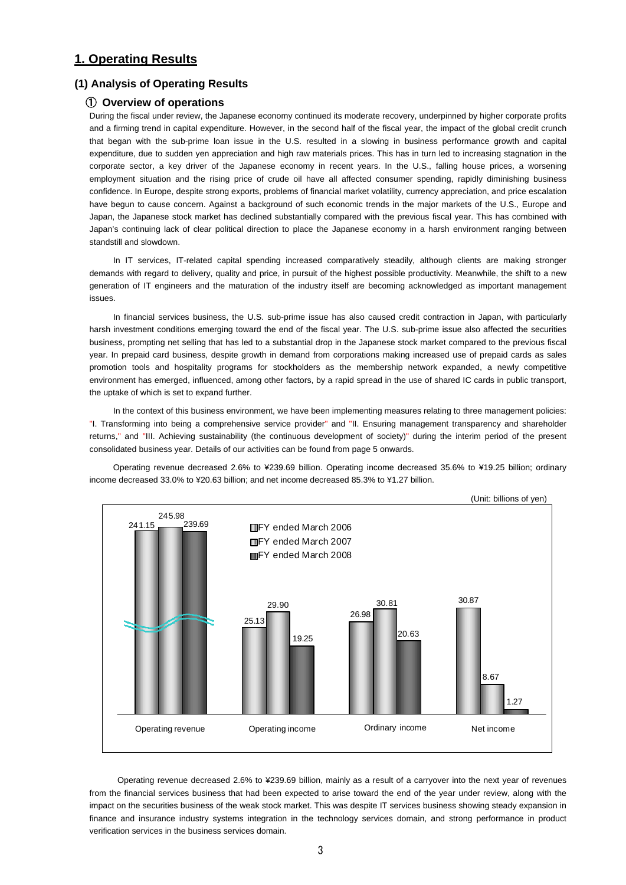## 1. Operating Results

### (1) Analysis of Operating Results

#### ① Overview of operations

During the fiscal under review, the Japanese economy continued its moderate recovery, underpinned by higher corporate profits and a firming trend in capital expenditure. However, in the second half of the fiscal year, the impact of the global credit crunch that began with the sub-prime loan issue in the U.S. resulted in a slowing in business performance growth and capital expenditure, due to sudden yen appreciation and high raw materials prices. This has in turn led to increasing stagnation in the corporate sector, a key driver of the Japanese economy in recent years. In the U.S., falling house prices, a worsening employment situation and the rising price of crude oil have all affected consumer spending, rapidly diminishing business confidence. In Europe, despite strong exports, problems of financial market volatility, currency appreciation, and price escalation have begun to cause concern. Against a background of such economic trends in the major markets of the U.S., Europe and Japan, the Japanese stock market has declined substantially compared with the previous fiscal year. This has combined with Japan's continuing lack of clear political direction to place the Japanese economy in a harsh environment ranging between standstill and slowdown.

In IT services, IT-related capital spending increased comparatively steadily, although clients are making stronger demands with regard to delivery, quality and price, in pursuit of the highest possible productivity. Meanwhile, the shift to a new generation of IT engineers and the maturation of the industry itself are becoming acknowledged as important management issues.

In financial services business, the U.S. sub-prime issue has also caused credit contraction in Japan, with particularly harsh investment conditions emerging toward the end of the fiscal year. The U.S. sub-prime issue also affected the securities business, prompting net selling that has led to a substantial drop in the Japanese stock market compared to the previous fiscal year. In prepaid card business, despite growth in demand from corporations making increased use of prepaid cards as sales promotion tools and hospitality programs for stockholders as the membership network expanded, a newly competitive environment has emerged, influenced, among other factors, by a rapid spread in the use of shared IC cards in public transport, the uptake of which is set to expand further.

In the context of this business environment, we have been implementing measures relating to three management policies: "I. Transforming into being a comprehensive service provider" and "II. Ensuring management transparency and shareholder returns," and "III. Achieving sustainability (the continuous development of society)" during the interim period of the present consolidated business year. Details of our activities can be found from page 5 onwards.

Operating revenue decreased 2.6% to ¥239.69 billion. Operating income decreased 35.6% to ¥19.25 billion; ordinary income decreased 33.0% to ¥20.63 billion; and net income decreased 85.3% to ¥1.27 billion.

(Unit: billions of yen)

| | FY ended March 2006 | FY ended March 2007 | FY ended March 2008 |
|---|---|---|---|
| Operating revenue | 241.15 | 245.98 | 239.69 |
| Operating income | 25.13 | 29.90 | 19.25 |
| Ordinary income | 26.98 | 30.81 | 20.63 |
| Net income | 30.87 | 8.67 | 1.27 |

Operating revenue decreased 2.6% to ¥239.69 billion, mainly as a result of a carryover into the next year of revenues from the financial services business that had been expected to arise toward the end of the year under review, along with the impact on the securities business of the weak stock market. This was despite IT services business showing steady expansion in finance and insurance industry systems integration in the technology services domain, and strong performance in product verification services in the business services domain.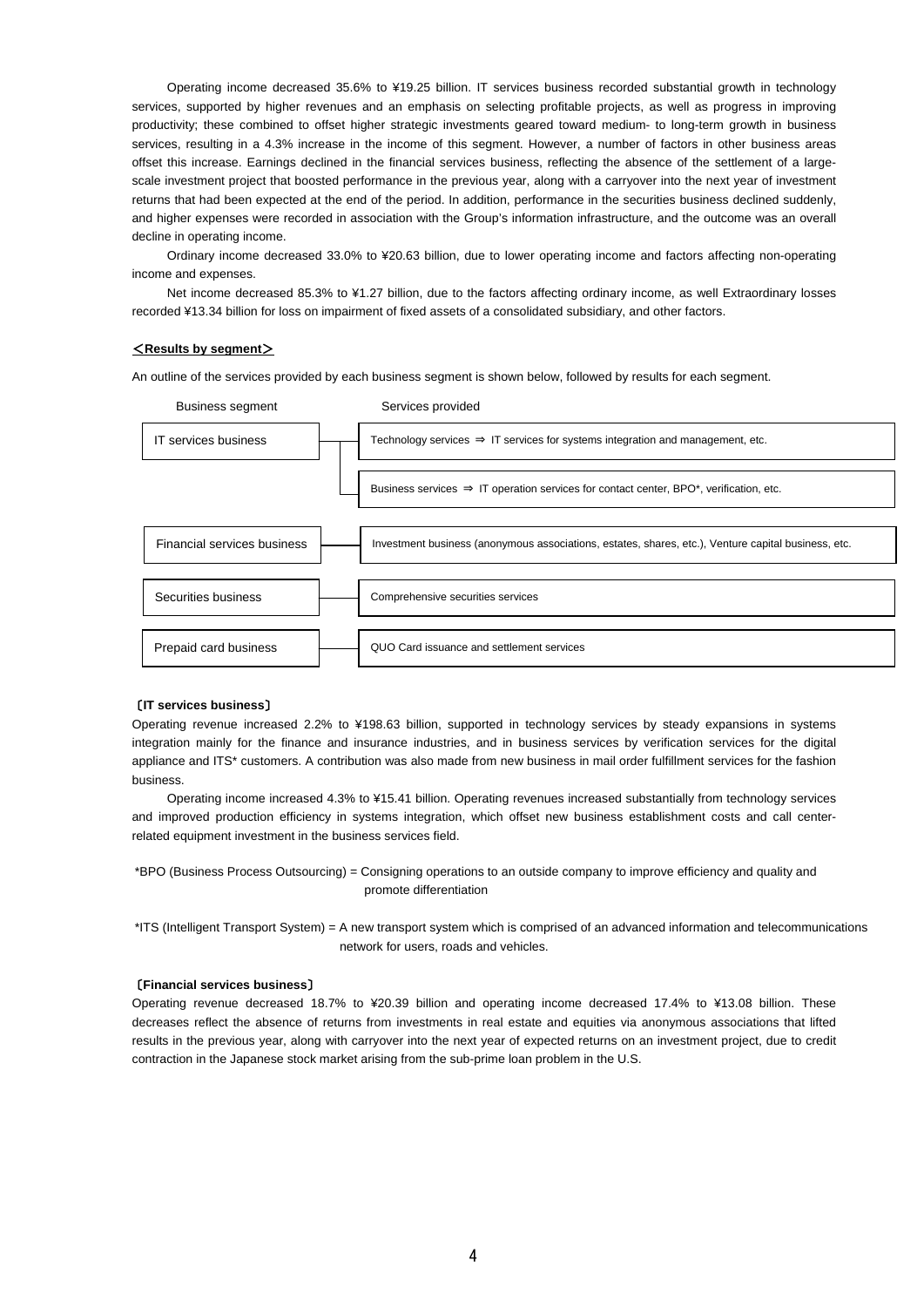Operating income decreased 35.6% to ¥19.25 billion. IT services business recorded substantial growth in technology services, supported by higher revenues and an emphasis on selecting profitable projects, as well as progress in improving productivity; these combined to offset higher strategic investments geared toward medium- to long-term growth in business services, resulting in a 4.3% increase in the income of this segment. However, a number of factors in other business areas offset this increase. Earnings declined in the financial services business, reflecting the absence of the settlement of a large-scale investment project that boosted performance in the previous year, along with a carryover into the next year of investment returns that had been expected at the end of the period. In addition, performance in the securities business declined suddenly, and higher expenses were recorded in association with the Group's information infrastructure, and the outcome was an overall decline in operating income.

Ordinary income decreased 33.0% to ¥20.63 billion, due to lower operating income and factors affecting non-operating income and expenses.

Net income decreased 85.3% to ¥1.27 billion, due to the factors affecting ordinary income, as well Extraordinary losses recorded ¥13.34 billion for loss on impairment of fixed assets of a consolidated subsidiary, and other factors.

**＜Results by segment＞**

An outline of the services provided by each business segment is shown below, followed by results for each segment.

| Business segment | Services provided |
| --- | --- |
| IT services business | Technology services ⇒ IT services for systems integration and management, etc. |
| | Business services ⇒ IT operation services for contact center, BPO*, verification, etc. |
| Financial services business | Investment business (anonymous associations, estates, shares, etc.), Venture capital business, etc. |
| Securities business | Comprehensive securities services |
| Prepaid card business | QUO Card issuance and settlement services |

**〔IT services business〕**

Operating revenue increased 2.2% to ¥198.63 billion, supported in technology services by steady expansions in systems integration mainly for the finance and insurance industries, and in business services by verification services for the digital appliance and ITS* customers. A contribution was also made from new business in mail order fulfillment services for the fashion business.

Operating income increased 4.3% to ¥15.41 billion. Operating revenues increased substantially from technology services and improved production efficiency in systems integration, which offset new business establishment costs and call center-related equipment investment in the business services field.

*BPO (Business Process Outsourcing) = Consigning operations to an outside company to improve efficiency and quality and promote differentiation

*ITS (Intelligent Transport System) = A new transport system which is comprised of an advanced information and telecommunications network for users, roads and vehicles.

**〔Financial services business〕**

Operating revenue decreased 18.7% to ¥20.39 billion and operating income decreased 17.4% to ¥13.08 billion. These decreases reflect the absence of returns from investments in real estate and equities via anonymous associations that lifted results in the previous year, along with carryover into the next year of expected returns on an investment project, due to credit contraction in the Japanese stock market arising from the sub-prime loan problem in the U.S.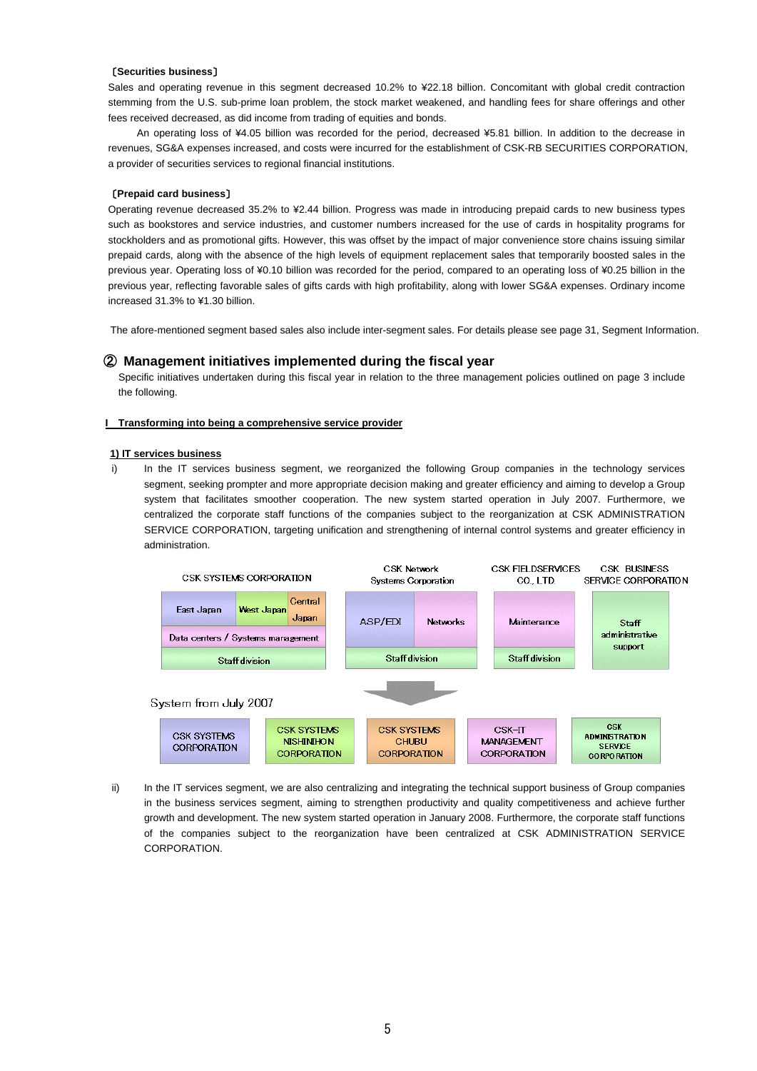［Securities business］

Sales and operating revenue in this segment decreased 10.2% to ¥22.18 billion. Concomitant with global credit contraction stemming from the U.S. sub-prime loan problem, the stock market weakened, and handling fees for share offerings and other fees received decreased, as did income from trading of equities and bonds.

An operating loss of ¥4.05 billion was recorded for the period, decreased ¥5.81 billion. In addition to the decrease in revenues, SG&A expenses increased, and costs were incurred for the establishment of CSK-RB SECURITIES CORPORATION, a provider of securities services to regional financial institutions.

［Prepaid card business］

Operating revenue decreased 35.2% to ¥2.44 billion. Progress was made in introducing prepaid cards to new business types such as bookstores and service industries, and customer numbers increased for the use of cards in hospitality programs for stockholders and as promotional gifts. However, this was offset by the impact of major convenience store chains issuing similar prepaid cards, along with the absence of the high levels of equipment replacement sales that temporarily boosted sales in the previous year. Operating loss of ¥0.10 billion was recorded for the period, compared to an operating loss of ¥0.25 billion in the previous year, reflecting favorable sales of gifts cards with high profitability, along with lower SG&A expenses. Ordinary income increased 31.3% to ¥1.30 billion.

The afore-mentioned segment based sales also include inter-segment sales. For details please see page 31, Segment Information.

## ② Management initiatives implemented during the fiscal year

Specific initiatives undertaken during this fiscal year in relation to the three management policies outlined on page 3 include the following.

**I Transforming into being a comprehensive service provider**

**1) IT services business**

i) In the IT services business segment, we reorganized the following Group companies in the technology services segment, seeking prompter and more appropriate decision making and greater efficiency and aiming to develop a Group system that facilitates smoother cooperation. The new system started operation in July 2007. Furthermore, we centralized the corporate staff functions of the companies subject to the reorganization at CSK ADMINISTRATION SERVICE CORPORATION, targeting unification and strengthening of internal control systems and greater efficiency in administration.

| CSK SYSTEMS CORPORATION | CSK Network Systems Corporation | CSK FIELDSERVICES CO., LTD. | CSK BUSINESS SERVICE CORPORATION |
|---|---|---|---|
| East Japan / West Japan / Central Japan | ASP/EDI / Networks | Maintenance | Staff administrative support |
| Data centers / Systems management | | | |
| Staff division | Staff division | Staff division | |

System from July 2007

| CSK SYSTEMS CORPORATION | CSK SYSTEMS NISHINIHON CORPORATION | CSK SYSTEMS CHUBU CORPORATION | CSK-IT MANAGEMENT CORPORATION | CSK ADMINISTRATION SERVICE CORPORATION |
|---|---|---|---|---|

ii) In the IT services segment, we are also centralizing and integrating the technical support business of Group companies in the business services segment, aiming to strengthen productivity and quality competitiveness and achieve further growth and development. The new system started operation in January 2008. Furthermore, the corporate staff functions of the companies subject to the reorganization have been centralized at CSK ADMINISTRATION SERVICE CORPORATION.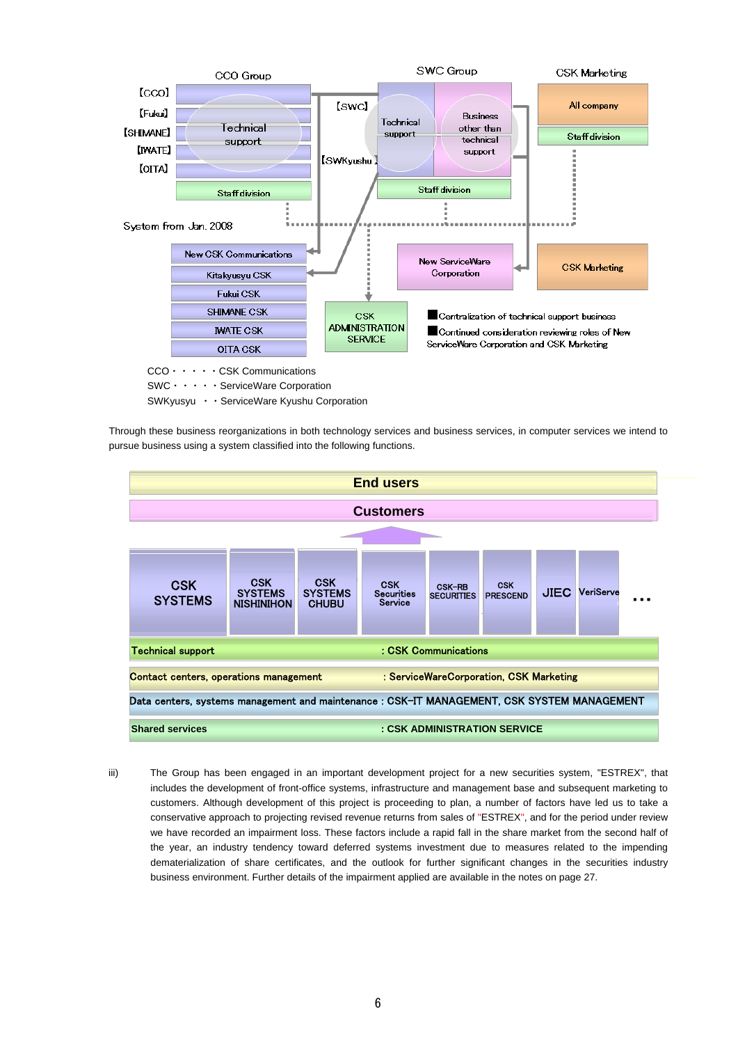CCO Group

【CCO】
【Fukui】
【SHIMANE】
【IWATE】
【OITA】

Technical support

Staff division

SWC Group

【SWC】
【SWKyushu】

Technical support

Business other than technical support

Staff division

CSK Marketing

All company

Staff division

System from Jan. 2008

New CSK Communications
Kitakyusyu CSK
Fukui CSK
SHIMANE CSK
IWATE CSK
OITA CSK

CSK ADMINISTRATION SERVICE

New ServiceWare Corporation

CSK Marketing

■Centralization of technical support business
■Continued consideration reviewing roles of New ServiceWare Corporation and CSK Marketing

CCO・・・・・CSK Communications
SWC・・・・・ServiceWare Corporation
SWKyusyu ・・ServiceWare Kyushu Corporation

Through these business reorganizations in both technology services and business services, in computer services we intend to pursue business using a system classified into the following functions.

**End users**

**Customers**

CSK SYSTEMS | CSK SYSTEMS NISHINIHON | CSK SYSTEMS CHUBU | CSK Securities Service | CSK-RB SECURITIES | CSK PRESCEND | JIEC | VeriServe | …

| Function | Company |
|---|---|
| Technical support | : CSK Communications |
| Contact centers, operations management | : ServiceWareCorporation, CSK Marketing |
| Data centers, systems management and maintenance | : CSK-IT MANAGEMENT, CSK SYSTEM MANAGEMENT |
| Shared services | : CSK ADMINISTRATION SERVICE |

iii) The Group has been engaged in an important development project for a new securities system, "ESTREX", that includes the development of front-office systems, infrastructure and management base and subsequent marketing to customers. Although development of this project is proceeding to plan, a number of factors have led us to take a conservative approach to projecting revised revenue returns from sales of "ESTREX", and for the period under review we have recorded an impairment loss. These factors include a rapid fall in the share market from the second half of the year, an industry tendency toward deferred systems investment due to measures related to the impending dematerialization of share certificates, and the outlook for further significant changes in the securities industry business environment. Further details of the impairment applied are available in the notes on page 27.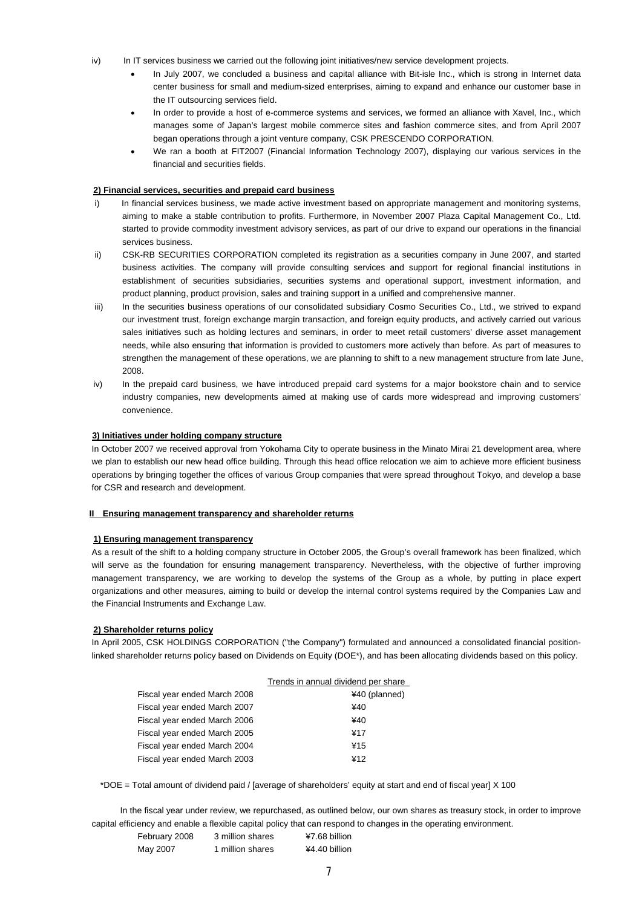iv) In IT services business we carried out the following joint initiatives/new service development projects.

- In July 2007, we concluded a business and capital alliance with Bit-isle Inc., which is strong in Internet data center business for small and medium-sized enterprises, aiming to expand and enhance our customer base in the IT outsourcing services field.
- In order to provide a host of e-commerce systems and services, we formed an alliance with Xavel, Inc., which manages some of Japan's largest mobile commerce sites and fashion commerce sites, and from April 2007 began operations through a joint venture company, CSK PRESCENDO CORPORATION.
- We ran a booth at FIT2007 (Financial Information Technology 2007), displaying our various services in the financial and securities fields.

**2) Financial services, securities and prepaid card business**

i) In financial services business, we made active investment based on appropriate management and monitoring systems, aiming to make a stable contribution to profits. Furthermore, in November 2007 Plaza Capital Management Co., Ltd. started to provide commodity investment advisory services, as part of our drive to expand our operations in the financial services business.

ii) CSK-RB SECURITIES CORPORATION completed its registration as a securities company in June 2007, and started business activities. The company will provide consulting services and support for regional financial institutions in establishment of securities subsidiaries, securities systems and operational support, investment information, and product planning, product provision, sales and training support in a unified and comprehensive manner.

iii) In the securities business operations of our consolidated subsidiary Cosmo Securities Co., Ltd., we strived to expand our investment trust, foreign exchange margin transaction, and foreign equity products, and actively carried out various sales initiatives such as holding lectures and seminars, in order to meet retail customers' diverse asset management needs, while also ensuring that information is provided to customers more actively than before. As part of measures to strengthen the management of these operations, we are planning to shift to a new management structure from late June, 2008.

iv) In the prepaid card business, we have introduced prepaid card systems for a major bookstore chain and to service industry companies, new developments aimed at making use of cards more widespread and improving customers' convenience.

**3) Initiatives under holding company structure**

In October 2007 we received approval from Yokohama City to operate business in the Minato Mirai 21 development area, where we plan to establish our new head office building. Through this head office relocation we aim to achieve more efficient business operations by bringing together the offices of various Group companies that were spread throughout Tokyo, and develop a base for CSR and research and development.

**II Ensuring management transparency and shareholder returns**

**1) Ensuring management transparency**

As a result of the shift to a holding company structure in October 2005, the Group's overall framework has been finalized, which will serve as the foundation for ensuring management transparency. Nevertheless, with the objective of further improving management transparency, we are working to develop the systems of the Group as a whole, by putting in place expert organizations and other measures, aiming to build or develop the internal control systems required by the Companies Law and the Financial Instruments and Exchange Law.

**2) Shareholder returns policy**

In April 2005, CSK HOLDINGS CORPORATION ("the Company") formulated and announced a consolidated financial position-linked shareholder returns policy based on Dividends on Equity (DOE*), and has been allocating dividends based on this policy.

| | Trends in annual dividend per share |
|---|---|
| Fiscal year ended March 2008 | ¥40 (planned) |
| Fiscal year ended March 2007 | ¥40 |
| Fiscal year ended March 2006 | ¥40 |
| Fiscal year ended March 2005 | ¥17 |
| Fiscal year ended March 2004 | ¥15 |
| Fiscal year ended March 2003 | ¥12 |

*DOE = Total amount of dividend paid / [average of shareholders' equity at start and end of fiscal year] X 100

In the fiscal year under review, we repurchased, as outlined below, our own shares as treasury stock, in order to improve capital efficiency and enable a flexible capital policy that can respond to changes in the operating environment.

| | | |
|---|---|---|
| February 2008 | 3 million shares | ¥7.68 billion |
| May 2007 | 1 million shares | ¥4.40 billion |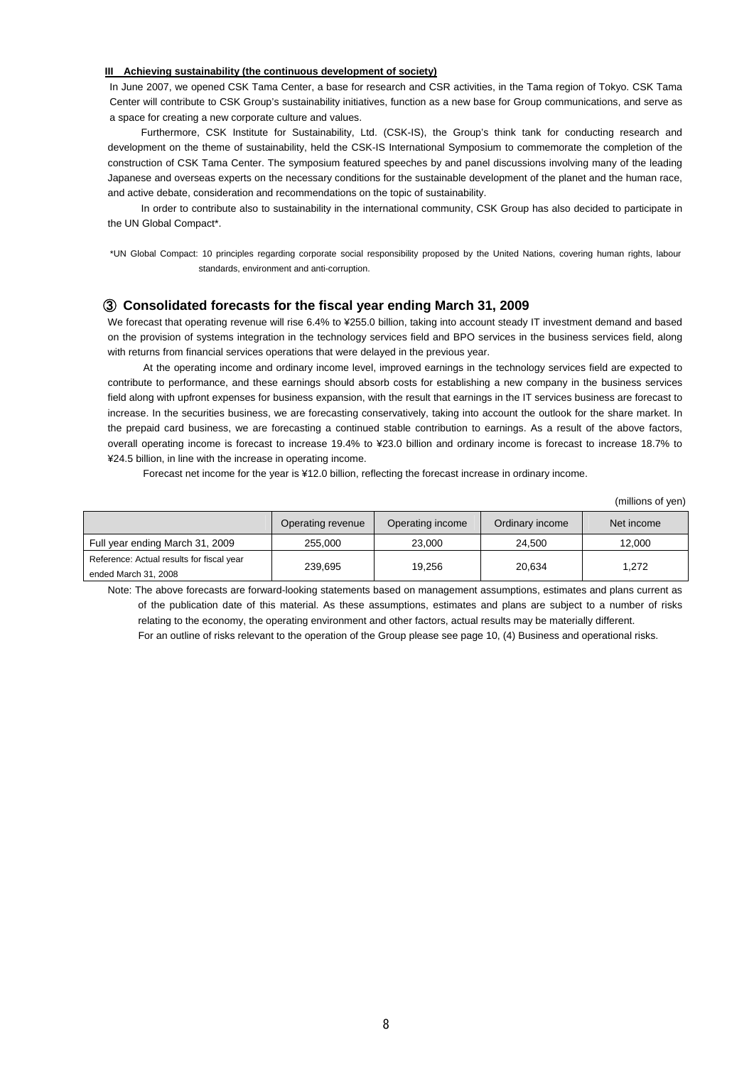**III Achieving sustainability (the continuous development of society)**

In June 2007, we opened CSK Tama Center, a base for research and CSR activities, in the Tama region of Tokyo. CSK Tama Center will contribute to CSK Group's sustainability initiatives, function as a new base for Group communications, and serve as a space for creating a new corporate culture and values.

Furthermore, CSK Institute for Sustainability, Ltd. (CSK-IS), the Group's think tank for conducting research and development on the theme of sustainability, held the CSK-IS International Symposium to commemorate the completion of the construction of CSK Tama Center. The symposium featured speeches by and panel discussions involving many of the leading Japanese and overseas experts on the necessary conditions for the sustainable development of the planet and the human race, and active debate, consideration and recommendations on the topic of sustainability.

In order to contribute also to sustainability in the international community, CSK Group has also decided to participate in the UN Global Compact*.

*UN Global Compact: 10 principles regarding corporate social responsibility proposed by the United Nations, covering human rights, labour standards, environment and anti-corruption.

### ③ Consolidated forecasts for the fiscal year ending March 31, 2009

We forecast that operating revenue will rise 6.4% to ¥255.0 billion, taking into account steady IT investment demand and based on the provision of systems integration in the technology services field and BPO services in the business services field, along with returns from financial services operations that were delayed in the previous year.

At the operating income and ordinary income level, improved earnings in the technology services field are expected to contribute to performance, and these earnings should absorb costs for establishing a new company in the business services field along with upfront expenses for business expansion, with the result that earnings in the IT services business are forecast to increase. In the securities business, we are forecasting conservatively, taking into account the outlook for the share market. In the prepaid card business, we are forecasting a continued stable contribution to earnings. As a result of the above factors, overall operating income is forecast to increase 19.4% to ¥23.0 billion and ordinary income is forecast to increase 18.7% to ¥24.5 billion, in line with the increase in operating income.

Forecast net income for the year is ¥12.0 billion, reflecting the forecast increase in ordinary income.

(millions of yen)

| | Operating revenue | Operating income | Ordinary income | Net income |
|---|---|---|---|---|
| Full year ending March 31, 2009 | 255,000 | 23,000 | 24,500 | 12,000 |
| Reference: Actual results for fiscal year ended March 31, 2008 | 239,695 | 19,256 | 20,634 | 1,272 |

Note: The above forecasts are forward-looking statements based on management assumptions, estimates and plans current as of the publication date of this material. As these assumptions, estimates and plans are subject to a number of risks relating to the economy, the operating environment and other factors, actual results may be materially different.
For an outline of risks relevant to the operation of the Group please see page 10, (4) Business and operational risks.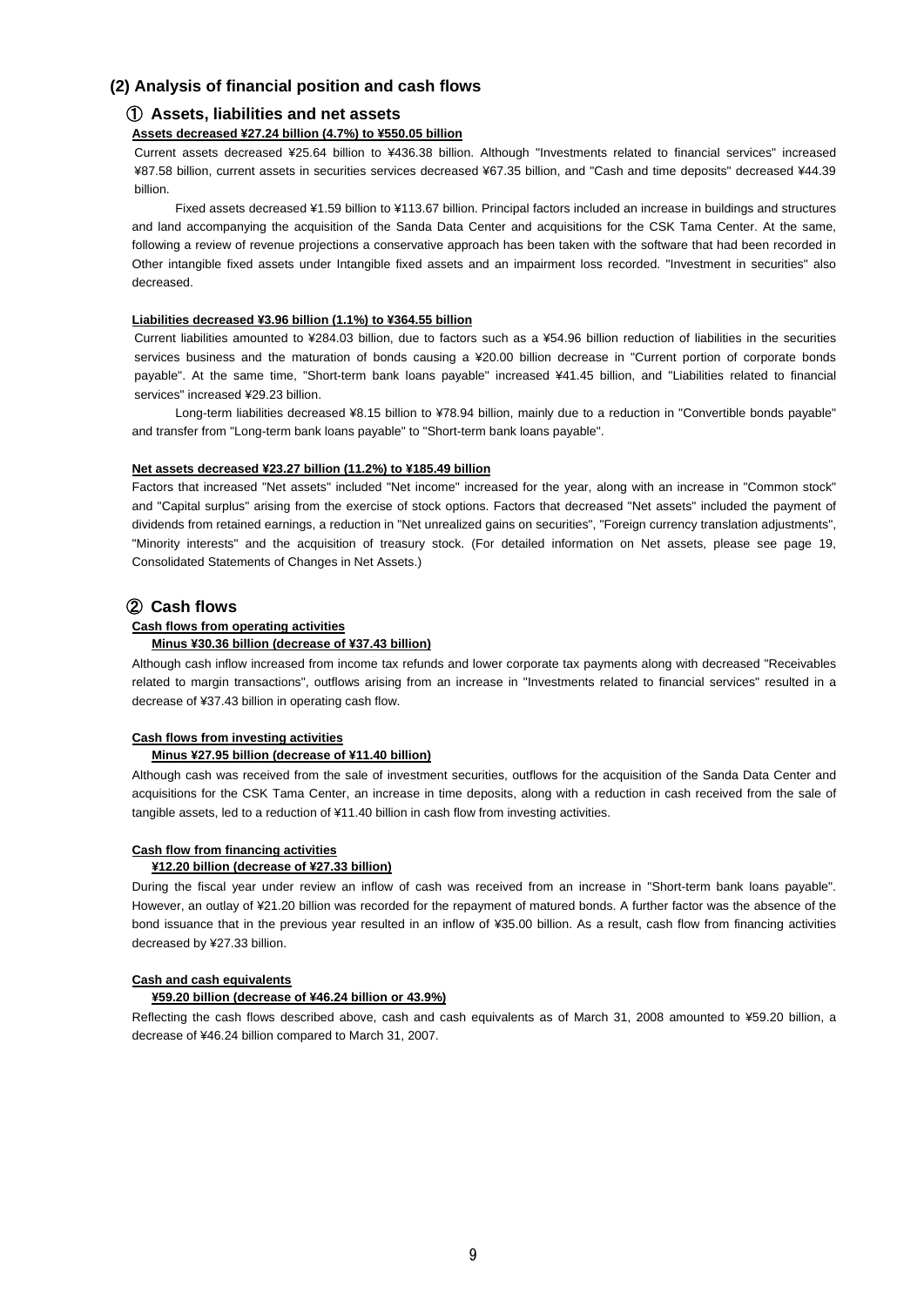## (2) Analysis of financial position and cash flows

### ① Assets, liabilities and net assets

**Assets decreased ¥27.24 billion (4.7%) to ¥550.05 billion**

Current assets decreased ¥25.64 billion to ¥436.38 billion. Although "Investments related to financial services" increased ¥87.58 billion, current assets in securities services decreased ¥67.35 billion, and "Cash and time deposits" decreased ¥44.39 billion.

Fixed assets decreased ¥1.59 billion to ¥113.67 billion. Principal factors included an increase in buildings and structures and land accompanying the acquisition of the Sanda Data Center and acquisitions for the CSK Tama Center. At the same, following a review of revenue projections a conservative approach has been taken with the software that had been recorded in Other intangible fixed assets under Intangible fixed assets and an impairment loss recorded. "Investment in securities" also decreased.

**Liabilities decreased ¥3.96 billion (1.1%) to ¥364.55 billion**

Current liabilities amounted to ¥284.03 billion, due to factors such as a ¥54.96 billion reduction of liabilities in the securities services business and the maturation of bonds causing a ¥20.00 billion decrease in "Current portion of corporate bonds payable". At the same time, "Short-term bank loans payable" increased ¥41.45 billion, and "Liabilities related to financial services" increased ¥29.23 billion.

Long-term liabilities decreased ¥8.15 billion to ¥78.94 billion, mainly due to a reduction in "Convertible bonds payable" and transfer from "Long-term bank loans payable" to "Short-term bank loans payable".

**Net assets decreased ¥23.27 billion (11.2%) to ¥185.49 billion**

Factors that increased "Net assets" included "Net income" increased for the year, along with an increase in "Common stock" and "Capital surplus" arising from the exercise of stock options. Factors that decreased "Net assets" included the payment of dividends from retained earnings, a reduction in "Net unrealized gains on securities", "Foreign currency translation adjustments", "Minority interests" and the acquisition of treasury stock. (For detailed information on Net assets, please see page 19, Consolidated Statements of Changes in Net Assets.)

### ② Cash flows

**Cash flows from operating activities**

**Minus ¥30.36 billion (decrease of ¥37.43 billion)**

Although cash inflow increased from income tax refunds and lower corporate tax payments along with decreased "Receivables related to margin transactions", outflows arising from an increase in "Investments related to financial services" resulted in a decrease of ¥37.43 billion in operating cash flow.

**Cash flows from investing activities**

**Minus ¥27.95 billion (decrease of ¥11.40 billion)**

Although cash was received from the sale of investment securities, outflows for the acquisition of the Sanda Data Center and acquisitions for the CSK Tama Center, an increase in time deposits, along with a reduction in cash received from the sale of tangible assets, led to a reduction of ¥11.40 billion in cash flow from investing activities.

**Cash flow from financing activities**

**¥12.20 billion (decrease of ¥27.33 billion)**

During the fiscal year under review an inflow of cash was received from an increase in "Short-term bank loans payable". However, an outlay of ¥21.20 billion was recorded for the repayment of matured bonds. A further factor was the absence of the bond issuance that in the previous year resulted in an inflow of ¥35.00 billion. As a result, cash flow from financing activities decreased by ¥27.33 billion.

**Cash and cash equivalents**

**¥59.20 billion (decrease of ¥46.24 billion or 43.9%)**

Reflecting the cash flows described above, cash and cash equivalents as of March 31, 2008 amounted to ¥59.20 billion, a decrease of ¥46.24 billion compared to March 31, 2007.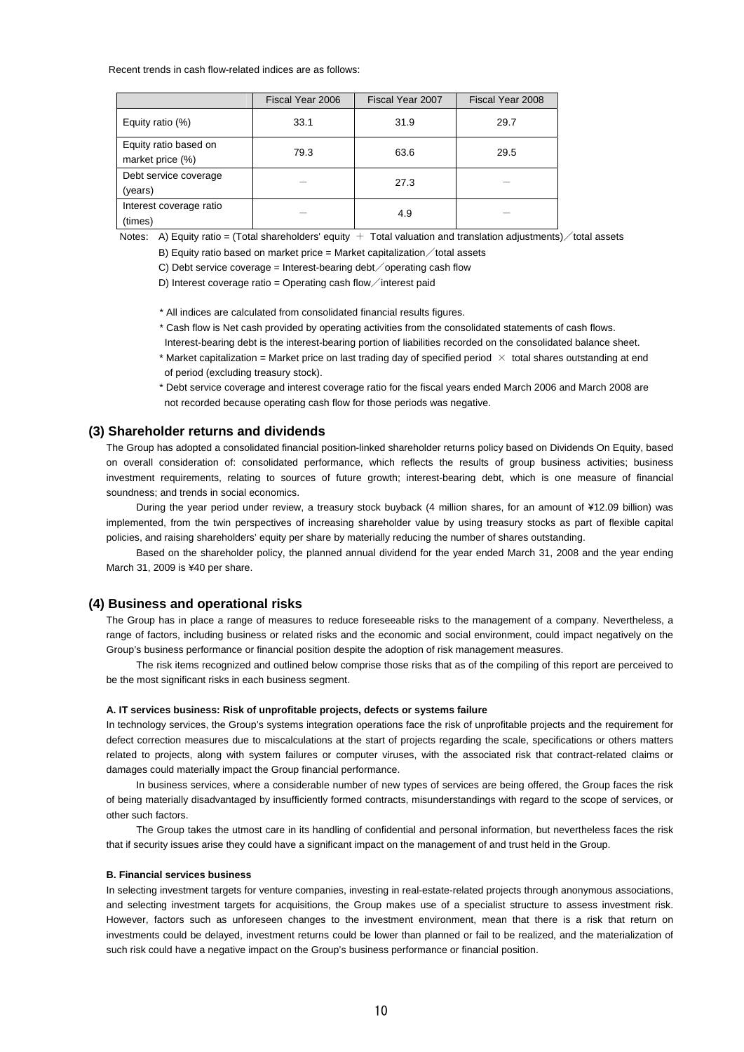Recent trends in cash flow-related indices are as follows:

| | Fiscal Year 2006 | Fiscal Year 2007 | Fiscal Year 2008 |
|---|---|---|---|
| Equity ratio (%) | 33.1 | 31.9 | 29.7 |
| Equity ratio based on market price (%) | 79.3 | 63.6 | 29.5 |
| Debt service coverage (years) | － | 27.3 | － |
| Interest coverage ratio (times) | － | 4.9 | － |

Notes: A) Equity ratio = (Total shareholders' equity ＋ Total valuation and translation adjustments)／total assets

B) Equity ratio based on market price = Market capitalization／total assets

C) Debt service coverage = Interest-bearing debt／operating cash flow

D) Interest coverage ratio = Operating cash flow／interest paid

* All indices are calculated from consolidated financial results figures.
* Cash flow is Net cash provided by operating activities from the consolidated statements of cash flows. Interest-bearing debt is the interest-bearing portion of liabilities recorded on the consolidated balance sheet.
* Market capitalization = Market price on last trading day of specified period × total shares outstanding at end of period (excluding treasury stock).
* Debt service coverage and interest coverage ratio for the fiscal years ended March 2006 and March 2008 are not recorded because operating cash flow for those periods was negative.

## (3) Shareholder returns and dividends

The Group has adopted a consolidated financial position-linked shareholder returns policy based on Dividends On Equity, based on overall consideration of: consolidated performance, which reflects the results of group business activities; business investment requirements, relating to sources of future growth; interest-bearing debt, which is one measure of financial soundness; and trends in social economics.

During the year period under review, a treasury stock buyback (4 million shares, for an amount of ¥12.09 billion) was implemented, from the twin perspectives of increasing shareholder value by using treasury stocks as part of flexible capital policies, and raising shareholders' equity per share by materially reducing the number of shares outstanding.

Based on the shareholder policy, the planned annual dividend for the year ended March 31, 2008 and the year ending March 31, 2009 is ¥40 per share.

## (4) Business and operational risks

The Group has in place a range of measures to reduce foreseeable risks to the management of a company. Nevertheless, a range of factors, including business or related risks and the economic and social environment, could impact negatively on the Group's business performance or financial position despite the adoption of risk management measures.

The risk items recognized and outlined below comprise those risks that as of the compiling of this report are perceived to be the most significant risks in each business segment.

#### A. IT services business: Risk of unprofitable projects, defects or systems failure

In technology services, the Group's systems integration operations face the risk of unprofitable projects and the requirement for defect correction measures due to miscalculations at the start of projects regarding the scale, specifications or others matters related to projects, along with system failures or computer viruses, with the associated risk that contract-related claims or damages could materially impact the Group financial performance.

In business services, where a considerable number of new types of services are being offered, the Group faces the risk of being materially disadvantaged by insufficiently formed contracts, misunderstandings with regard to the scope of services, or other such factors.

The Group takes the utmost care in its handling of confidential and personal information, but nevertheless faces the risk that if security issues arise they could have a significant impact on the management of and trust held in the Group.

#### B. Financial services business

In selecting investment targets for venture companies, investing in real-estate-related projects through anonymous associations, and selecting investment targets for acquisitions, the Group makes use of a specialist structure to assess investment risk. However, factors such as unforeseen changes to the investment environment, mean that there is a risk that return on investments could be delayed, investment returns could be lower than planned or fail to be realized, and the materialization of such risk could have a negative impact on the Group's business performance or financial position.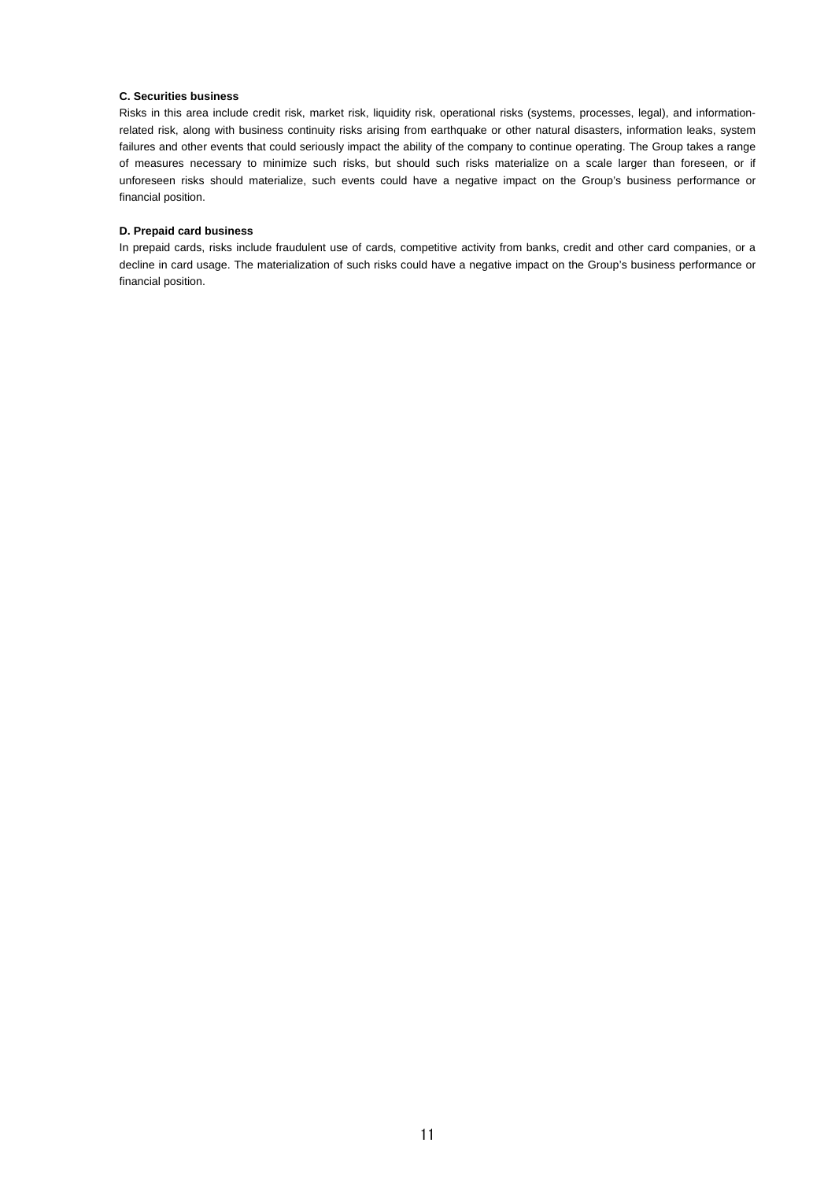**C. Securities business**

Risks in this area include credit risk, market risk, liquidity risk, operational risks (systems, processes, legal), and information-related risk, along with business continuity risks arising from earthquake or other natural disasters, information leaks, system failures and other events that could seriously impact the ability of the company to continue operating. The Group takes a range of measures necessary to minimize such risks, but should such risks materialize on a scale larger than foreseen, or if unforeseen risks should materialize, such events could have a negative impact on the Group's business performance or financial position.

**D. Prepaid card business**

In prepaid cards, risks include fraudulent use of cards, competitive activity from banks, credit and other card companies, or a decline in card usage. The materialization of such risks could have a negative impact on the Group's business performance or financial position.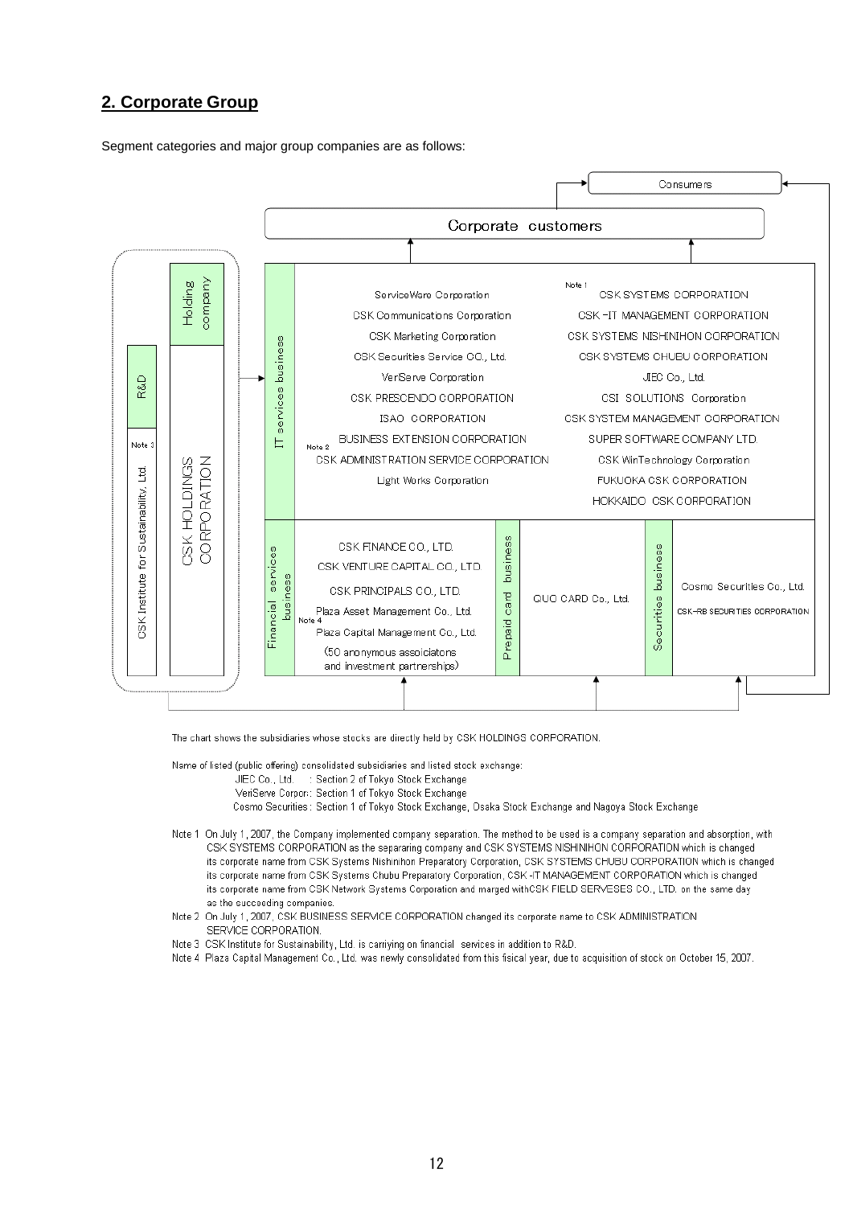## 2. Corporate Group

Segment categories and major group companies are as follows:

Consumers

Corporate customers

**Holding company**: CSK HOLDINGS CORPORATION

**R&D**: CSK Institute for Sustainability, Ltd. (Note 3)

**IT services business**

- ServiceWare Corporation
- CSK Communications Corporation
- CSK Marketing Corporation
- CSK Securities Service CO., Ltd.
- VeriServe Corporation
- CSK PRESCENDO CORPORATION
- ISAO CORPORATION
- BUSINESS EXTENSION CORPORATION
- CSK ADMINISTRATION SERVICE CORPORATION (Note 2)
- Light Works Corporation
- CSK SYSTEMS CORPORATION (Note 1)
- CSK -IT MANAGEMENT CORPORATION
- CSK SYSTEMS NISHINIHON CORPORATION
- CSK SYSTEMS CHUBU CORPORATION
- JIEC Co., Ltd.
- CSI SOLUTIONS Corporation
- CSK SYSTEM MANAGEMENT CORPORATION
- SUPER SOFTWARE COMPANY LTD.
- CSK WinTechnology Corporation
- FUKUOKA CSK CORPORATION
- HOKKAIDO CSK CORPORATION

**Financial services business**

- CSK FINANCE CO., LTD.
- CSK VENTURE CAPITAL CO., LTD.
- CSK PRINCIPALS CO., LTD.
- Plaza Asset Management Co., Ltd.
- Plaza Capital Management Co., Ltd. (Note 4)
- (50 anonymous assoiciatons and investment partnerships)

**Prepaid card business**

- QUO CARD Co., Ltd.

**Securities business**

- Cosmo Securities Co., Ltd.
- CSK-RB SECURITIES CORPORATION

The chart shows the subsidiaries whose stocks are directly held by CSK HOLDINGS CORPORATION.

Name of listed (public offering) consolidated subsidiaries and listed stock exchange:

- JIEC Co., Ltd. : Section 2 of Tokyo Stock Exchange
- VeriServe Corpor.: Section 1 of Tokyo Stock Exchange
- Cosmo Securities : Section 1 of Tokyo Stock Exchange, Osaka Stock Exchange and Nagoya Stock Exchange

Note 1 On July 1, 2007, the Company implemented company separation. The method to be used is a company separation and absorption, with CSK SYSTEMS CORPORATION as the separaring company and CSK SYSTEMS NISHINIHON CORPORATION which is changed its corporate name from CSK Systems Nishinihon Preparatory Corporation, CSK SYSTEMS CHUBU CORPORATION which is changed its corporate name from CSK Systems Chubu Preparatory Corporation, CSK -IT MANAGEMENT CORPORATION which is changed its corporate name from CSK Network Systems Corporation and marged withCSK FIELD SERVESES CO., LTD. on the same day as the succeeding companies.

Note 2 On July 1, 2007, CSK BUSINESS SERVICE CORPORATION changed its corporate name to CSK ADMINISTRATION SERVICE CORPORATION.

Note 3 CSK Institute for Sustainability, Ltd. is carriying on financial services in addition to R&D.

Note 4 Plaza Capital Management Co., Ltd. was newly consolidated from this fisical year, due to acquisition of stock on October 15, 2007.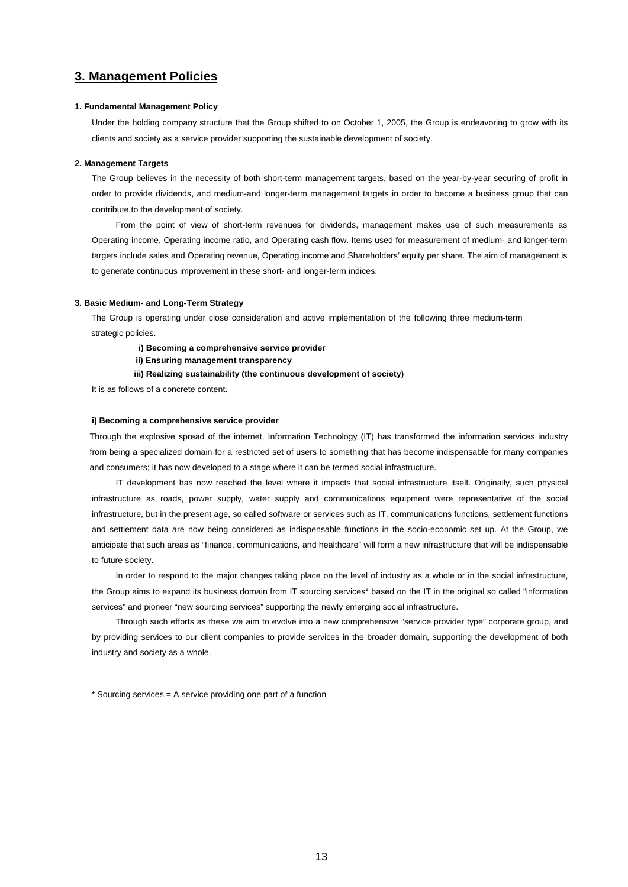## 3. Management Policies

#### 1. Fundamental Management Policy

Under the holding company structure that the Group shifted to on October 1, 2005, the Group is endeavoring to grow with its clients and society as a service provider supporting the sustainable development of society.

#### 2. Management Targets

The Group believes in the necessity of both short-term management targets, based on the year-by-year securing of profit in order to provide dividends, and medium-and longer-term management targets in order to become a business group that can contribute to the development of society.

From the point of view of short-term revenues for dividends, management makes use of such measurements as Operating income, Operating income ratio, and Operating cash flow. Items used for measurement of medium- and longer-term targets include sales and Operating revenue, Operating income and Shareholders' equity per share. The aim of management is to generate continuous improvement in these short- and longer-term indices.

#### 3. Basic Medium- and Long-Term Strategy

The Group is operating under close consideration and active implementation of the following three medium-term strategic policies.

**i) Becoming a comprehensive service provider**
**ii) Ensuring management transparency**
**iii) Realizing sustainability (the continuous development of society)**

It is as follows of a concrete content.

**i) Becoming a comprehensive service provider**

Through the explosive spread of the internet, Information Technology (IT) has transformed the information services industry from being a specialized domain for a restricted set of users to something that has become indispensable for many companies and consumers; it has now developed to a stage where it can be termed social infrastructure.

IT development has now reached the level where it impacts that social infrastructure itself. Originally, such physical infrastructure as roads, power supply, water supply and communications equipment were representative of the social infrastructure, but in the present age, so called software or services such as IT, communications functions, settlement functions and settlement data are now being considered as indispensable functions in the socio-economic set up. At the Group, we anticipate that such areas as "finance, communications, and healthcare" will form a new infrastructure that will be indispensable to future society.

In order to respond to the major changes taking place on the level of industry as a whole or in the social infrastructure, the Group aims to expand its business domain from IT sourcing services* based on the IT in the original so called "information services" and pioneer "new sourcing services" supporting the newly emerging social infrastructure.

Through such efforts as these we aim to evolve into a new comprehensive "service provider type" corporate group, and by providing services to our client companies to provide services in the broader domain, supporting the development of both industry and society as a whole.

* Sourcing services = A service providing one part of a function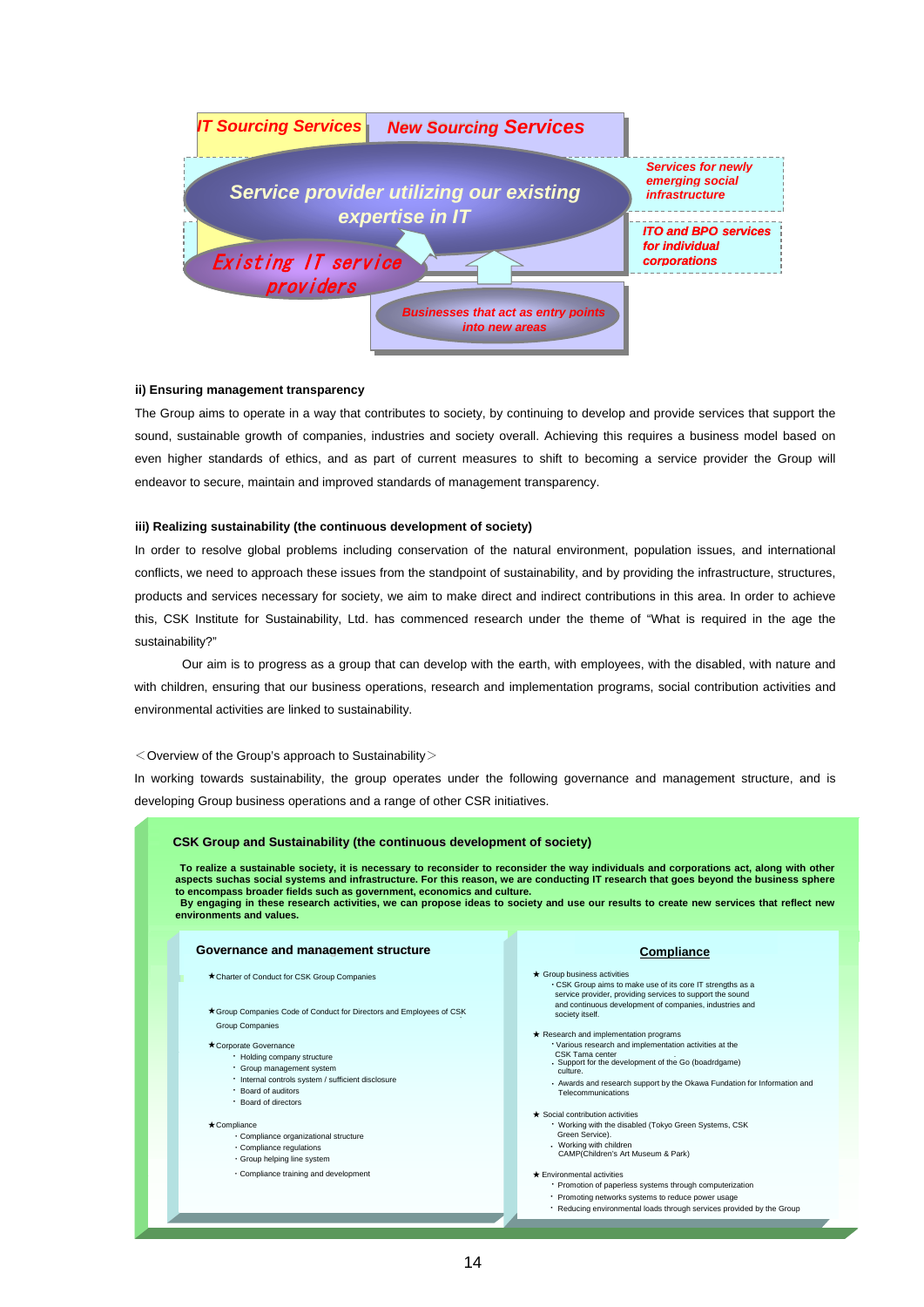IT Sourcing Services | New Sourcing Services

Service provider utilizing our existing expertise in IT

Services for newly emerging social infrastructure

ITO and BPO services for individual corporations

Existing IT service providers

Businesses that act as entry points into new areas

**ii) Ensuring management transparency**

The Group aims to operate in a way that contributes to society, by continuing to develop and provide services that support the sound, sustainable growth of companies, industries and society overall. Achieving this requires a business model based on even higher standards of ethics, and as part of current measures to shift to becoming a service provider the Group will endeavor to secure, maintain and improved standards of management transparency.

**iii) Realizing sustainability (the continuous development of society)**

In order to resolve global problems including conservation of the natural environment, population issues, and international conflicts, we need to approach these issues from the standpoint of sustainability, and by providing the infrastructure, structures, products and services necessary for society, we aim to make direct and indirect contributions in this area. In order to achieve this, CSK Institute for Sustainability, Ltd. has commenced research under the theme of "What is required in the age the sustainability?"

Our aim is to progress as a group that can develop with the earth, with employees, with the disabled, with nature and with children, ensuring that our business operations, research and implementation programs, social contribution activities and environmental activities are linked to sustainability.

＜Overview of the Group's approach to Sustainability＞

In working towards sustainability, the group operates under the following governance and management structure, and is developing Group business operations and a range of other CSR initiatives.

**CSK Group and Sustainability (the continuous development of society)**

**To realize a sustainable society, it is necessary to reconsider to reconsider the way individuals and corporations act, along with other aspects suchas social systems and infrastructure. For this reason, we are conducting IT research that goes beyond the business sphere to encompass broader fields such as government, economics and culture.**
**By engaging in these research activities, we can propose ideas to society and use our results to create new services that reflect new environments and values.**

**Governance and management structure**

★Charter of Conduct for CSK Group Companies

★Group Companies Code of Conduct for Directors and Employees of CSK Group Companies

★Corporate Governance
- Holding company structure
- Group management system
- Internal controls system / sufficient disclosure
- Board of auditors
- Board of directors

★Compliance
- Compliance organizational structure
- Compliance regulations
- Group helping line system
- Compliance training and development

**Compliance**

★ Group business activities
- CSK Group aims to make use of its core IT strengths as a service provider, providing services to support the sound and continuous development of companies, industries and society itself.

★ Research and implementation programs
- Various research and implementation activities at the CSK Tama center
- Support for the development of the Go (boadrdgame) culture.
- Awards and research support by the Okawa Fundation for Information and Telecommunications

★ Social contribution activities
- Working with the disabled (Tokyo Green Systems, CSK Green Service).
- Working with children CAMP(Children's Art Museum & Park)

★ Environmental activities
- Promotion of paperless systems through computerization
- Promoting networks systems to reduce power usage
- Reducing environmental loads through services provided by the Group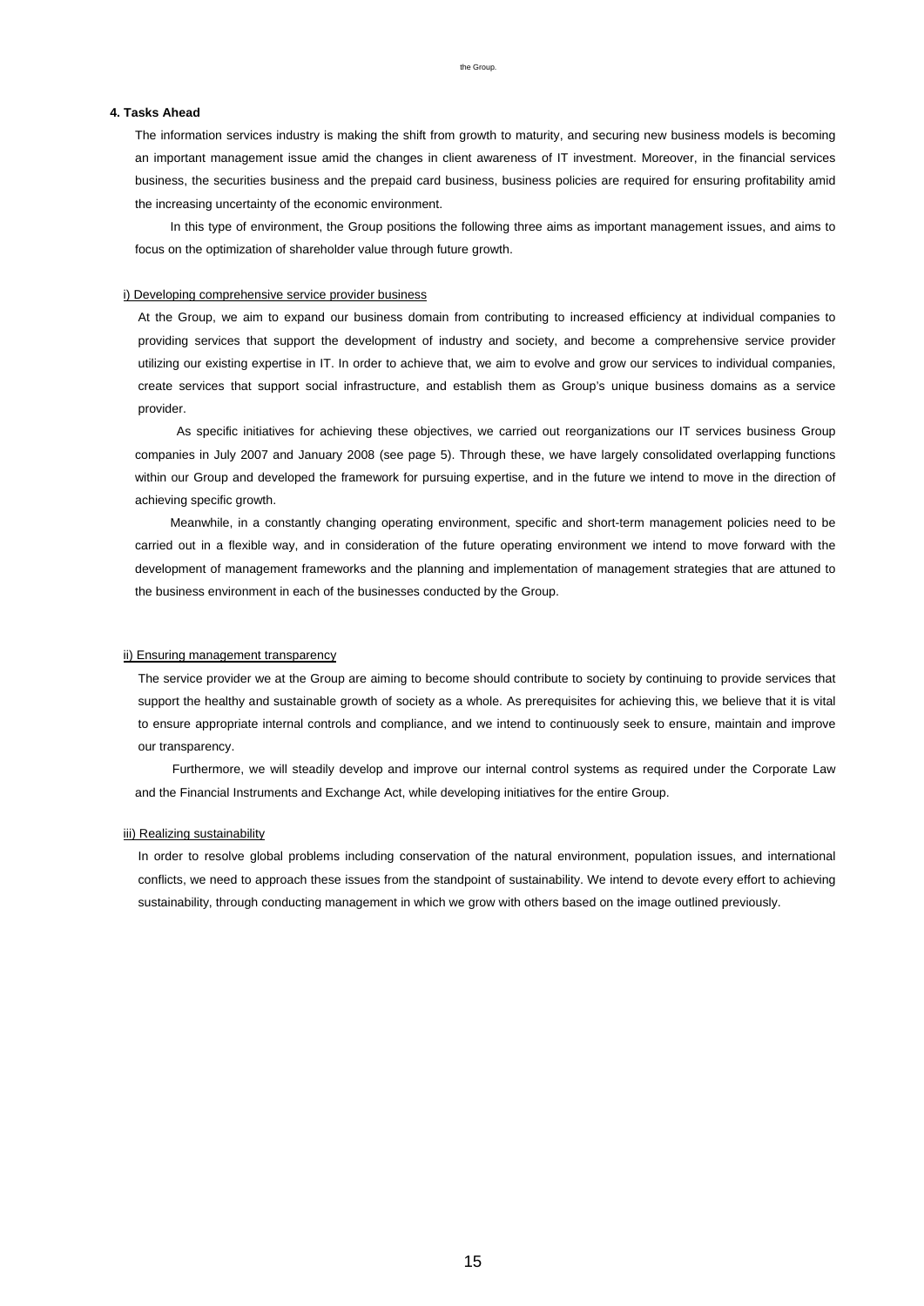the Group.

## 4. Tasks Ahead

The information services industry is making the shift from growth to maturity, and securing new business models is becoming an important management issue amid the changes in client awareness of IT investment. Moreover, in the financial services business, the securities business and the prepaid card business, business policies are required for ensuring profitability amid the increasing uncertainty of the economic environment.

In this type of environment, the Group positions the following three aims as important management issues, and aims to focus on the optimization of shareholder value through future growth.

### i) Developing comprehensive service provider business

At the Group, we aim to expand our business domain from contributing to increased efficiency at individual companies to providing services that support the development of industry and society, and become a comprehensive service provider utilizing our existing expertise in IT. In order to achieve that, we aim to evolve and grow our services to individual companies, create services that support social infrastructure, and establish them as Group's unique business domains as a service provider.

As specific initiatives for achieving these objectives, we carried out reorganizations our IT services business Group companies in July 2007 and January 2008 (see page 5). Through these, we have largely consolidated overlapping functions within our Group and developed the framework for pursuing expertise, and in the future we intend to move in the direction of achieving specific growth.

Meanwhile, in a constantly changing operating environment, specific and short-term management policies need to be carried out in a flexible way, and in consideration of the future operating environment we intend to move forward with the development of management frameworks and the planning and implementation of management strategies that are attuned to the business environment in each of the businesses conducted by the Group.

### ii) Ensuring management transparency

The service provider we at the Group are aiming to become should contribute to society by continuing to provide services that support the healthy and sustainable growth of society as a whole. As prerequisites for achieving this, we believe that it is vital to ensure appropriate internal controls and compliance, and we intend to continuously seek to ensure, maintain and improve our transparency.

Furthermore, we will steadily develop and improve our internal control systems as required under the Corporate Law and the Financial Instruments and Exchange Act, while developing initiatives for the entire Group.

### iii) Realizing sustainability

In order to resolve global problems including conservation of the natural environment, population issues, and international conflicts, we need to approach these issues from the standpoint of sustainability. We intend to devote every effort to achieving sustainability, through conducting management in which we grow with others based on the image outlined previously.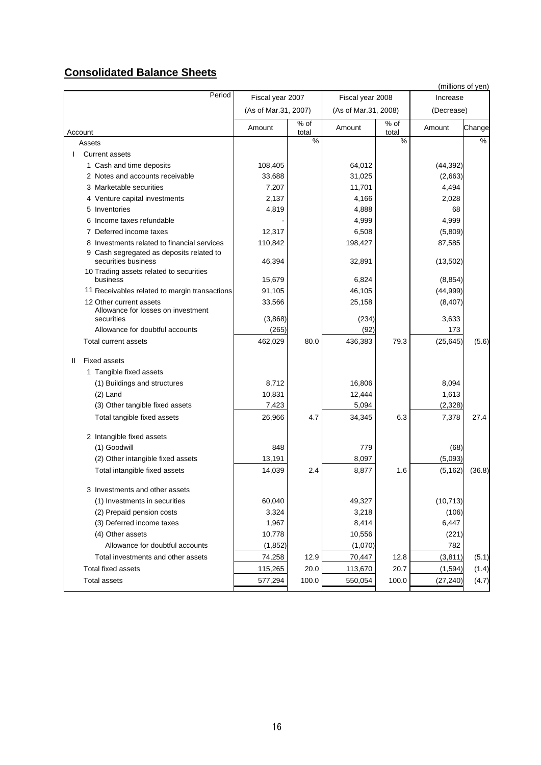## **Consolidated Balance Sheets**

(millions of yen)

| Account / Period | Fiscal year 2007 (As of Mar.31, 2007) Amount | % of total | Fiscal year 2008 (As of Mar.31, 2008) Amount | % of total | Increase (Decrease) Amount | Change |
|---|---|---|---|---|---|---|
| Assets | | % | | % | | % |
| I Current assets | | | | | | |
| 1 Cash and time deposits | 108,405 | | 64,012 | | (44,392) | |
| 2 Notes and accounts receivable | 33,688 | | 31,025 | | (2,663) | |
| 3 Marketable securities | 7,207 | | 11,701 | | 4,494 | |
| 4 Venture capital investments | 2,137 | | 4,166 | | 2,028 | |
| 5 Inventories | 4,819 | | 4,888 | | 68 | |
| 6 Income taxes refundable | - | | 4,999 | | 4,999 | |
| 7 Deferred income taxes | 12,317 | | 6,508 | | (5,809) | |
| 8 Investments related to financial services | 110,842 | | 198,427 | | 87,585 | |
| 9 Cash segregated as deposits related to securities business | 46,394 | | 32,891 | | (13,502) | |
| 10 Trading assets related to securities business | 15,679 | | 6,824 | | (8,854) | |
| 11 Receivables related to margin transactions | 91,105 | | 46,105 | | (44,999) | |
| 12 Other current assets | 33,566 | | 25,158 | | (8,407) | |
| Allowance for losses on investment securities | (3,868) | | (234) | | 3,633 | |
| Allowance for doubtful accounts | (265) | | (92) | | 173 | |
| Total current assets | 462,029 | 80.0 | 436,383 | 79.3 | (25,645) | (5.6) |
| II Fixed assets | | | | | | |
| 1 Tangible fixed assets | | | | | | |
| (1) Buildings and structures | 8,712 | | 16,806 | | 8,094 | |
| (2) Land | 10,831 | | 12,444 | | 1,613 | |
| (3) Other tangible fixed assets | 7,423 | | 5,094 | | (2,328) | |
| Total tangible fixed assets | 26,966 | 4.7 | 34,345 | 6.3 | 7,378 | 27.4 |
| 2 Intangible fixed assets | | | | | | |
| (1) Goodwill | 848 | | 779 | | (68) | |
| (2) Other intangible fixed assets | 13,191 | | 8,097 | | (5,093) | |
| Total intangible fixed assets | 14,039 | 2.4 | 8,877 | 1.6 | (5,162) | (36.8) |
| 3 Investments and other assets | | | | | | |
| (1) Investments in securities | 60,040 | | 49,327 | | (10,713) | |
| (2) Prepaid pension costs | 3,324 | | 3,218 | | (106) | |
| (3) Deferred income taxes | 1,967 | | 8,414 | | 6,447 | |
| (4) Other assets | 10,778 | | 10,556 | | (221) | |
| Allowance for doubtful accounts | (1,852) | | (1,070) | | 782 | |
| Total investments and other assets | 74,258 | 12.9 | 70,447 | 12.8 | (3,811) | (5.1) |
| Total fixed assets | 115,265 | 20.0 | 113,670 | 20.7 | (1,594) | (1.4) |
| Total assets | 577,294 | 100.0 | 550,054 | 100.0 | (27,240) | (4.7) |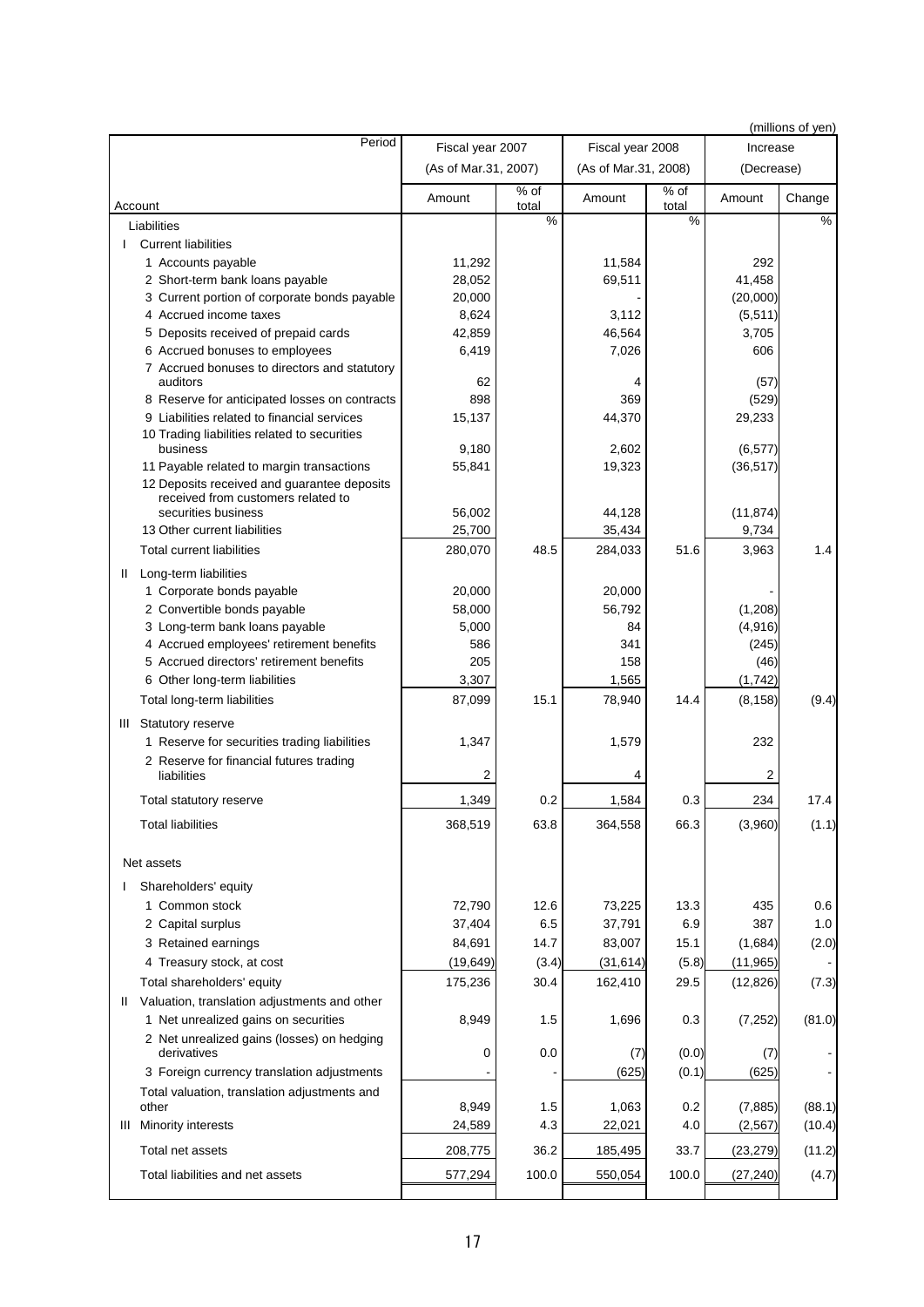(millions of yen)

| Account / Period | Fiscal year 2007 (As of Mar.31, 2007) | | Fiscal year 2008 (As of Mar.31, 2008) | | Increase (Decrease) | |
|---|---|---|---|---|---|---|
| | Amount | % of total | Amount | % of total | Amount | Change |
| Liabilities | | % | | % | | % |
| I Current liabilities | | | | | | |
| 1 Accounts payable | 11,292 | | 11,584 | | 292 | |
| 2 Short-term bank loans payable | 28,052 | | 69,511 | | 41,458 | |
| 3 Current portion of corporate bonds payable | 20,000 | | - | | (20,000) | |
| 4 Accrued income taxes | 8,624 | | 3,112 | | (5,511) | |
| 5 Deposits received of prepaid cards | 42,859 | | 46,564 | | 3,705 | |
| 6 Accrued bonuses to employees | 6,419 | | 7,026 | | 606 | |
| 7 Accrued bonuses to directors and statutory auditors | 62 | | 4 | | (57) | |
| 8 Reserve for anticipated losses on contracts | 898 | | 369 | | (529) | |
| 9 Liabilities related to financial services | 15,137 | | 44,370 | | 29,233 | |
| 10 Trading liabilities related to securities business | 9,180 | | 2,602 | | (6,577) | |
| 11 Payable related to margin transactions | 55,841 | | 19,323 | | (36,517) | |
| 12 Deposits received and guarantee deposits received from customers related to securities business | 56,002 | | 44,128 | | (11,874) | |
| 13 Other current liabilities | 25,700 | | 35,434 | | 9,734 | |
| Total current liabilities | 280,070 | 48.5 | 284,033 | 51.6 | 3,963 | 1.4 |
| II Long-term liabilities | | | | | | |
| 1 Corporate bonds payable | 20,000 | | 20,000 | | - | |
| 2 Convertible bonds payable | 58,000 | | 56,792 | | (1,208) | |
| 3 Long-term bank loans payable | 5,000 | | 84 | | (4,916) | |
| 4 Accrued employees' retirement benefits | 586 | | 341 | | (245) | |
| 5 Accrued directors' retirement benefits | 205 | | 158 | | (46) | |
| 6 Other long-term liabilities | 3,307 | | 1,565 | | (1,742) | |
| Total long-term liabilities | 87,099 | 15.1 | 78,940 | 14.4 | (8,158) | (9.4) |
| III Statutory reserve | | | | | | |
| 1 Reserve for securities trading liabilities | 1,347 | | 1,579 | | 232 | |
| 2 Reserve for financial futures trading liabilities | 2 | | 4 | | 2 | |
| Total statutory reserve | 1,349 | 0.2 | 1,584 | 0.3 | 234 | 17.4 |
| Total liabilities | 368,519 | 63.8 | 364,558 | 66.3 | (3,960) | (1.1) |
| Net assets | | | | | | |
| I Shareholders' equity | | | | | | |
| 1 Common stock | 72,790 | 12.6 | 73,225 | 13.3 | 435 | 0.6 |
| 2 Capital surplus | 37,404 | 6.5 | 37,791 | 6.9 | 387 | 1.0 |
| 3 Retained earnings | 84,691 | 14.7 | 83,007 | 15.1 | (1,684) | (2.0) |
| 4 Treasury stock, at cost | (19,649) | (3.4) | (31,614) | (5.8) | (11,965) | - |
| Total shareholders' equity | 175,236 | 30.4 | 162,410 | 29.5 | (12,826) | (7.3) |
| II Valuation, translation adjustments and other | | | | | | |
| 1 Net unrealized gains on securities | 8,949 | 1.5 | 1,696 | 0.3 | (7,252) | (81.0) |
| 2 Net unrealized gains (losses) on hedging derivatives | 0 | 0.0 | (7) | (0.0) | (7) | - |
| 3 Foreign currency translation adjustments | - | - | (625) | (0.1) | (625) | - |
| Total valuation, translation adjustments and other | 8,949 | 1.5 | 1,063 | 0.2 | (7,885) | (88.1) |
| III Minority interests | 24,589 | 4.3 | 22,021 | 4.0 | (2,567) | (10.4) |
| Total net assets | 208,775 | 36.2 | 185,495 | 33.7 | (23,279) | (11.2) |
| Total liabilities and net assets | 577,294 | 100.0 | 550,054 | 100.0 | (27,240) | (4.7) |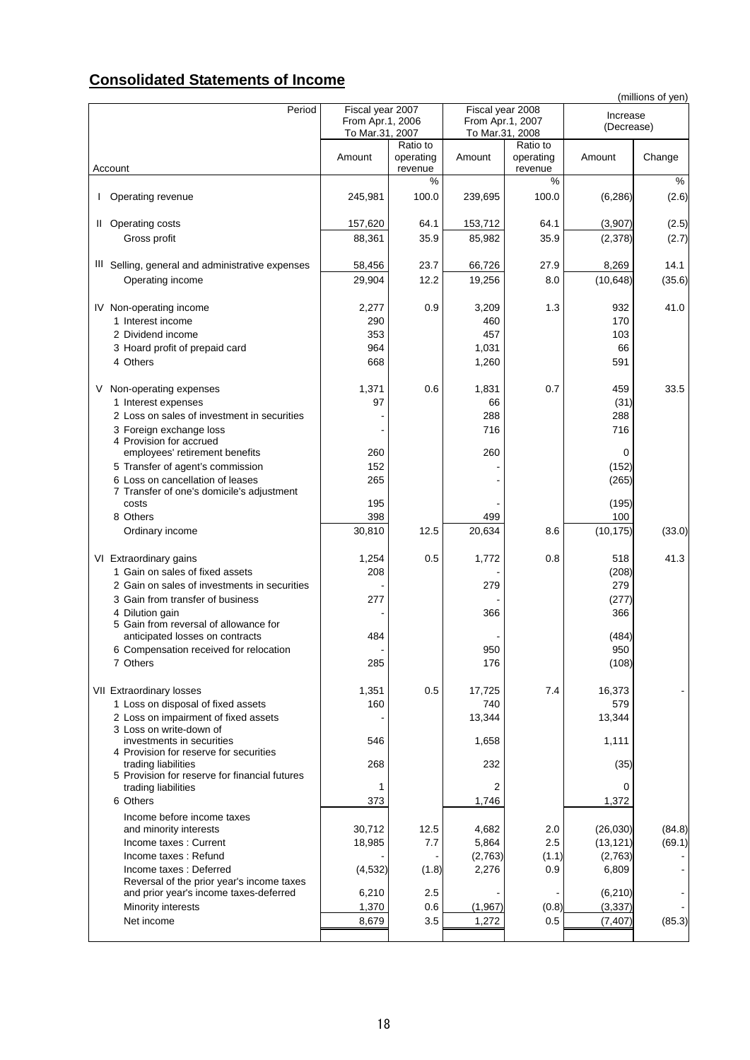## Consolidated Statements of Income

(millions of yen)

| Account / Period | Fiscal year 2007 From Apr.1, 2006 To Mar.31, 2007 | | Fiscal year 2008 From Apr.1, 2007 To Mar.31, 2008 | | Increase (Decrease) | |
|---|---|---|---|---|---|---|
| | Amount | Ratio to operating revenue | Amount | Ratio to operating revenue | Amount | Change |
| | | % | | % | | % |
| I Operating revenue | 245,981 | 100.0 | 239,695 | 100.0 | (6,286) | (2.6) |
| II Operating costs | 157,620 | 64.1 | 153,712 | 64.1 | (3,907) | (2.5) |
| Gross profit | 88,361 | 35.9 | 85,982 | 35.9 | (2,378) | (2.7) |
| III Selling, general and administrative expenses | 58,456 | 23.7 | 66,726 | 27.9 | 8,269 | 14.1 |
| Operating income | 29,904 | 12.2 | 19,256 | 8.0 | (10,648) | (35.6) |
| IV Non-operating income | 2,277 | 0.9 | 3,209 | 1.3 | 932 | 41.0 |
| 1 Interest income | 290 | | 460 | | 170 | |
| 2 Dividend income | 353 | | 457 | | 103 | |
| 3 Hoard profit of prepaid card | 964 | | 1,031 | | 66 | |
| 4 Others | 668 | | 1,260 | | 591 | |
| V Non-operating expenses | 1,371 | 0.6 | 1,831 | 0.7 | 459 | 33.5 |
| 1 Interest expenses | 97 | | 66 | | (31) | |
| 2 Loss on sales of investment in securities | - | | 288 | | 288 | |
| 3 Foreign exchange loss | - | | 716 | | 716 | |
| 4 Provision for accrued employees' retirement benefits | 260 | | 260 | | 0 | |
| 5 Transfer of agent's commission | 152 | | - | | (152) | |
| 6 Loss on cancellation of leases | 265 | | - | | (265) | |
| 7 Transfer of one's domicile's adjustment costs | 195 | | - | | (195) | |
| 8 Others | 398 | | 499 | | 100 | |
| Ordinary income | 30,810 | 12.5 | 20,634 | 8.6 | (10,175) | (33.0) |
| VI Extraordinary gains | 1,254 | 0.5 | 1,772 | 0.8 | 518 | 41.3 |
| 1 Gain on sales of fixed assets | 208 | | - | | (208) | |
| 2 Gain on sales of investments in securities | - | | 279 | | 279 | |
| 3 Gain from transfer of business | 277 | | - | | (277) | |
| 4 Dilution gain | - | | 366 | | 366 | |
| 5 Gain from reversal of allowance for anticipated losses on contracts | 484 | | - | | (484) | |
| 6 Compensation received for relocation | - | | 950 | | 950 | |
| 7 Others | 285 | | 176 | | (108) | |
| VII Extraordinary losses | 1,351 | 0.5 | 17,725 | 7.4 | 16,373 | - |
| 1 Loss on disposal of fixed assets | 160 | | 740 | | 579 | |
| 2 Loss on impairment of fixed assets | - | | 13,344 | | 13,344 | |
| 3 Loss on write-down of investments in securities | 546 | | 1,658 | | 1,111 | |
| 4 Provision for reserve for securities trading liabilities | 268 | | 232 | | (35) | |
| 5 Provision for reserve for financial futures trading liabilities | 1 | | 2 | | 0 | |
| 6 Others | 373 | | 1,746 | | 1,372 | |
| Income before income taxes and minority interests | 30,712 | 12.5 | 4,682 | 2.0 | (26,030) | (84.8) |
| Income taxes : Current | 18,985 | 7.7 | 5,864 | 2.5 | (13,121) | (69.1) |
| Income taxes : Refund | - | - | (2,763) | (1.1) | (2,763) | - |
| Income taxes : Deferred | (4,532) | (1.8) | 2,276 | 0.9 | 6,809 | - |
| Reversal of the prior year's income taxes and prior year's income taxes-deferred | 6,210 | 2.5 | - | - | (6,210) | - |
| Minority interests | 1,370 | 0.6 | (1,967) | (0.8) | (3,337) | - |
| Net income | 8,679 | 3.5 | 1,272 | 0.5 | (7,407) | (85.3) |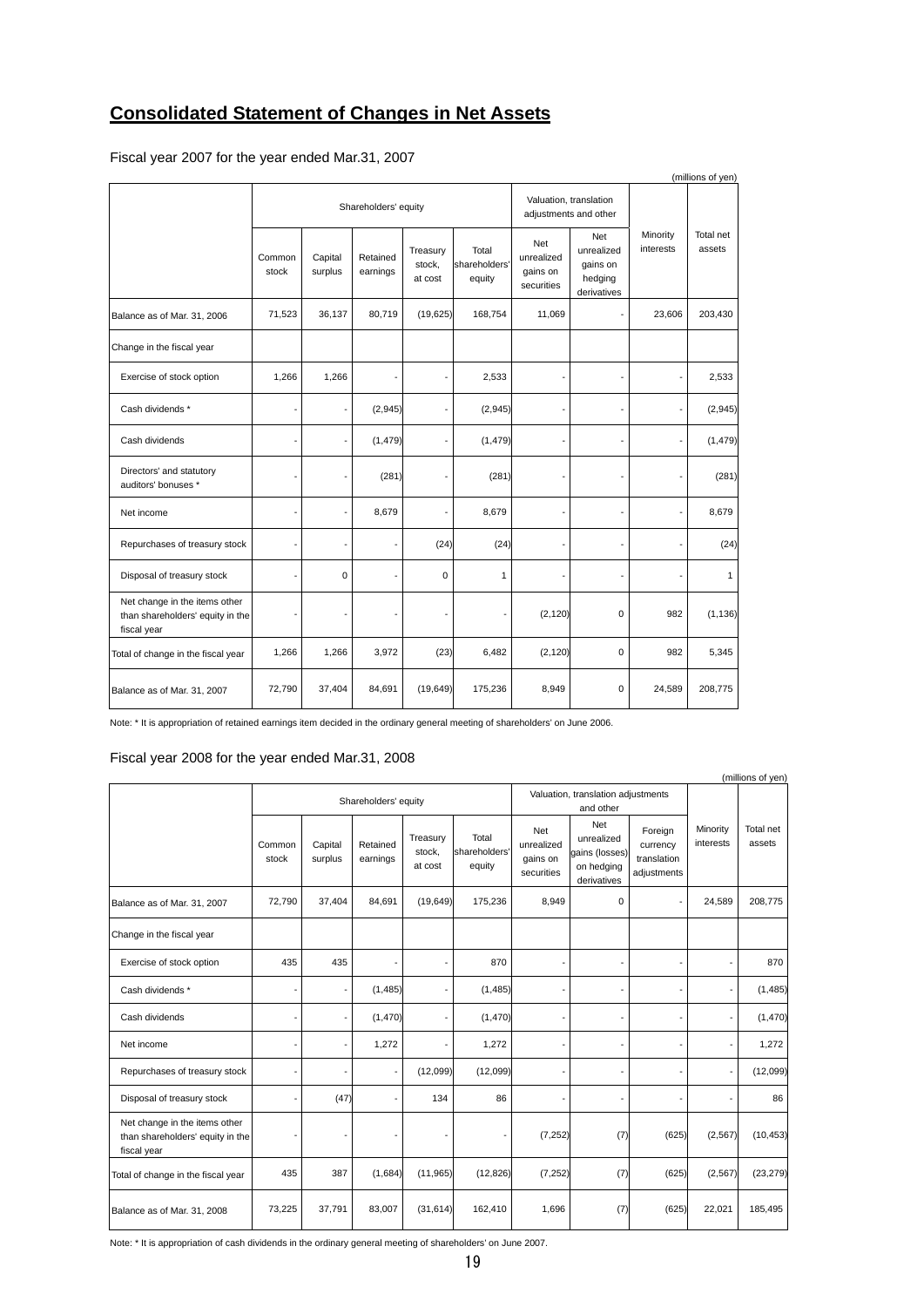# **Consolidated Statement of Changes in Net Assets**

Fiscal year 2007 for the year ended Mar.31, 2007

(millions of yen)

| | Shareholders' equity | | | | | Valuation, translation adjustments and other | | | |
|---|---|---|---|---|---|---|---|---|---|
| | Common stock | Capital surplus | Retained earnings | Treasury stock, at cost | Total shareholders' equity | Net unrealized gains on securities | Net unrealized gains on hedging derivatives | Minority interests | Total net assets |
| Balance as of Mar. 31, 2006 | 71,523 | 36,137 | 80,719 | (19,625) | 168,754 | 11,069 | - | 23,606 | 203,430 |
| Change in the fiscal year | | | | | | | | | |
| Exercise of stock option | 1,266 | 1,266 | - | - | 2,533 | - | - | - | 2,533 |
| Cash dividends * | - | - | (2,945) | - | (2,945) | - | - | - | (2,945) |
| Cash dividends | - | - | (1,479) | - | (1,479) | - | - | - | (1,479) |
| Directors' and statutory auditors' bonuses * | - | - | (281) | - | (281) | - | - | - | (281) |
| Net income | - | - | 8,679 | - | 8,679 | - | - | - | 8,679 |
| Repurchases of treasury stock | - | - | - | (24) | (24) | - | - | - | (24) |
| Disposal of treasury stock | - | 0 | - | 0 | 1 | - | - | - | 1 |
| Net change in the items other than shareholders' equity in the fiscal year | - | - | - | - | - | (2,120) | 0 | 982 | (1,136) |
| Total of change in the fiscal year | 1,266 | 1,266 | 3,972 | (23) | 6,482 | (2,120) | 0 | 982 | 5,345 |
| Balance as of Mar. 31, 2007 | 72,790 | 37,404 | 84,691 | (19,649) | 175,236 | 8,949 | 0 | 24,589 | 208,775 |

Note: * It is appropriation of retained earnings item decided in the ordinary general meeting of shareholders' on June 2006.

Fiscal year 2008 for the year ended Mar.31, 2008

(millions of yen)

| | Shareholders' equity | | | | | Valuation, translation adjustments and other | | | | |
|---|---|---|---|---|---|---|---|---|---|---|
| | Common stock | Capital surplus | Retained earnings | Treasury stock, at cost | Total shareholders' equity | Net unrealized gains on securities | Net unrealized gains (losses) on hedging derivatives | Foreign currency translation adjustments | Minority interests | Total net assets |
| Balance as of Mar. 31, 2007 | 72,790 | 37,404 | 84,691 | (19,649) | 175,236 | 8,949 | 0 | - | 24,589 | 208,775 |
| Change in the fiscal year | | | | | | | | | | |
| Exercise of stock option | 435 | 435 | - | - | 870 | - | - | - | - | 870 |
| Cash dividends * | - | - | (1,485) | - | (1,485) | - | - | - | - | (1,485) |
| Cash dividends | - | - | (1,470) | - | (1,470) | - | - | - | - | (1,470) |
| Net income | - | - | 1,272 | - | 1,272 | - | - | - | - | 1,272 |
| Repurchases of treasury stock | - | - | - | (12,099) | (12,099) | - | - | - | - | (12,099) |
| Disposal of treasury stock | - | (47) | - | 134 | 86 | - | - | - | - | 86 |
| Net change in the items other than shareholders' equity in the fiscal year | - | - | - | - | - | (7,252) | (7) | (625) | (2,567) | (10,453) |
| Total of change in the fiscal year | 435 | 387 | (1,684) | (11,965) | (12,826) | (7,252) | (7) | (625) | (2,567) | (23,279) |
| Balance as of Mar. 31, 2008 | 73,225 | 37,791 | 83,007 | (31,614) | 162,410 | 1,696 | (7) | (625) | 22,021 | 185,495 |

Note: * It is appropriation of cash dividends in the ordinary general meeting of shareholders' on June 2007.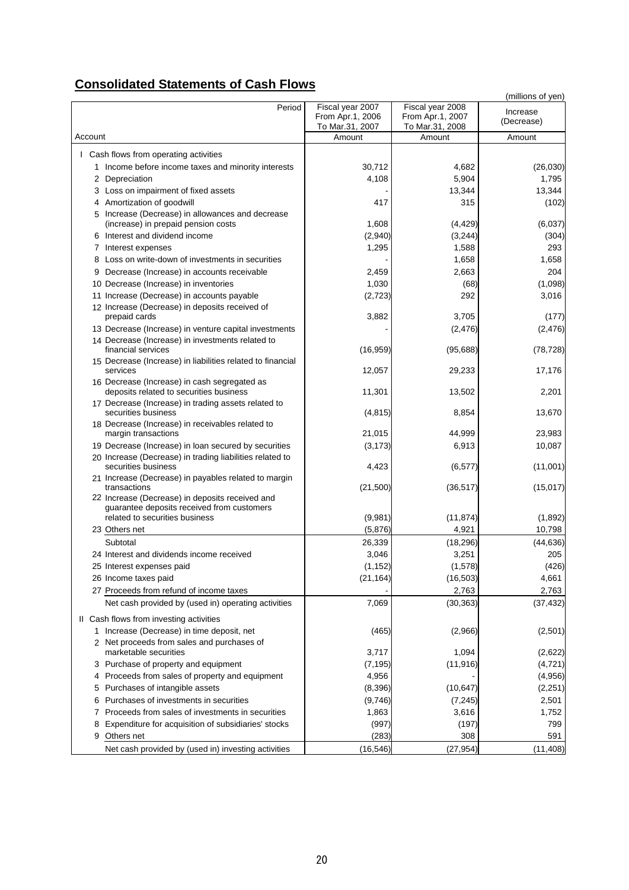## Consolidated Statements of Cash Flows

(millions of yen)

| Account / Period | Fiscal year 2007 From Apr.1, 2006 To Mar.31, 2007 Amount | Fiscal year 2008 From Apr.1, 2007 To Mar.31, 2008 Amount | Increase (Decrease) Amount |
|---|---|---|---|
| I Cash flows from operating activities | | | |
| 1 Income before income taxes and minority interests | 30,712 | 4,682 | (26,030) |
| 2 Depreciation | 4,108 | 5,904 | 1,795 |
| 3 Loss on impairment of fixed assets | - | 13,344 | 13,344 |
| 4 Amortization of goodwill | 417 | 315 | (102) |
| 5 Increase (Decrease) in allowances and decrease (increase) in prepaid pension costs | 1,608 | (4,429) | (6,037) |
| 6 Interest and dividend income | (2,940) | (3,244) | (304) |
| 7 Interest expenses | 1,295 | 1,588 | 293 |
| 8 Loss on write-down of investments in securities | - | 1,658 | 1,658 |
| 9 Decrease (Increase) in accounts receivable | 2,459 | 2,663 | 204 |
| 10 Decrease (Increase) in inventories | 1,030 | (68) | (1,098) |
| 11 Increase (Decrease) in accounts payable | (2,723) | 292 | 3,016 |
| 12 Increase (Decrease) in deposits received of prepaid cards | 3,882 | 3,705 | (177) |
| 13 Decrease (Increase) in venture capital investments | - | (2,476) | (2,476) |
| 14 Decrease (Increase) in investments related to financial services | (16,959) | (95,688) | (78,728) |
| 15 Decrease (Increase) in liabilities related to financial services | 12,057 | 29,233 | 17,176 |
| 16 Decrease (Increase) in cash segregated as deposits related to securities business | 11,301 | 13,502 | 2,201 |
| 17 Decrease (Increase) in trading assets related to securities business | (4,815) | 8,854 | 13,670 |
| 18 Decrease (Increase) in receivables related to margin transactions | 21,015 | 44,999 | 23,983 |
| 19 Decrease (Increase) in loan secured by securities | (3,173) | 6,913 | 10,087 |
| 20 Increase (Decrease) in trading liabilities related to securities business | 4,423 | (6,577) | (11,001) |
| 21 Increase (Decrease) in payables related to margin transactions | (21,500) | (36,517) | (15,017) |
| 22 Increase (Decrease) in deposits received and guarantee deposits received from customers related to securities business | (9,981) | (11,874) | (1,892) |
| 23 Others net | (5,876) | 4,921 | 10,798 |
| Subtotal | 26,339 | (18,296) | (44,636) |
| 24 Interest and dividends income received | 3,046 | 3,251 | 205 |
| 25 Interest expenses paid | (1,152) | (1,578) | (426) |
| 26 Income taxes paid | (21,164) | (16,503) | 4,661 |
| 27 Proceeds from refund of income taxes | - | 2,763 | 2,763 |
| Net cash provided by (used in) operating activities | 7,069 | (30,363) | (37,432) |
| II Cash flows from investing activities | | | |
| 1 Increase (Decrease) in time deposit, net | (465) | (2,966) | (2,501) |
| 2 Net proceeds from sales and purchases of marketable securities | 3,717 | 1,094 | (2,622) |
| 3 Purchase of property and equipment | (7,195) | (11,916) | (4,721) |
| 4 Proceeds from sales of property and equipment | 4,956 | - | (4,956) |
| 5 Purchases of intangible assets | (8,396) | (10,647) | (2,251) |
| 6 Purchases of investments in securities | (9,746) | (7,245) | 2,501 |
| 7 Proceeds from sales of investments in securities | 1,863 | 3,616 | 1,752 |
| 8 Expenditure for acquisition of subsidiaries' stocks | (997) | (197) | 799 |
| 9 Others net | (283) | 308 | 591 |
| Net cash provided by (used in) investing activities | (16,546) | (27,954) | (11,408) |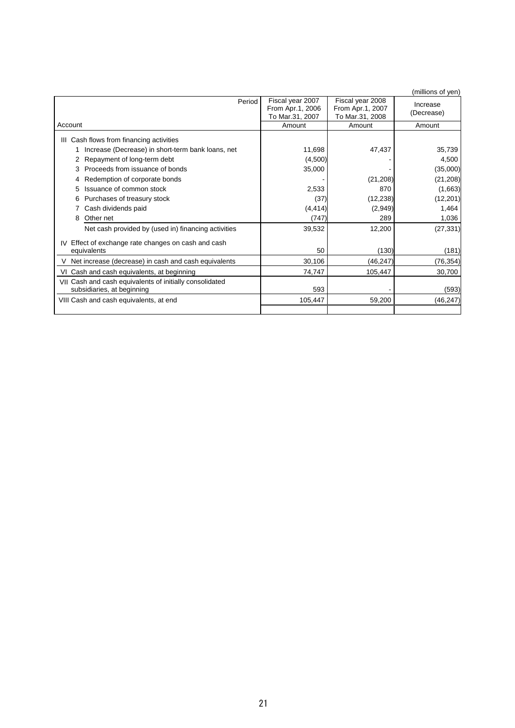(millions of yen)

| Account / Period | Fiscal year 2007 From Apr.1, 2006 To Mar.31, 2007 | Fiscal year 2008 From Apr.1, 2007 To Mar.31, 2008 | Increase (Decrease) |
|---|---|---|---|
| | Amount | Amount | Amount |
| III Cash flows from financing activities | | | |
| 1 Increase (Decrease) in short-term bank loans, net | 11,698 | 47,437 | 35,739 |
| 2 Repayment of long-term debt | (4,500) | - | 4,500 |
| 3 Proceeds from issuance of bonds | 35,000 | - | (35,000) |
| 4 Redemption of corporate bonds | - | (21,208) | (21,208) |
| 5 Issuance of common stock | 2,533 | 870 | (1,663) |
| 6 Purchases of treasury stock | (37) | (12,238) | (12,201) |
| 7 Cash dividends paid | (4,414) | (2,949) | 1,464 |
| 8 Other net | (747) | 289 | 1,036 |
| Net cash provided by (used in) financing activities | 39,532 | 12,200 | (27,331) |
| IV Effect of exchange rate changes on cash and cash equivalents | 50 | (130) | (181) |
| V Net increase (decrease) in cash and cash equivalents | 30,106 | (46,247) | (76,354) |
| VI Cash and cash equivalents, at beginning | 74,747 | 105,447 | 30,700 |
| VII Cash and cash equivalents of initially consolidated subsidiaries, at beginning | 593 | - | (593) |
| VIII Cash and cash equivalents, at end | 105,447 | 59,200 | (46,247) |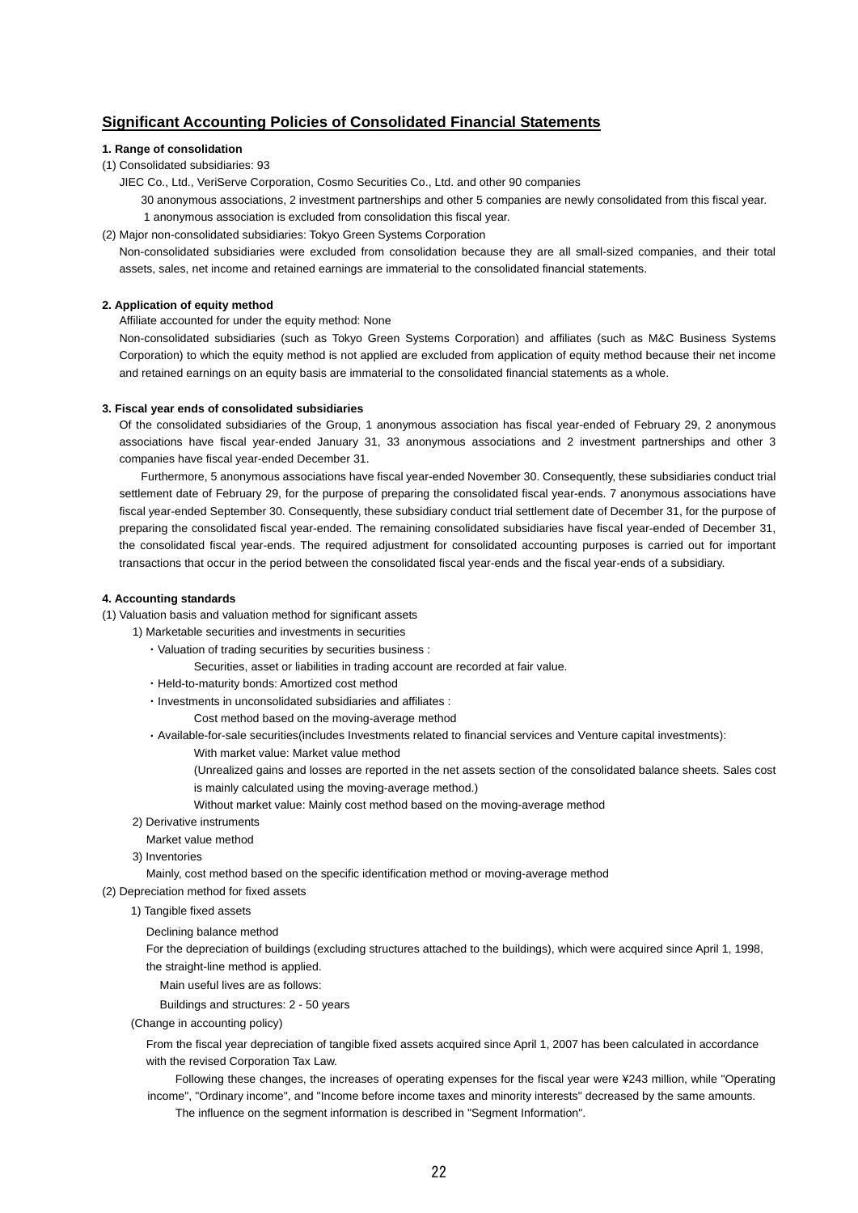## Significant Accounting Policies of Consolidated Financial Statements

**1. Range of consolidation**

(1) Consolidated subsidiaries: 93

JIEC Co., Ltd., VeriServe Corporation, Cosmo Securities Co., Ltd. and other 90 companies

30 anonymous associations, 2 investment partnerships and other 5 companies are newly consolidated from this fiscal year.

1 anonymous association is excluded from consolidation this fiscal year.

(2) Major non-consolidated subsidiaries: Tokyo Green Systems Corporation

Non-consolidated subsidiaries were excluded from consolidation because they are all small-sized companies, and their total assets, sales, net income and retained earnings are immaterial to the consolidated financial statements.

**2. Application of equity method**

Affiliate accounted for under the equity method: None

Non-consolidated subsidiaries (such as Tokyo Green Systems Corporation) and affiliates (such as M&C Business Systems Corporation) to which the equity method is not applied are excluded from application of equity method because their net income and retained earnings on an equity basis are immaterial to the consolidated financial statements as a whole.

**3. Fiscal year ends of consolidated subsidiaries**

Of the consolidated subsidiaries of the Group, 1 anonymous association has fiscal year-ended of February 29, 2 anonymous associations have fiscal year-ended January 31, 33 anonymous associations and 2 investment partnerships and other 3 companies have fiscal year-ended December 31.

Furthermore, 5 anonymous associations have fiscal year-ended November 30. Consequently, these subsidiaries conduct trial settlement date of February 29, for the purpose of preparing the consolidated fiscal year-ends. 7 anonymous associations have fiscal year-ended September 30. Consequently, these subsidiary conduct trial settlement date of December 31, for the purpose of preparing the consolidated fiscal year-ended. The remaining consolidated subsidiaries have fiscal year-ended of December 31, the consolidated fiscal year-ends. The required adjustment for consolidated accounting purposes is carried out for important transactions that occur in the period between the consolidated fiscal year-ends and the fiscal year-ends of a subsidiary.

**4. Accounting standards**

(1) Valuation basis and valuation method for significant assets

1) Marketable securities and investments in securities

・Valuation of trading securities by securities business :

Securities, asset or liabilities in trading account are recorded at fair value.

・Held-to-maturity bonds: Amortized cost method

・Investments in unconsolidated subsidiaries and affiliates :

Cost method based on the moving-average method

・Available-for-sale securities(includes Investments related to financial services and Venture capital investments):

With market value: Market value method

(Unrealized gains and losses are reported in the net assets section of the consolidated balance sheets. Sales cost is mainly calculated using the moving-average method.)

Without market value: Mainly cost method based on the moving-average method

2) Derivative instruments

Market value method

3) Inventories

Mainly, cost method based on the specific identification method or moving-average method

(2) Depreciation method for fixed assets

1) Tangible fixed assets

Declining balance method

For the depreciation of buildings (excluding structures attached to the buildings), which were acquired since April 1, 1998, the straight-line method is applied.

Main useful lives are as follows:

Buildings and structures: 2 - 50 years

(Change in accounting policy)

From the fiscal year depreciation of tangible fixed assets acquired since April 1, 2007 has been calculated in accordance with the revised Corporation Tax Law.

Following these changes, the increases of operating expenses for the fiscal year were ¥243 million, while "Operating income", "Ordinary income", and "Income before income taxes and minority interests" decreased by the same amounts.

The influence on the segment information is described in "Segment Information".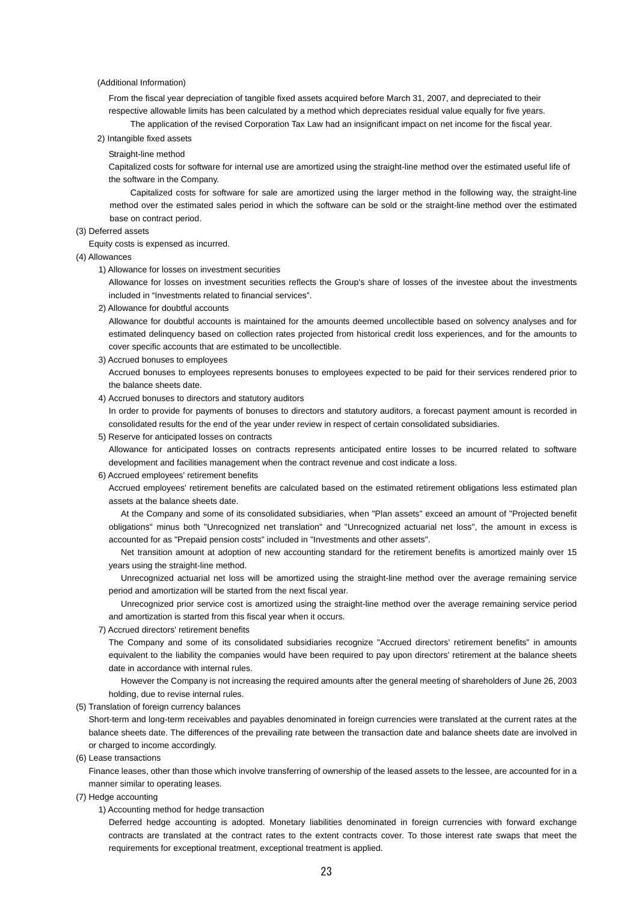(Additional Information)

From the fiscal year depreciation of tangible fixed assets acquired before March 31, 2007, and depreciated to their respective allowable limits has been calculated by a method which depreciates residual value equally for five years.

The application of the revised Corporation Tax Law had an insignificant impact on net income for the fiscal year.

2) Intangible fixed assets

Straight-line method

Capitalized costs for software for internal use are amortized using the straight-line method over the estimated useful life of the software in the Company.

Capitalized costs for software for sale are amortized using the larger method in the following way, the straight-line method over the estimated sales period in which the software can be sold or the straight-line method over the estimated base on contract period.

(3) Deferred assets

Equity costs is expensed as incurred.

(4) Allowances

1) Allowance for losses on investment securities

Allowance for losses on investment securities reflects the Group's share of losses of the investee about the investments included in "Investments related to financial services".

2) Allowance for doubtful accounts

Allowance for doubtful accounts is maintained for the amounts deemed uncollectible based on solvency analyses and for estimated delinquency based on collection rates projected from historical credit loss experiences, and for the amounts to cover specific accounts that are estimated to be uncollectible.

3) Accrued bonuses to employees

Accrued bonuses to employees represents bonuses to employees expected to be paid for their services rendered prior to the balance sheets date.

4) Accrued bonuses to directors and statutory auditors

In order to provide for payments of bonuses to directors and statutory auditors, a forecast payment amount is recorded in consolidated results for the end of the year under review in respect of certain consolidated subsidiaries.

5) Reserve for anticipated losses on contracts

Allowance for anticipated losses on contracts represents anticipated entire losses to be incurred related to software development and facilities management when the contract revenue and cost indicate a loss.

6) Accrued employees' retirement benefits

Accrued employees' retirement benefits are calculated based on the estimated retirement obligations less estimated plan assets at the balance sheets date.

At the Company and some of its consolidated subsidiaries, when "Plan assets" exceed an amount of "Projected benefit obligations" minus both "Unrecognized net translation" and "Unrecognized actuarial net loss", the amount in excess is accounted for as "Prepaid pension costs" included in "Investments and other assets".

Net transition amount at adoption of new accounting standard for the retirement benefits is amortized mainly over 15 years using the straight-line method.

Unrecognized actuarial net loss will be amortized using the straight-line method over the average remaining service period and amortization will be started from the next fiscal year.

Unrecognized prior service cost is amortized using the straight-line method over the average remaining service period and amortization is started from this fiscal year when it occurs.

7) Accrued directors' retirement benefits

The Company and some of its consolidated subsidiaries recognize "Accrued directors' retirement benefits" in amounts equivalent to the liability the companies would have been required to pay upon directors' retirement at the balance sheets date in accordance with internal rules.

However the Company is not increasing the required amounts after the general meeting of shareholders of June 26, 2003 holding, due to revise internal rules.

(5) Translation of foreign currency balances

Short-term and long-term receivables and payables denominated in foreign currencies were translated at the current rates at the balance sheets date. The differences of the prevailing rate between the transaction date and balance sheets date are involved in or charged to income accordingly.

(6) Lease transactions

Finance leases, other than those which involve transferring of ownership of the leased assets to the lessee, are accounted for in a manner similar to operating leases.

(7) Hedge accounting

1) Accounting method for hedge transaction

Deferred hedge accounting is adopted. Monetary liabilities denominated in foreign currencies with forward exchange contracts are translated at the contract rates to the extent contracts cover. To those interest rate swaps that meet the requirements for exceptional treatment, exceptional treatment is applied.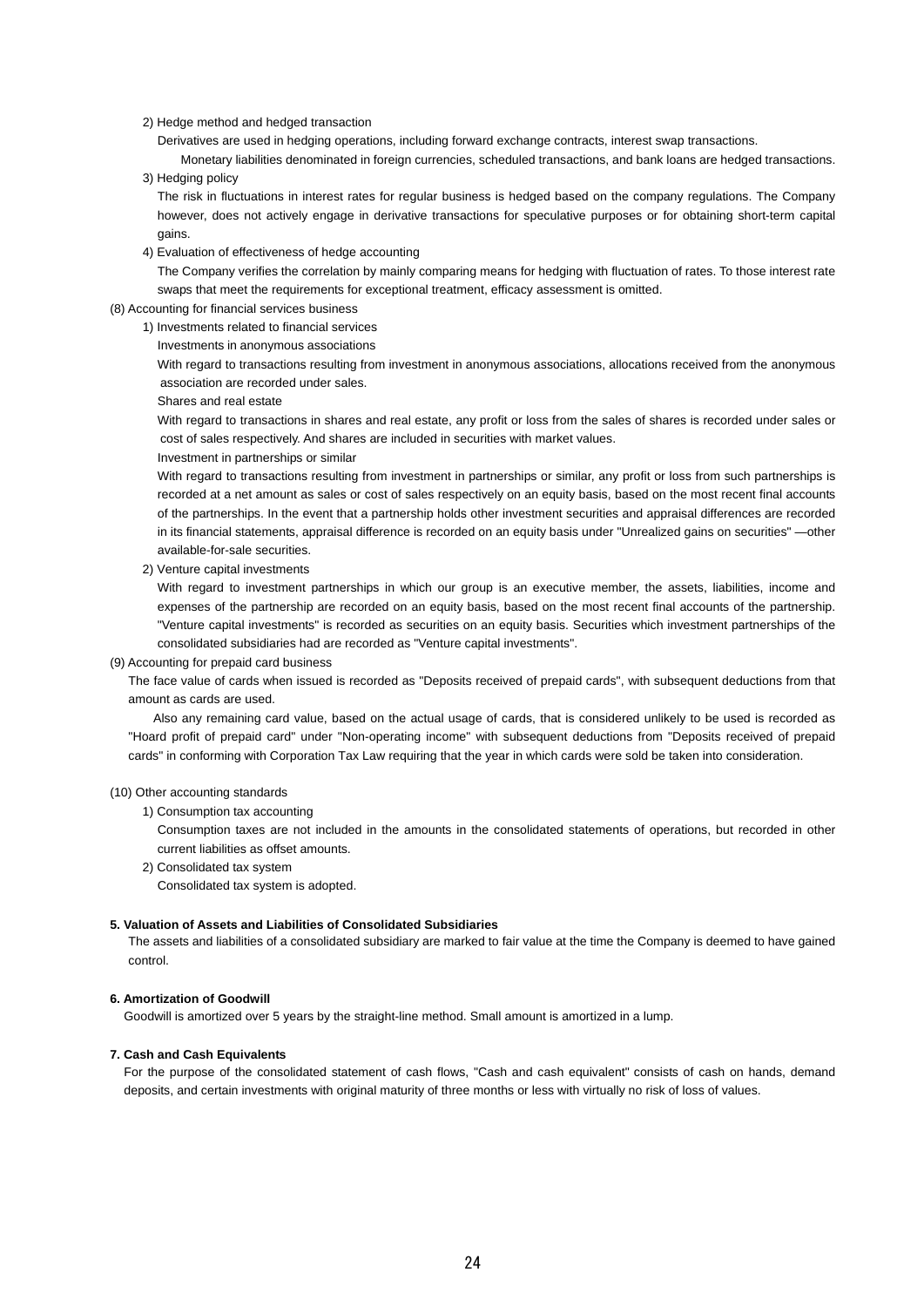2) Hedge method and hedged transaction

Derivatives are used in hedging operations, including forward exchange contracts, interest swap transactions.

Monetary liabilities denominated in foreign currencies, scheduled transactions, and bank loans are hedged transactions.

3) Hedging policy

The risk in fluctuations in interest rates for regular business is hedged based on the company regulations. The Company however, does not actively engage in derivative transactions for speculative purposes or for obtaining short-term capital gains.

4) Evaluation of effectiveness of hedge accounting

The Company verifies the correlation by mainly comparing means for hedging with fluctuation of rates. To those interest rate swaps that meet the requirements for exceptional treatment, efficacy assessment is omitted.

(8) Accounting for financial services business

1) Investments related to financial services

Investments in anonymous associations

With regard to transactions resulting from investment in anonymous associations, allocations received from the anonymous association are recorded under sales.

Shares and real estate

With regard to transactions in shares and real estate, any profit or loss from the sales of shares is recorded under sales or cost of sales respectively. And shares are included in securities with market values.

Investment in partnerships or similar

With regard to transactions resulting from investment in partnerships or similar, any profit or loss from such partnerships is recorded at a net amount as sales or cost of sales respectively on an equity basis, based on the most recent final accounts of the partnerships. In the event that a partnership holds other investment securities and appraisal differences are recorded in its financial statements, appraisal difference is recorded on an equity basis under "Unrealized gains on securities" —other available-for-sale securities.

2) Venture capital investments

With regard to investment partnerships in which our group is an executive member, the assets, liabilities, income and expenses of the partnership are recorded on an equity basis, based on the most recent final accounts of the partnership. "Venture capital investments" is recorded as securities on an equity basis. Securities which investment partnerships of the consolidated subsidiaries had are recorded as "Venture capital investments".

(9) Accounting for prepaid card business

The face value of cards when issued is recorded as "Deposits received of prepaid cards", with subsequent deductions from that amount as cards are used.

Also any remaining card value, based on the actual usage of cards, that is considered unlikely to be used is recorded as "Hoard profit of prepaid card" under "Non-operating income" with subsequent deductions from "Deposits received of prepaid cards" in conforming with Corporation Tax Law requiring that the year in which cards were sold be taken into consideration.

(10) Other accounting standards

1) Consumption tax accounting

Consumption taxes are not included in the amounts in the consolidated statements of operations, but recorded in other current liabilities as offset amounts.

2) Consolidated tax system

Consolidated tax system is adopted.

**5. Valuation of Assets and Liabilities of Consolidated Subsidiaries**

The assets and liabilities of a consolidated subsidiary are marked to fair value at the time the Company is deemed to have gained control.

**6. Amortization of Goodwill**

Goodwill is amortized over 5 years by the straight-line method. Small amount is amortized in a lump.

**7. Cash and Cash Equivalents**

For the purpose of the consolidated statement of cash flows, "Cash and cash equivalent" consists of cash on hands, demand deposits, and certain investments with original maturity of three months or less with virtually no risk of loss of values.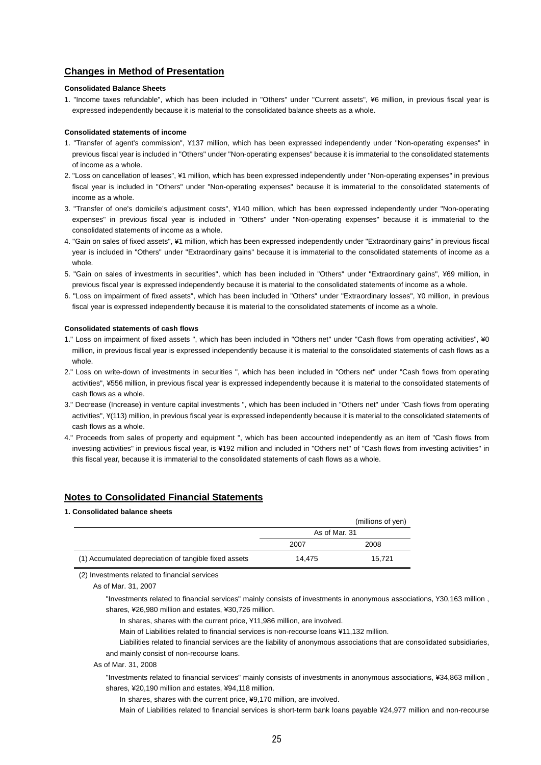## Changes in Method of Presentation

**Consolidated Balance Sheets**

1. "Income taxes refundable", which has been included in "Others" under "Current assets", ¥6 million, in previous fiscal year is expressed independently because it is material to the consolidated balance sheets as a whole.

**Consolidated statements of income**

1. "Transfer of agent's commission", ¥137 million, which has been expressed independently under "Non-operating expenses" in previous fiscal year is included in "Others" under "Non-operating expenses" because it is immaterial to the consolidated statements of income as a whole.
2. "Loss on cancellation of leases", ¥1 million, which has been expressed independently under "Non-operating expenses" in previous fiscal year is included in "Others" under "Non-operating expenses" because it is immaterial to the consolidated statements of income as a whole.
3. "Transfer of one's domicile's adjustment costs", ¥140 million, which has been expressed independently under "Non-operating expenses" in previous fiscal year is included in "Others" under "Non-operating expenses" because it is immaterial to the consolidated statements of income as a whole.
4. "Gain on sales of fixed assets", ¥1 million, which has been expressed independently under "Extraordinary gains" in previous fiscal year is included in "Others" under "Extraordinary gains" because it is immaterial to the consolidated statements of income as a whole.
5. "Gain on sales of investments in securities", which has been included in "Others" under "Extraordinary gains", ¥69 million, in previous fiscal year is expressed independently because it is material to the consolidated statements of income as a whole.
6. "Loss on impairment of fixed assets", which has been included in "Others" under "Extraordinary losses", ¥0 million, in previous fiscal year is expressed independently because it is material to the consolidated statements of income as a whole.

**Consolidated statements of cash flows**

1." Loss on impairment of fixed assets ", which has been included in "Others net" under "Cash flows from operating activities", ¥0 million, in previous fiscal year is expressed independently because it is material to the consolidated statements of cash flows as a whole.
2." Loss on write-down of investments in securities ", which has been included in "Others net" under "Cash flows from operating activities", ¥556 million, in previous fiscal year is expressed independently because it is material to the consolidated statements of cash flows as a whole.
3." Decrease (Increase) in venture capital investments ", which has been included in "Others net" under "Cash flows from operating activities", ¥(113) million, in previous fiscal year is expressed independently because it is material to the consolidated statements of cash flows as a whole.
4." Proceeds from sales of property and equipment ", which has been accounted independently as an item of "Cash flows from investing activities" in previous fiscal year, is ¥192 million and included in "Others net" of "Cash flows from investing activities" in this fiscal year, because it is immaterial to the consolidated statements of cash flows as a whole.

## Notes to Consolidated Financial Statements

**1. Consolidated balance sheets**

(millions of yen)

| | As of Mar. 31 | |
|---|---|---|
| | 2007 | 2008 |
| (1) Accumulated depreciation of tangible fixed assets | 14,475 | 15,721 |

(2) Investments related to financial services

As of Mar. 31, 2007

"Investments related to financial services" mainly consists of investments in anonymous associations, ¥30,163 million , shares, ¥26,980 million and estates, ¥30,726 million.

In shares, shares with the current price, ¥11,986 million, are involved.

Main of Liabilities related to financial services is non-recourse loans ¥11,132 million.

Liabilities related to financial services are the liability of anonymous associations that are consolidated subsidiaries, and mainly consist of non-recourse loans.

As of Mar. 31, 2008

"Investments related to financial services" mainly consists of investments in anonymous associations, ¥34,863 million , shares, ¥20,190 million and estates, ¥94,118 million.

In shares, shares with the current price, ¥9,170 million, are involved.

Main of Liabilities related to financial services is short-term bank loans payable ¥24,977 million and non-recourse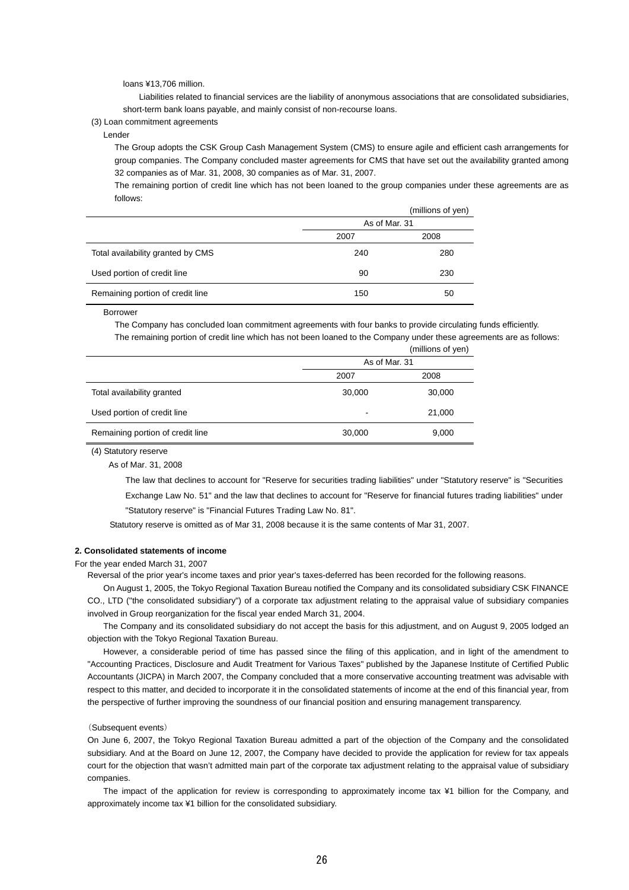loans ¥13,706 million.

Liabilities related to financial services are the liability of anonymous associations that are consolidated subsidiaries, short-term bank loans payable, and mainly consist of non-recourse loans.

(3) Loan commitment agreements

Lender

The Group adopts the CSK Group Cash Management System (CMS) to ensure agile and efficient cash arrangements for group companies. The Company concluded master agreements for CMS that have set out the availability granted among 32 companies as of Mar. 31, 2008, 30 companies as of Mar. 31, 2007.

The remaining portion of credit line which has not been loaned to the group companies under these agreements are as follows:

(millions of yen)

| | As of Mar. 31 | |
|---|---|---|
| | 2007 | 2008 |
| Total availability granted by CMS | 240 | 280 |
| Used portion of credit line | 90 | 230 |
| Remaining portion of credit line | 150 | 50 |

Borrower

The Company has concluded loan commitment agreements with four banks to provide circulating funds efficiently.

The remaining portion of credit line which has not been loaned to the Company under these agreements are as follows:

(millions of yen)

| | As of Mar. 31 | |
|---|---|---|
| | 2007 | 2008 |
| Total availability granted | 30,000 | 30,000 |
| Used portion of credit line | - | 21,000 |
| Remaining portion of credit line | 30,000 | 9,000 |

(4) Statutory reserve

As of Mar. 31, 2008

The law that declines to account for "Reserve for securities trading liabilities" under "Statutory reserve" is "Securities Exchange Law No. 51" and the law that declines to account for "Reserve for financial futures trading liabilities" under "Statutory reserve" is "Financial Futures Trading Law No. 81".

Statutory reserve is omitted as of Mar 31, 2008 because it is the same contents of Mar 31, 2007.

**2. Consolidated statements of income**

For the year ended March 31, 2007

Reversal of the prior year's income taxes and prior year's taxes-deferred has been recorded for the following reasons.

On August 1, 2005, the Tokyo Regional Taxation Bureau notified the Company and its consolidated subsidiary CSK FINANCE CO., LTD ("the consolidated subsidiary") of a corporate tax adjustment relating to the appraisal value of subsidiary companies involved in Group reorganization for the fiscal year ended March 31, 2004.

The Company and its consolidated subsidiary do not accept the basis for this adjustment, and on August 9, 2005 lodged an objection with the Tokyo Regional Taxation Bureau.

However, a considerable period of time has passed since the filing of this application, and in light of the amendment to "Accounting Practices, Disclosure and Audit Treatment for Various Taxes" published by the Japanese Institute of Certified Public Accountants (JICPA) in March 2007, the Company concluded that a more conservative accounting treatment was advisable with respect to this matter, and decided to incorporate it in the consolidated statements of income at the end of this financial year, from the perspective of further improving the soundness of our financial position and ensuring management transparency.

（Subsequent events）

On June 6, 2007, the Tokyo Regional Taxation Bureau admitted a part of the objection of the Company and the consolidated subsidiary. And at the Board on June 12, 2007, the Company have decided to provide the application for review for tax appeals court for the objection that wasn't admitted main part of the corporate tax adjustment relating to the appraisal value of subsidiary companies.

The impact of the application for review is corresponding to approximately income tax ¥1 billion for the Company, and approximately income tax ¥1 billion for the consolidated subsidiary.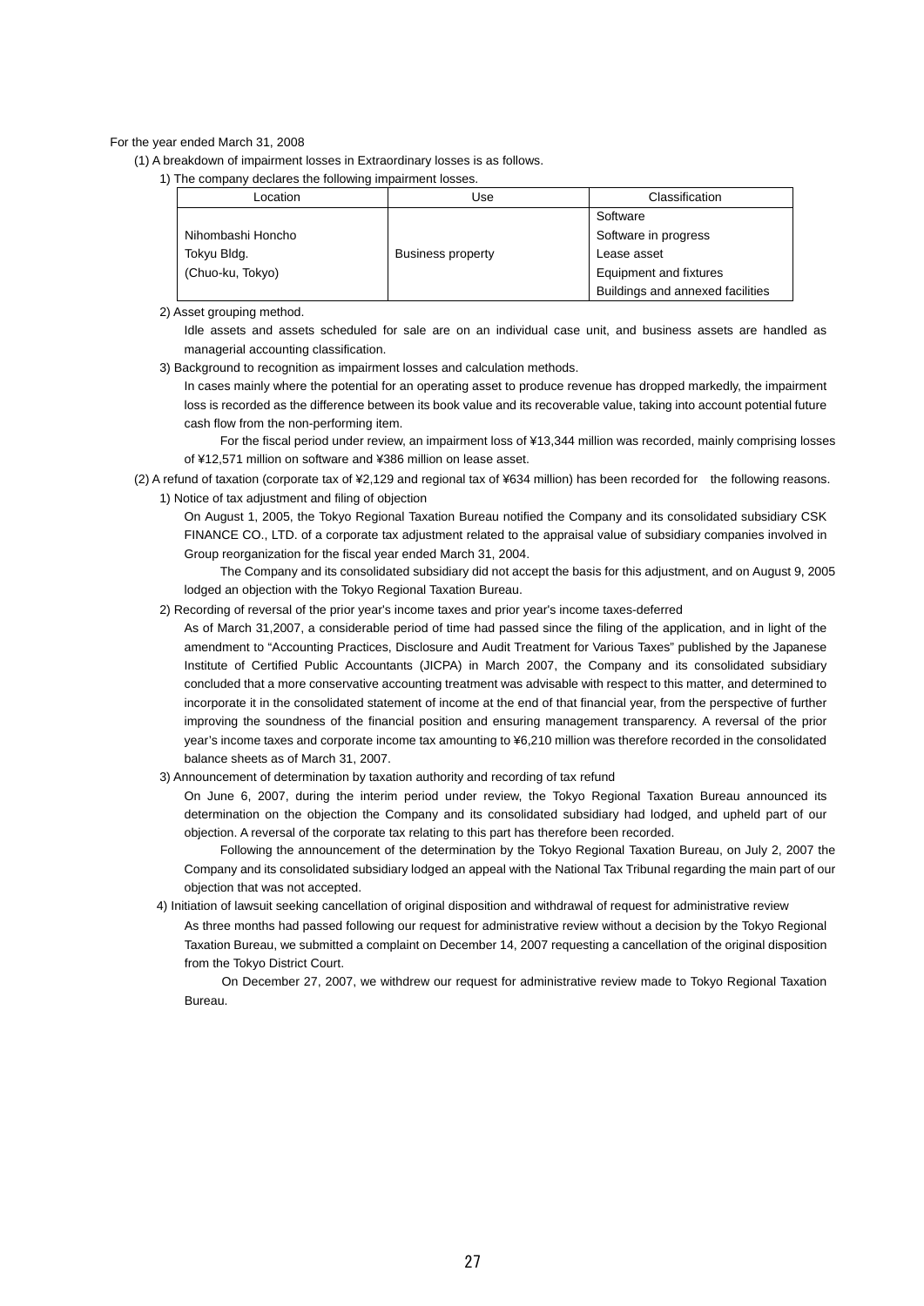For the year ended March 31, 2008

(1) A breakdown of impairment losses in Extraordinary losses is as follows.

1) The company declares the following impairment losses.

| Location | Use | Classification |
|---|---|---|
| Nihombashi Honcho Tokyu Bldg. (Chuo-ku, Tokyo) | Business property | Software<br>Software in progress<br>Lease asset<br>Equipment and fixtures<br>Buildings and annexed facilities |

2) Asset grouping method.

Idle assets and assets scheduled for sale are on an individual case unit, and business assets are handled as managerial accounting classification.

3) Background to recognition as impairment losses and calculation methods.

In cases mainly where the potential for an operating asset to produce revenue has dropped markedly, the impairment loss is recorded as the difference between its book value and its recoverable value, taking into account potential future cash flow from the non-performing item.

For the fiscal period under review, an impairment loss of ¥13,344 million was recorded, mainly comprising losses of ¥12,571 million on software and ¥386 million on lease asset.

(2) A refund of taxation (corporate tax of ¥2,129 and regional tax of ¥634 million) has been recorded for the following reasons.

1) Notice of tax adjustment and filing of objection

On August 1, 2005, the Tokyo Regional Taxation Bureau notified the Company and its consolidated subsidiary CSK FINANCE CO., LTD. of a corporate tax adjustment related to the appraisal value of subsidiary companies involved in Group reorganization for the fiscal year ended March 31, 2004.

The Company and its consolidated subsidiary did not accept the basis for this adjustment, and on August 9, 2005 lodged an objection with the Tokyo Regional Taxation Bureau.

2) Recording of reversal of the prior year's income taxes and prior year's income taxes-deferred

As of March 31,2007, a considerable period of time had passed since the filing of the application, and in light of the amendment to "Accounting Practices, Disclosure and Audit Treatment for Various Taxes" published by the Japanese Institute of Certified Public Accountants (JICPA) in March 2007, the Company and its consolidated subsidiary concluded that a more conservative accounting treatment was advisable with respect to this matter, and determined to incorporate it in the consolidated statement of income at the end of that financial year, from the perspective of further improving the soundness of the financial position and ensuring management transparency. A reversal of the prior year's income taxes and corporate income tax amounting to ¥6,210 million was therefore recorded in the consolidated balance sheets as of March 31, 2007.

3) Announcement of determination by taxation authority and recording of tax refund

On June 6, 2007, during the interim period under review, the Tokyo Regional Taxation Bureau announced its determination on the objection the Company and its consolidated subsidiary had lodged, and upheld part of our objection. A reversal of the corporate tax relating to this part has therefore been recorded.

Following the announcement of the determination by the Tokyo Regional Taxation Bureau, on July 2, 2007 the Company and its consolidated subsidiary lodged an appeal with the National Tax Tribunal regarding the main part of our objection that was not accepted.

4) Initiation of lawsuit seeking cancellation of original disposition and withdrawal of request for administrative review

As three months had passed following our request for administrative review without a decision by the Tokyo Regional Taxation Bureau, we submitted a complaint on December 14, 2007 requesting a cancellation of the original disposition from the Tokyo District Court.

On December 27, 2007, we withdrew our request for administrative review made to Tokyo Regional Taxation Bureau.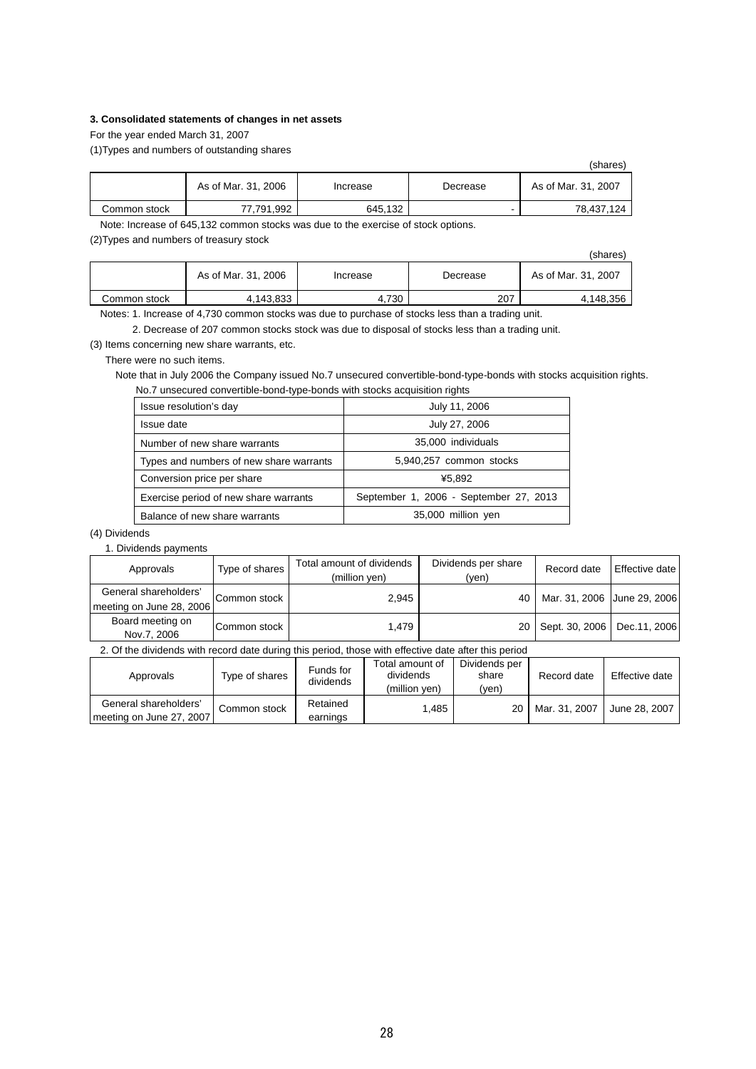### 3. Consolidated statements of changes in net assets

For the year ended March 31, 2007

(1)Types and numbers of outstanding shares

(shares)

| | As of Mar. 31, 2006 | Increase | Decrease | As of Mar. 31, 2007 |
|---|---|---|---|---|
| Common stock | 77,791,992 | 645,132 | - | 78,437,124 |

Note: Increase of 645,132 common stocks was due to the exercise of stock options.

(2)Types and numbers of treasury stock

(shares)

| | As of Mar. 31, 2006 | Increase | Decrease | As of Mar. 31, 2007 |
|---|---|---|---|---|
| Common stock | 4,143,833 | 4,730 | 207 | 4,148,356 |

Notes: 1. Increase of 4,730 common stocks was due to purchase of stocks less than a trading unit.

2. Decrease of 207 common stocks stock was due to disposal of stocks less than a trading unit.

(3) Items concerning new share warrants, etc.

There were no such items.

Note that in July 2006 the Company issued No.7 unsecured convertible-bond-type-bonds with stocks acquisition rights.

No.7 unsecured convertible-bond-type-bonds with stocks acquisition rights

| | |
|---|---|
| Issue resolution's day | July 11, 2006 |
| Issue date | July 27, 2006 |
| Number of new share warrants | 35,000 individuals |
| Types and numbers of new share warrants | 5,940,257 common stocks |
| Conversion price per share | ¥5,892 |
| Exercise period of new share warrants | September 1, 2006 - September 27, 2013 |
| Balance of new share warrants | 35,000 million yen |

(4) Dividends

1. Dividends payments

| Approvals | Type of shares | Total amount of dividends (million yen) | Dividends per share (yen) | Record date | Effective date |
|---|---|---|---|---|---|
| General shareholders' meeting on June 28, 2006 | Common stock | 2,945 | 40 | Mar. 31, 2006 | June 29, 2006 |
| Board meeting on Nov.7, 2006 | Common stock | 1,479 | 20 | Sept. 30, 2006 | Dec.11, 2006 |

2. Of the dividends with record date during this period, those with effective date after this period

| Approvals | Type of shares | Funds for dividends | Total amount of dividends (million yen) | Dividends per share (yen) | Record date | Effective date |
|---|---|---|---|---|---|---|
| General shareholders' meeting on June 27, 2007 | Common stock | Retained earnings | 1,485 | 20 | Mar. 31, 2007 | June 28, 2007 |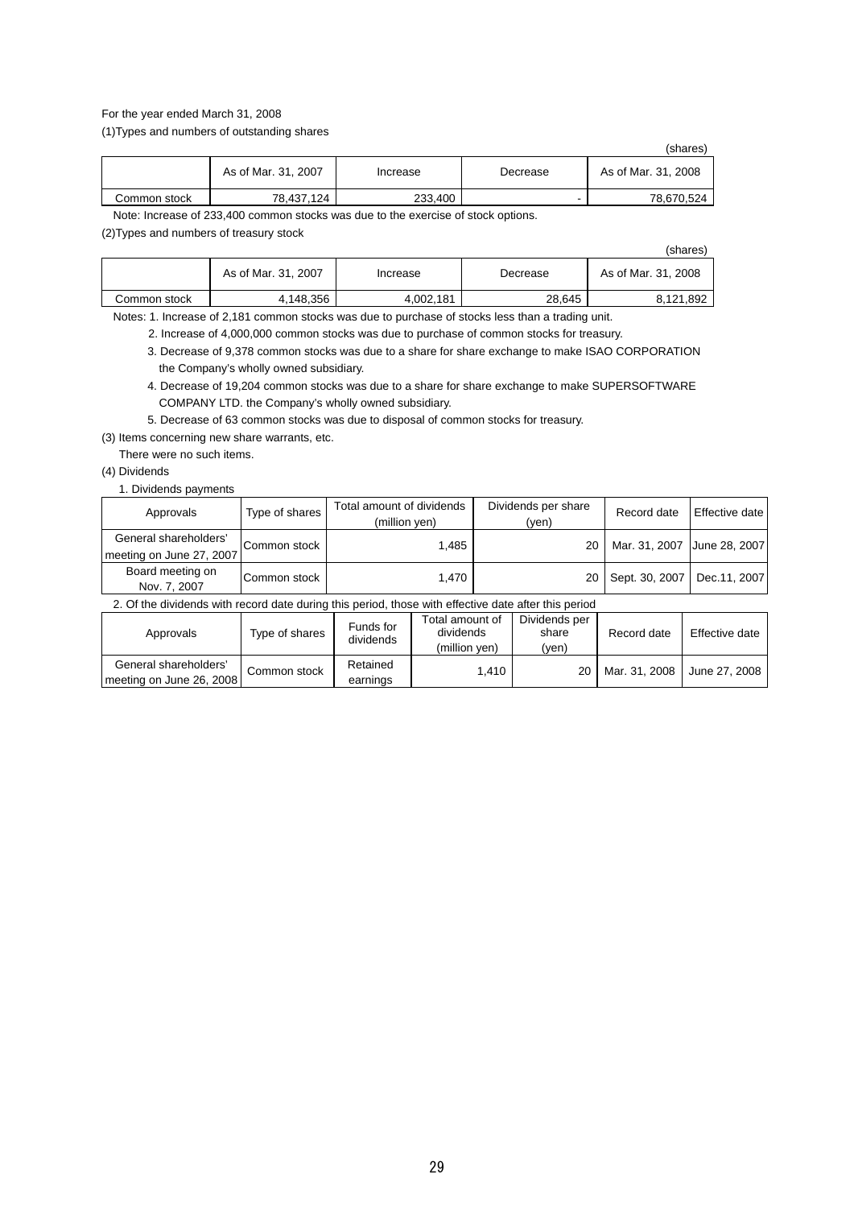For the year ended March 31, 2008

(1)Types and numbers of outstanding shares

(shares)

| | As of Mar. 31, 2007 | Increase | Decrease | As of Mar. 31, 2008 |
|---|---|---|---|---|
| Common stock | 78,437,124 | 233,400 | - | 78,670,524 |

Note: Increase of 233,400 common stocks was due to the exercise of stock options.

(2)Types and numbers of treasury stock

(shares)

| | As of Mar. 31, 2007 | Increase | Decrease | As of Mar. 31, 2008 |
|---|---|---|---|---|
| Common stock | 4,148,356 | 4,002,181 | 28,645 | 8,121,892 |

Notes: 1. Increase of 2,181 common stocks was due to purchase of stocks less than a trading unit.

2. Increase of 4,000,000 common stocks was due to purchase of common stocks for treasury.

3. Decrease of 9,378 common stocks was due to a share for share exchange to make ISAO CORPORATION the Company's wholly owned subsidiary.

4. Decrease of 19,204 common stocks was due to a share for share exchange to make SUPERSOFTWARE COMPANY LTD. the Company's wholly owned subsidiary.

5. Decrease of 63 common stocks was due to disposal of common stocks for treasury.

(3) Items concerning new share warrants, etc.

There were no such items.

(4) Dividends

1. Dividends payments

| Approvals | Type of shares | Total amount of dividends (million yen) | Dividends per share (yen) | Record date | Effective date |
|---|---|---|---|---|---|
| General shareholders' meeting on June 27, 2007 | Common stock | 1,485 | 20 | Mar. 31, 2007 | June 28, 2007 |
| Board meeting on Nov. 7, 2007 | Common stock | 1,470 | 20 | Sept. 30, 2007 | Dec.11, 2007 |

2. Of the dividends with record date during this period, those with effective date after this period

| Approvals | Type of shares | Funds for dividends | Total amount of dividends (million yen) | Dividends per share (yen) | Record date | Effective date |
|---|---|---|---|---|---|---|
| General shareholders' meeting on June 26, 2008 | Common stock | Retained earnings | 1,410 | 20 | Mar. 31, 2008 | June 27, 2008 |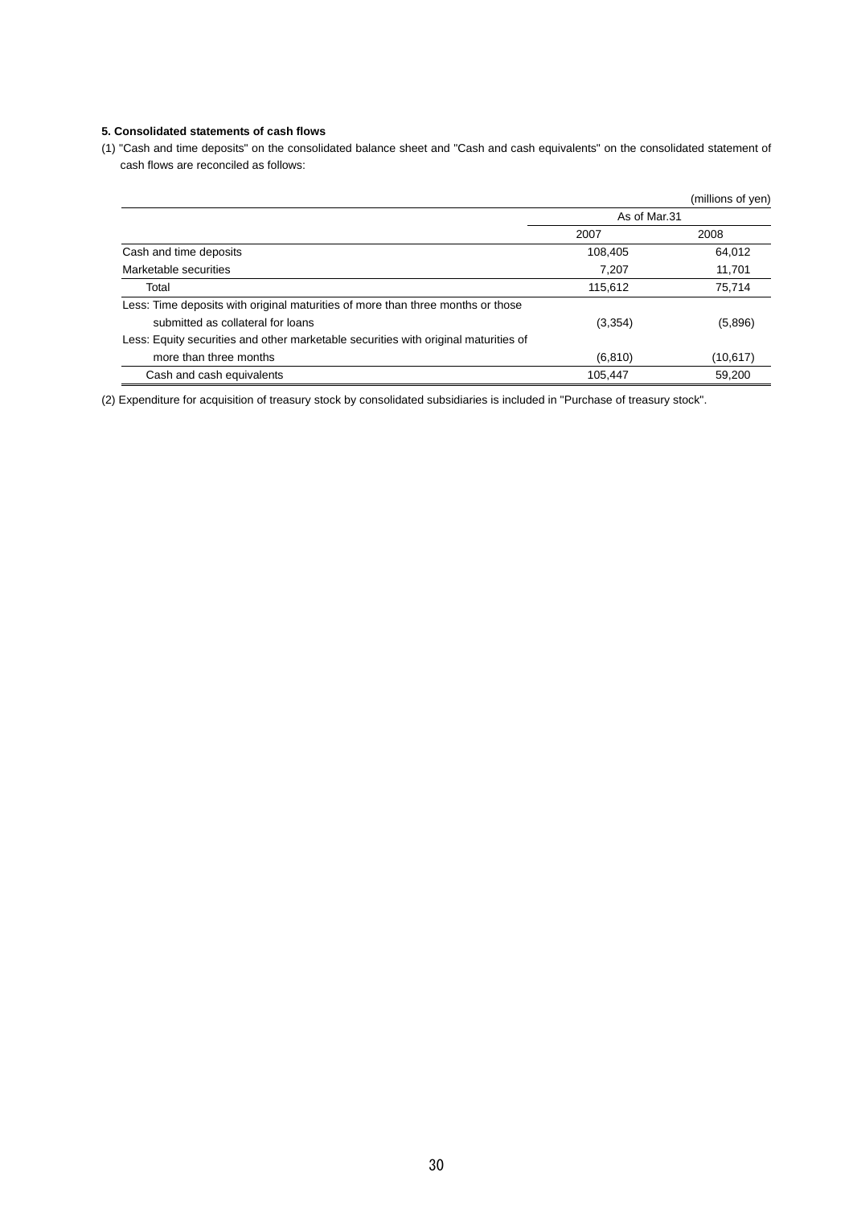**5. Consolidated statements of cash flows**

(1) "Cash and time deposits" on the consolidated balance sheet and "Cash and cash equivalents" on the consolidated statement of cash flows are reconciled as follows:

(millions of yen)

| | As of Mar.31 | |
|---|---|---|
| | 2007 | 2008 |
| Cash and time deposits | 108,405 | 64,012 |
| Marketable securities | 7,207 | 11,701 |
| Total | 115,612 | 75,714 |
| Less: Time deposits with original maturities of more than three months or those submitted as collateral for loans | (3,354) | (5,896) |
| Less: Equity securities and other marketable securities with original maturities of more than three months | (6,810) | (10,617) |
| Cash and cash equivalents | 105,447 | 59,200 |

(2) Expenditure for acquisition of treasury stock by consolidated subsidiaries is included in "Purchase of treasury stock".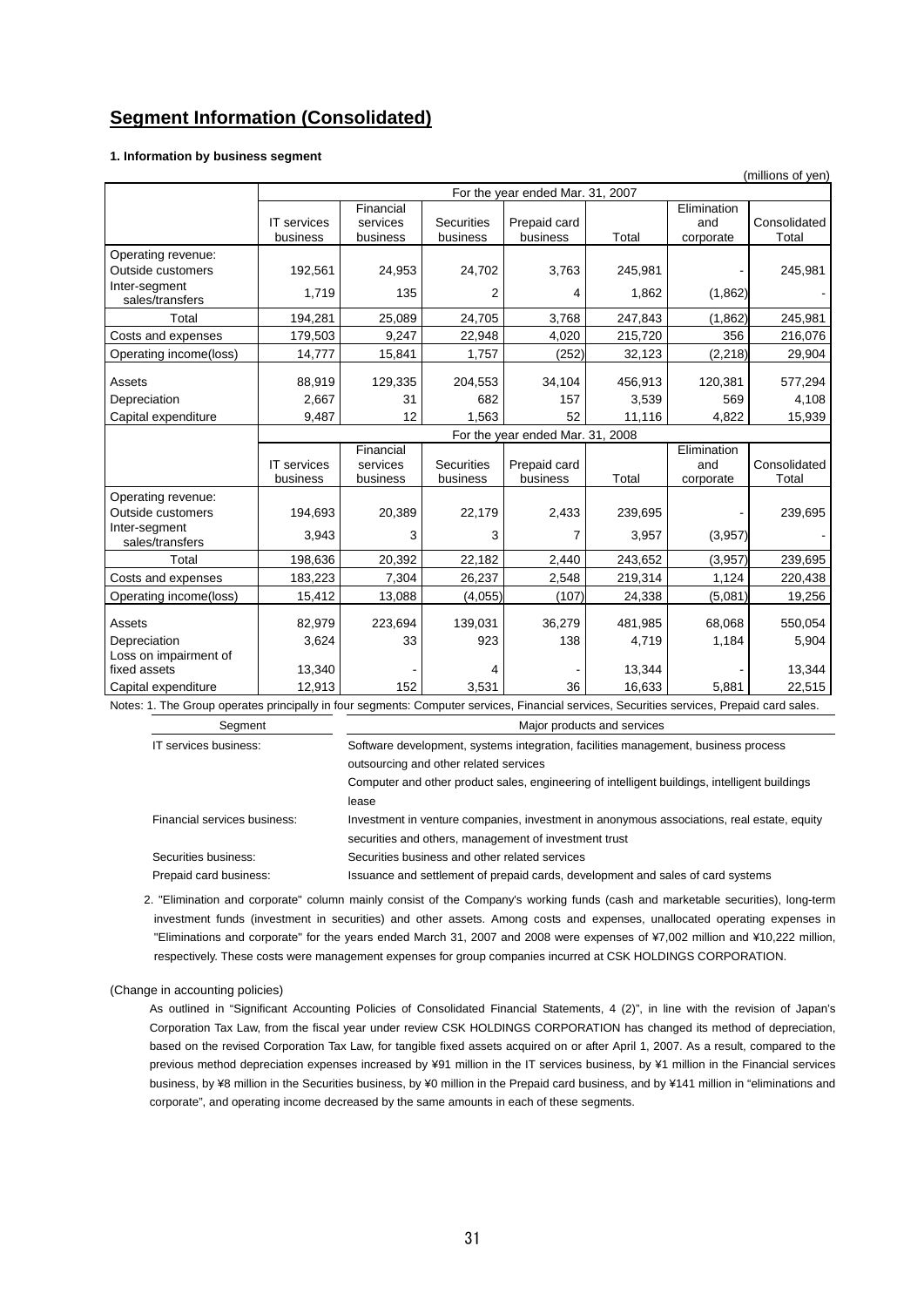## Segment Information (Consolidated)

**1. Information by business segment**

(millions of yen)

| | For the year ended Mar. 31, 2007 | | | | | | |
|---|---|---|---|---|---|---|---|
| | IT services business | Financial services business | Securities business | Prepaid card business | Total | Elimination and corporate | Consolidated Total |
| Operating revenue: | | | | | | | |
| Outside customers | 192,561 | 24,953 | 24,702 | 3,763 | 245,981 | - | 245,981 |
| Inter-segment sales/transfers | 1,719 | 135 | 2 | 4 | 1,862 | (1,862) | - |
| Total | 194,281 | 25,089 | 24,705 | 3,768 | 247,843 | (1,862) | 245,981 |
| Costs and expenses | 179,503 | 9,247 | 22,948 | 4,020 | 215,720 | 356 | 216,076 |
| Operating income(loss) | 14,777 | 15,841 | 1,757 | (252) | 32,123 | (2,218) | 29,904 |
| Assets | 88,919 | 129,335 | 204,553 | 34,104 | 456,913 | 120,381 | 577,294 |
| Depreciation | 2,667 | 31 | 682 | 157 | 3,539 | 569 | 4,108 |
| Capital expenditure | 9,487 | 12 | 1,563 | 52 | 11,116 | 4,822 | 15,939 |

| | For the year ended Mar. 31, 2008 | | | | | | |
|---|---|---|---|---|---|---|---|
| | IT services business | Financial services business | Securities business | Prepaid card business | Total | Elimination and corporate | Consolidated Total |
| Operating revenue: | | | | | | | |
| Outside customers | 194,693 | 20,389 | 22,179 | 2,433 | 239,695 | - | 239,695 |
| Inter-segment sales/transfers | 3,943 | 3 | 3 | 7 | 3,957 | (3,957) | - |
| Total | 198,636 | 20,392 | 22,182 | 2,440 | 243,652 | (3,957) | 239,695 |
| Costs and expenses | 183,223 | 7,304 | 26,237 | 2,548 | 219,314 | 1,124 | 220,438 |
| Operating income(loss) | 15,412 | 13,088 | (4,055) | (107) | 24,338 | (5,081) | 19,256 |
| Assets | 82,979 | 223,694 | 139,031 | 36,279 | 481,985 | 68,068 | 550,054 |
| Depreciation | 3,624 | 33 | 923 | 138 | 4,719 | 1,184 | 5,904 |
| Loss on impairment of fixed assets | 13,340 | - | 4 | - | 13,344 | - | 13,344 |
| Capital expenditure | 12,913 | 152 | 3,531 | 36 | 16,633 | 5,881 | 22,515 |

Notes: 1. The Group operates principally in four segments: Computer services, Financial services, Securities services, Prepaid card sales.

| Segment | Major products and services |
|---|---|
| IT services business: | Software development, systems integration, facilities management, business process outsourcing and other related services<br>Computer and other product sales, engineering of intelligent buildings, intelligent buildings lease |
| Financial services business: | Investment in venture companies, investment in anonymous associations, real estate, equity securities and others, management of investment trust |
| Securities business: | Securities business and other related services |
| Prepaid card business: | Issuance and settlement of prepaid cards, development and sales of card systems |

2. "Elimination and corporate" column mainly consist of the Company's working funds (cash and marketable securities), long-term investment funds (investment in securities) and other assets. Among costs and expenses, unallocated operating expenses in "Eliminations and corporate" for the years ended March 31, 2007 and 2008 were expenses of ¥7,002 million and ¥10,222 million, respectively. These costs were management expenses for group companies incurred at CSK HOLDINGS CORPORATION.

(Change in accounting policies)

As outlined in "Significant Accounting Policies of Consolidated Financial Statements, 4 (2)", in line with the revision of Japan's Corporation Tax Law, from the fiscal year under review CSK HOLDINGS CORPORATION has changed its method of depreciation, based on the revised Corporation Tax Law, for tangible fixed assets acquired on or after April 1, 2007. As a result, compared to the previous method depreciation expenses increased by ¥91 million in the IT services business, by ¥1 million in the Financial services business, by ¥8 million in the Securities business, by ¥0 million in the Prepaid card business, and by ¥141 million in "eliminations and corporate", and operating income decreased by the same amounts in each of these segments.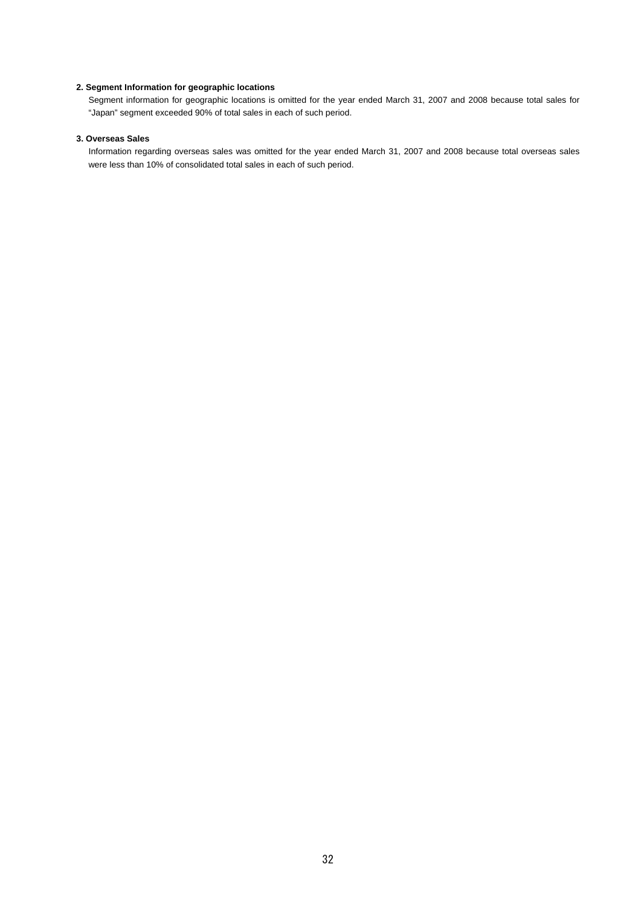**2. Segment Information for geographic locations**

Segment information for geographic locations is omitted for the year ended March 31, 2007 and 2008 because total sales for "Japan" segment exceeded 90% of total sales in each of such period.

**3. Overseas Sales**

Information regarding overseas sales was omitted for the year ended March 31, 2007 and 2008 because total overseas sales were less than 10% of consolidated total sales in each of such period.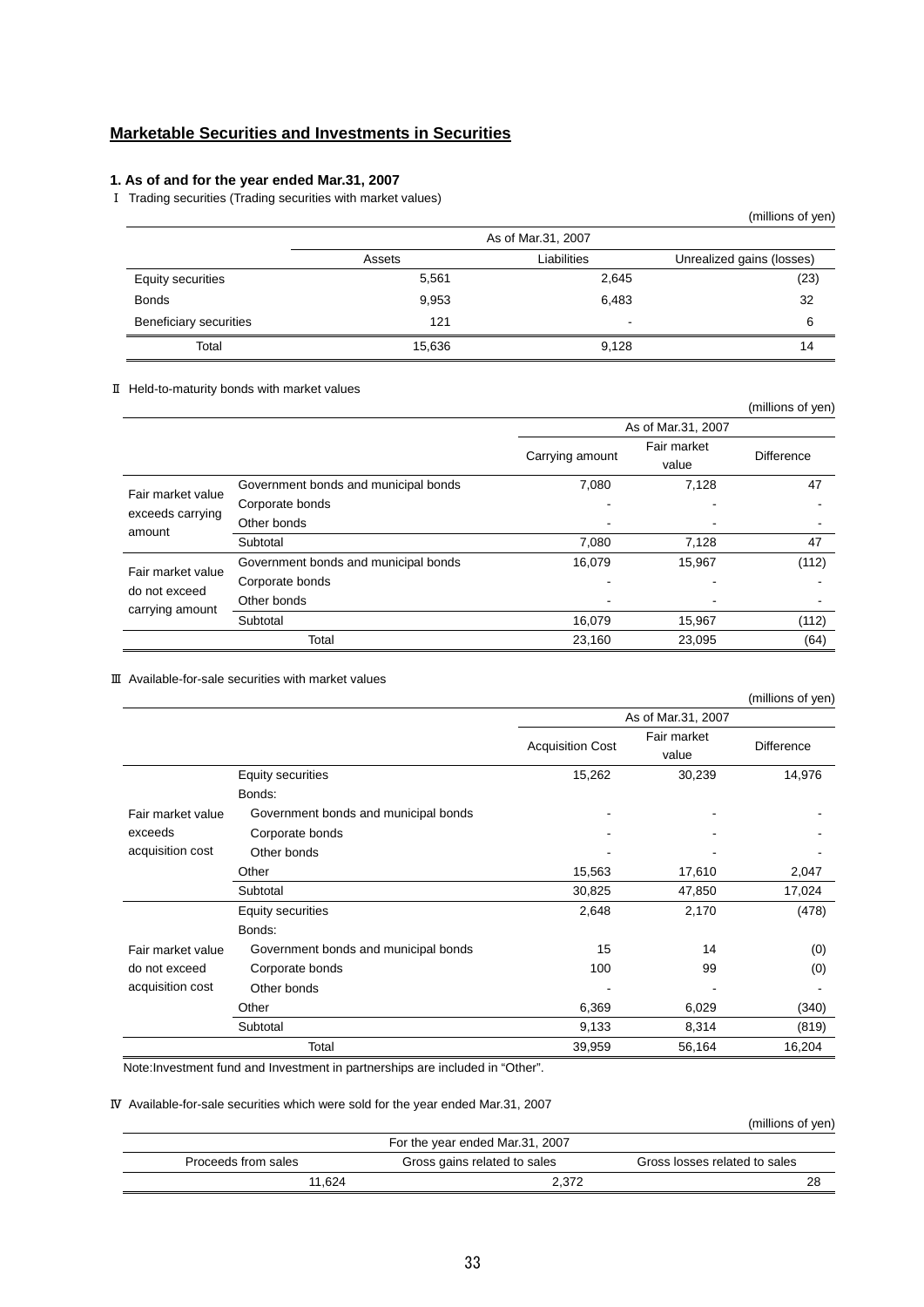## Marketable Securities and Investments in Securities

### 1. As of and for the year ended Mar.31, 2007

Ⅰ Trading securities (Trading securities with market values)

(millions of yen)

| | As of Mar.31, 2007 | | |
|---|---|---|---|
| | Assets | Liabilities | Unrealized gains (losses) |
| Equity securities | 5,561 | 2,645 | (23) |
| Bonds | 9,953 | 6,483 | 32 |
| Beneficiary securities | 121 | - | 6 |
| Total | 15,636 | 9,128 | 14 |

Ⅱ Held-to-maturity bonds with market values

(millions of yen)

| | | As of Mar.31, 2007 | | |
|---|---|---|---|---|
| | | Carrying amount | Fair market value | Difference |
| Fair market value exceeds carrying amount | Government bonds and municipal bonds | 7,080 | 7,128 | 47 |
| | Corporate bonds | - | - | - |
| | Other bonds | - | - | - |
| | Subtotal | 7,080 | 7,128 | 47 |
| Fair market value do not exceed carrying amount | Government bonds and municipal bonds | 16,079 | 15,967 | (112) |
| | Corporate bonds | - | - | - |
| | Other bonds | - | - | - |
| | Subtotal | 16,079 | 15,967 | (112) |
| Total | | 23,160 | 23,095 | (64) |

Ⅲ Available-for-sale securities with market values

(millions of yen)

| | | As of Mar.31, 2007 | | |
|---|---|---|---|---|
| | | Acquisition Cost | Fair market value | Difference |
| Fair market value exceeds acquisition cost | Equity securities | 15,262 | 30,239 | 14,976 |
| | Bonds: | | | |
| | Government bonds and municipal bonds | - | - | - |
| | Corporate bonds | - | - | - |
| | Other bonds | - | - | - |
| | Other | 15,563 | 17,610 | 2,047 |
| | Subtotal | 30,825 | 47,850 | 17,024 |
| Fair market value do not exceed acquisition cost | Equity securities | 2,648 | 2,170 | (478) |
| | Bonds: | | | |
| | Government bonds and municipal bonds | 15 | 14 | (0) |
| | Corporate bonds | 100 | 99 | (0) |
| | Other bonds | - | - | - |
| | Other | 6,369 | 6,029 | (340) |
| | Subtotal | 9,133 | 8,314 | (819) |
| Total | | 39,959 | 56,164 | 16,204 |

Note:Investment fund and Investment in partnerships are included in “Other”.

Ⅳ Available-for-sale securities which were sold for the year ended Mar.31, 2007

(millions of yen)

| For the year ended Mar.31, 2007 | | |
|---|---|---|
| Proceeds from sales | Gross gains related to sales | Gross losses related to sales |
| 11,624 | 2,372 | 28 |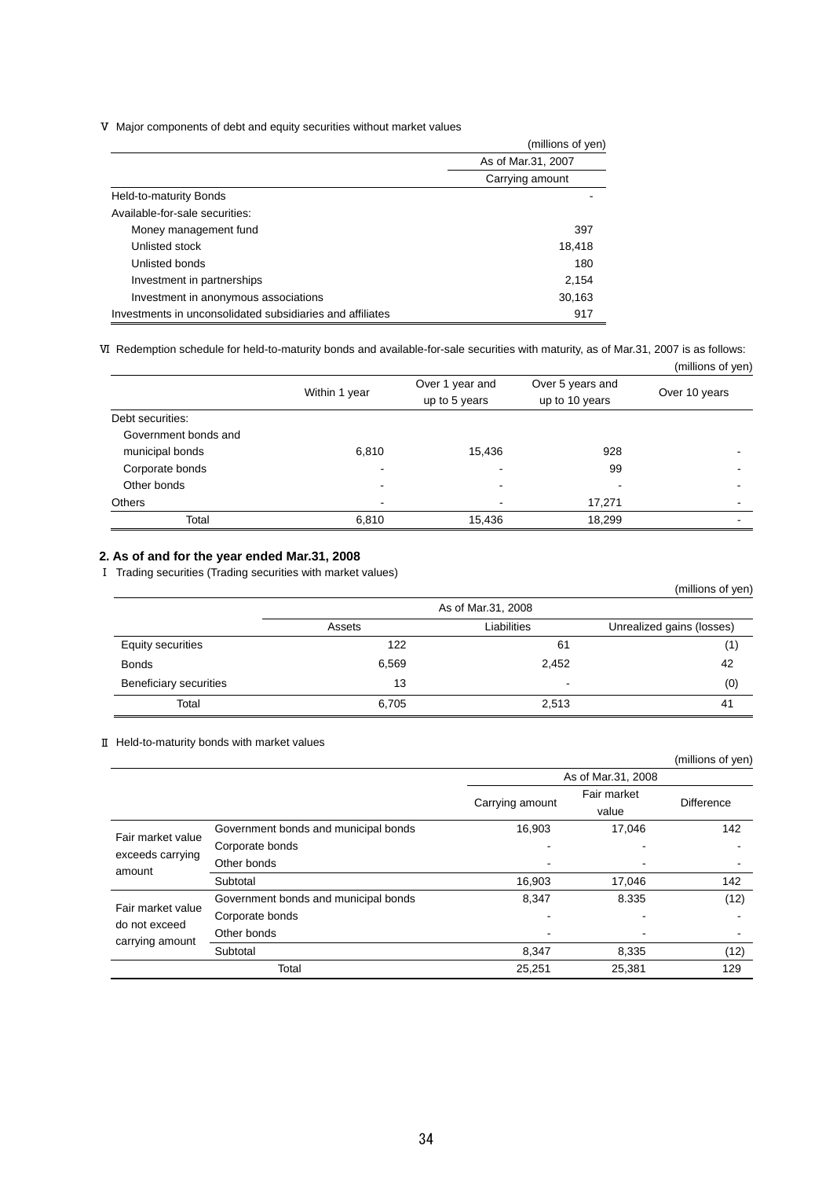Ⅴ Major components of debt and equity securities without market values

(millions of yen)

| | As of Mar.31, 2007 |
|---|---|
| | Carrying amount |
| Held-to-maturity Bonds | - |
| Available-for-sale securities: | |
| Money management fund | 397 |
| Unlisted stock | 18,418 |
| Unlisted bonds | 180 |
| Investment in partnerships | 2,154 |
| Investment in anonymous associations | 30,163 |
| Investments in unconsolidated subsidiaries and affiliates | 917 |

Ⅵ Redemption schedule for held-to-maturity bonds and available-for-sale securities with maturity, as of Mar.31, 2007 is as follows:

(millions of yen)

| | Within 1 year | Over 1 year and up to 5 years | Over 5 years and up to 10 years | Over 10 years |
|---|---|---|---|---|
| Debt securities: | | | | |
| Government bonds and municipal bonds | 6,810 | 15,436 | 928 | - |
| Corporate bonds | - | - | 99 | - |
| Other bonds | - | - | - | - |
| Others | - | - | 17,271 | - |
| Total | 6,810 | 15,436 | 18,299 | - |

**2. As of and for the year ended Mar.31, 2008**

Ⅰ Trading securities (Trading securities with market values)

(millions of yen)

| | As of Mar.31, 2008 | | |
|---|---|---|---|
| | Assets | Liabilities | Unrealized gains (losses) |
| Equity securities | 122 | 61 | (1) |
| Bonds | 6,569 | 2,452 | 42 |
| Beneficiary securities | 13 | - | (0) |
| Total | 6,705 | 2,513 | 41 |

Ⅱ Held-to-maturity bonds with market values

(millions of yen)

| | | As of Mar.31, 2008 | | |
|---|---|---|---|---|
| | | Carrying amount | Fair market value | Difference |
| Fair market value exceeds carrying amount | Government bonds and municipal bonds | 16,903 | 17,046 | 142 |
| | Corporate bonds | - | - | - |
| | Other bonds | - | - | - |
| | Subtotal | 16,903 | 17,046 | 142 |
| Fair market value do not exceed carrying amount | Government bonds and municipal bonds | 8,347 | 8.335 | (12) |
| | Corporate bonds | - | - | - |
| | Other bonds | - | - | - |
| | Subtotal | 8,347 | 8,335 | (12) |
| Total | | 25,251 | 25,381 | 129 |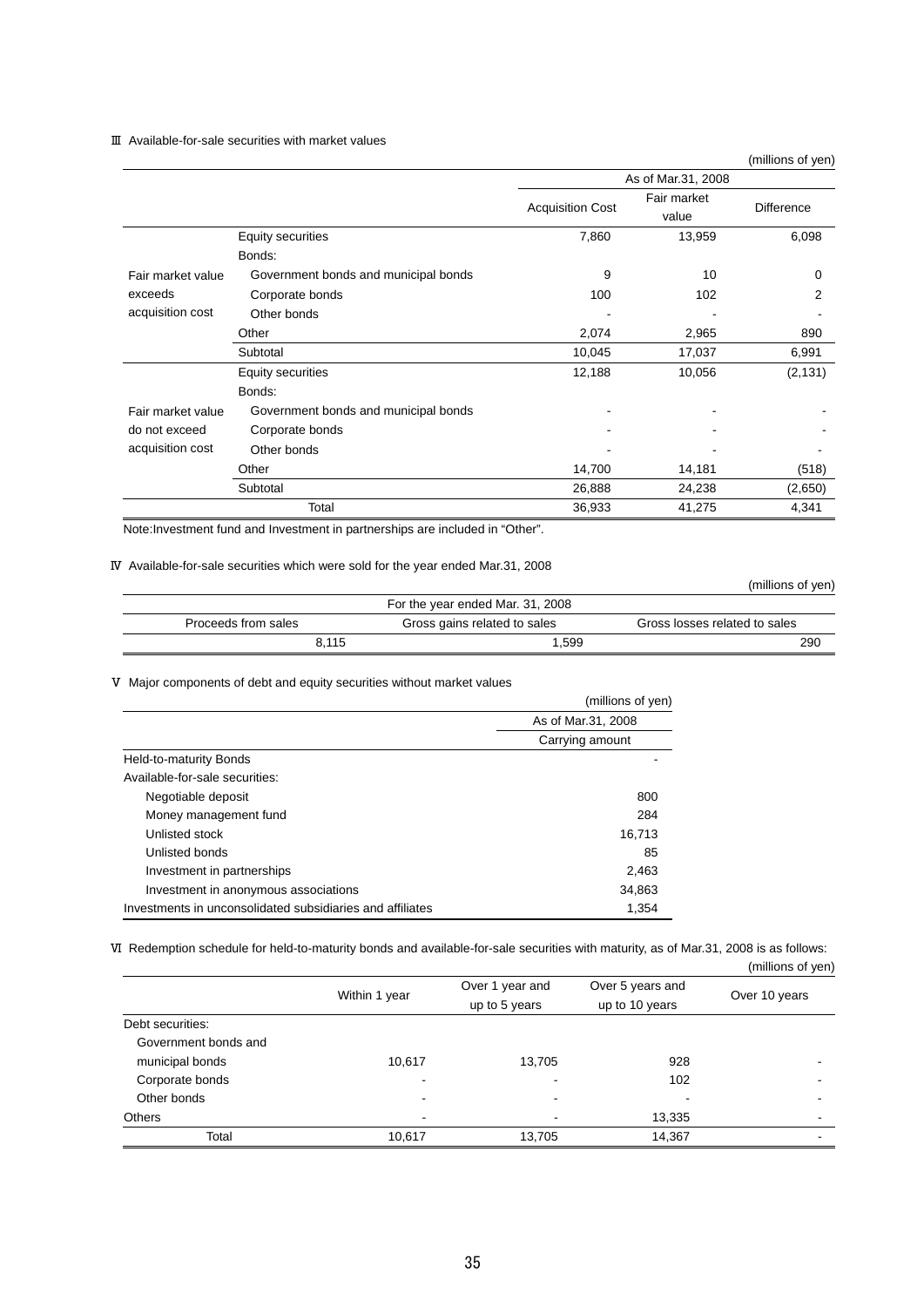Ⅲ Available-for-sale securities with market values

(millions of yen)

| | | As of Mar.31, 2008 | | |
|---|---|---|---|---|
| | | Acquisition Cost | Fair market value | Difference |
| Fair market value exceeds acquisition cost | Equity securities | 7,860 | 13,959 | 6,098 |
| | Bonds: | | | |
| | Government bonds and municipal bonds | 9 | 10 | 0 |
| | Corporate bonds | 100 | 102 | 2 |
| | Other bonds | - | - | - |
| | Other | 2,074 | 2,965 | 890 |
| | Subtotal | 10,045 | 17,037 | 6,991 |
| Fair market value do not exceed acquisition cost | Equity securities | 12,188 | 10,056 | (2,131) |
| | Bonds: | | | |
| | Government bonds and municipal bonds | - | - | - |
| | Corporate bonds | - | - | - |
| | Other bonds | - | - | - |
| | Other | 14,700 | 14,181 | (518) |
| | Subtotal | 26,888 | 24,238 | (2,650) |
| Total | | 36,933 | 41,275 | 4,341 |

Note:Investment fund and Investment in partnerships are included in "Other".

Ⅳ Available-for-sale securities which were sold for the year ended Mar.31, 2008

(millions of yen)

| For the year ended Mar. 31, 2008 | | |
|---|---|---|
| Proceeds from sales | Gross gains related to sales | Gross losses related to sales |
| 8,115 | 1,599 | 290 |

Ⅴ Major components of debt and equity securities without market values

(millions of yen)

| | As of Mar.31, 2008 |
|---|---|
| | Carrying amount |
| Held-to-maturity Bonds | - |
| Available-for-sale securities: | |
| Negotiable deposit | 800 |
| Money management fund | 284 |
| Unlisted stock | 16,713 |
| Unlisted bonds | 85 |
| Investment in partnerships | 2,463 |
| Investment in anonymous associations | 34,863 |
| Investments in unconsolidated subsidiaries and affiliates | 1,354 |

Ⅵ Redemption schedule for held-to-maturity bonds and available-for-sale securities with maturity, as of Mar.31, 2008 is as follows:

(millions of yen)

| | Within 1 year | Over 1 year and up to 5 years | Over 5 years and up to 10 years | Over 10 years |
|---|---|---|---|---|
| Debt securities: | | | | |
| Government bonds and municipal bonds | 10,617 | 13,705 | 928 | - |
| Corporate bonds | - | - | 102 | - |
| Other bonds | - | - | - | - |
| Others | - | - | 13,335 | - |
| Total | 10,617 | 13,705 | 14,367 | - |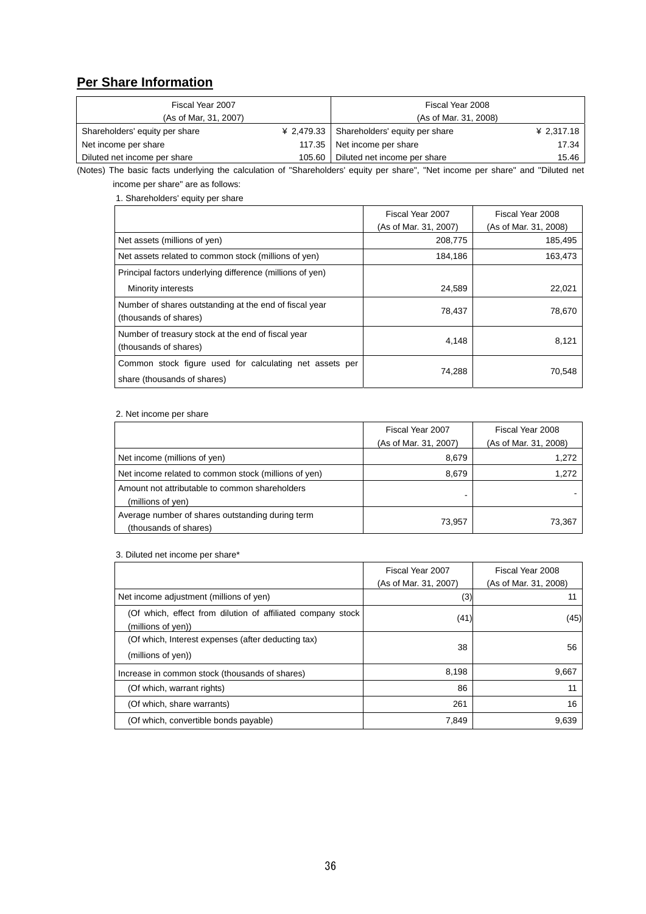## Per Share Information

| Fiscal Year 2007 (As of Mar, 31, 2007) | | Fiscal Year 2008 (As of Mar. 31, 2008) | |
|---|---|---|---|
| Shareholders' equity per share | ¥ 2,479.33 | Shareholders' equity per share | ¥ 2,317.18 |
| Net income per share | 117.35 | Net income per share | 17.34 |
| Diluted net income per share | 105.60 | Diluted net income per share | 15.46 |

(Notes) The basic facts underlying the calculation of "Shareholders' equity per share", "Net income per share" and "Diluted net income per share" are as follows:

1. Shareholders' equity per share

| | Fiscal Year 2007 (As of Mar. 31, 2007) | Fiscal Year 2008 (As of Mar. 31, 2008) |
|---|---|---|
| Net assets (millions of yen) | 208,775 | 185,495 |
| Net assets related to common stock (millions of yen) | 184,186 | 163,473 |
| Principal factors underlying difference (millions of yen) | | |
| Minority interests | 24,589 | 22,021 |
| Number of shares outstanding at the end of fiscal year (thousands of shares) | 78,437 | 78,670 |
| Number of treasury stock at the end of fiscal year (thousands of shares) | 4,148 | 8,121 |
| Common stock figure used for calculating net assets per share (thousands of shares) | 74,288 | 70,548 |

2. Net income per share

| | Fiscal Year 2007 (As of Mar. 31, 2007) | Fiscal Year 2008 (As of Mar. 31, 2008) |
|---|---|---|
| Net income (millions of yen) | 8,679 | 1,272 |
| Net income related to common stock (millions of yen) | 8,679 | 1,272 |
| Amount not attributable to common shareholders (millions of yen) | - | - |
| Average number of shares outstanding during term (thousands of shares) | 73,957 | 73,367 |

3. Diluted net income per share*

| | Fiscal Year 2007 (As of Mar. 31, 2007) | Fiscal Year 2008 (As of Mar. 31, 2008) |
|---|---|---|
| Net income adjustment (millions of yen) | (3) | 11 |
| (Of which, effect from dilution of affiliated company stock (millions of yen)) | (41) | (45) |
| (Of which, Interest expenses (after deducting tax) (millions of yen)) | 38 | 56 |
| Increase in common stock (thousands of shares) | 8,198 | 9,667 |
| (Of which, warrant rights) | 86 | 11 |
| (Of which, share warrants) | 261 | 16 |
| (Of which, convertible bonds payable) | 7,849 | 9,639 |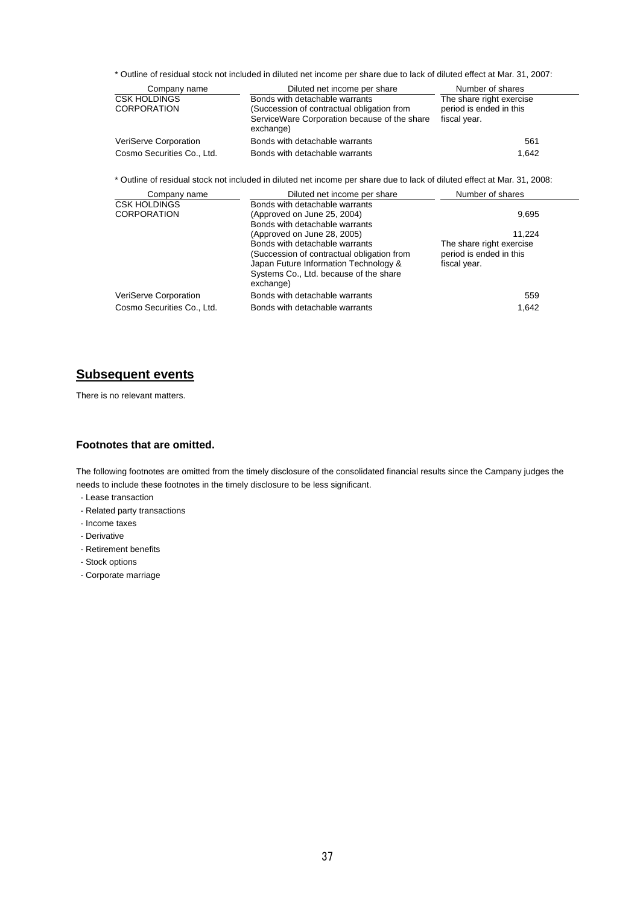\* Outline of residual stock not included in diluted net income per share due to lack of diluted effect at Mar. 31, 2007:

| Company name | Diluted net income per share | Number of shares |
|---|---|---|
| CSK HOLDINGS CORPORATION | Bonds with detachable warrants (Succession of contractual obligation from ServiceWare Corporation because of the share exchange) | The share right exercise period is ended in this fiscal year. |
| VeriServe Corporation | Bonds with detachable warrants | 561 |
| Cosmo Securities Co., Ltd. | Bonds with detachable warrants | 1,642 |

\* Outline of residual stock not included in diluted net income per share due to lack of diluted effect at Mar. 31, 2008:

| Company name | Diluted net income per share | Number of shares |
|---|---|---|
| CSK HOLDINGS CORPORATION | Bonds with detachable warrants (Approved on June 25, 2004) | 9,695 |
| | Bonds with detachable warrants (Approved on June 28, 2005) | 11,224 |
| | Bonds with detachable warrants (Succession of contractual obligation from Japan Future Information Technology & Systems Co., Ltd. because of the share exchange) | The share right exercise period is ended in this fiscal year. |
| VeriServe Corporation | Bonds with detachable warrants | 559 |
| Cosmo Securities Co., Ltd. | Bonds with detachable warrants | 1,642 |

## Subsequent events

There is no relevant matters.

### Footnotes that are omitted.

The following footnotes are omitted from the timely disclosure of the consolidated financial results since the Campany judges the needs to include these footnotes in the timely disclosure to be less significant.

- Lease transaction
- Related party transactions
- Income taxes
- Derivative
- Retirement benefits
- Stock options
- Corporate marriage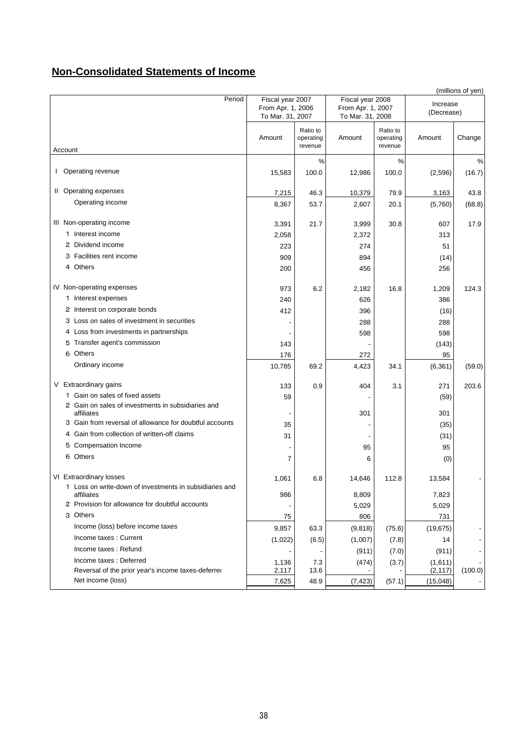## Non-Consolidated Statements of Income

(millions of yen)

| Account | Fiscal year 2007 From Apr. 1, 2006 To Mar. 31, 2007 | | Fiscal year 2008 From Apr. 1, 2007 To Mar. 31, 2008 | | Increase (Decrease) | |
|---|---|---|---|---|---|---|
| | Amount | Ratio to operating revenue | Amount | Ratio to operating revenue | Amount | Change |
| | | % | | % | | % |
| I Operating revenue | 15,583 | 100.0 | 12,986 | 100.0 | (2,596) | (16.7) |
| II Operating expenses | 7,215 | 46.3 | 10,379 | 79.9 | 3,163 | 43.8 |
| Operating income | 8,367 | 53.7 | 2,607 | 20.1 | (5,760) | (68.8) |
| III Non-operating income | 3,391 | 21.7 | 3,999 | 30.8 | 607 | 17.9 |
| 1 Interest income | 2,058 | | 2,372 | | 313 | |
| 2 Dividend income | 223 | | 274 | | 51 | |
| 3 Facilities rent income | 909 | | 894 | | (14) | |
| 4 Others | 200 | | 456 | | 256 | |
| IV Non-operating expenses | 973 | 6.2 | 2,182 | 16.8 | 1,209 | 124.3 |
| 1 Interest expenses | 240 | | 626 | | 386 | |
| 2 Interest on corporate bonds | 412 | | 396 | | (16) | |
| 3 Loss on sales of investment in securities | - | | 288 | | 288 | |
| 4 Loss from investments in partnerships | - | | 598 | | 598 | |
| 5 Transfer agent's commission | 143 | | - | | (143) | |
| 6 Others | 176 | | 272 | | 95 | |
| Ordinary income | 10,785 | 69.2 | 4,423 | 34.1 | (6,361) | (59.0) |
| V Extraordinary gains | 133 | 0.9 | 404 | 3.1 | 271 | 203.6 |
| 1 Gain on sales of fixed assets | 59 | | - | | (59) | |
| 2 Gain on sales of investments in subsidiaries and affiliates | - | | 301 | | 301 | |
| 3 Gain from reversal of allowance for doubtful accounts | 35 | | - | | (35) | |
| 4 Gain from collection of written-off claims | 31 | | - | | (31) | |
| 5 Compensation Income | - | | 95 | | 95 | |
| 6 Others | 7 | | 6 | | (0) | |
| VI Extraordinary losses | 1,061 | 6.8 | 14,646 | 112.8 | 13,584 | - |
| 1 Loss on write-down of investments in subsidiaries and affiliates | 986 | | 8,809 | | 7,823 | |
| 2 Provision for allowance for doubtful accounts | - | | 5,029 | | 5,029 | |
| 3 Others | 75 | | 806 | | 731 | |
| Income (loss) before income taxes | 9,857 | 63.3 | (9,818) | (75.6) | (19,675) | - |
| Income taxes : Current | (1,022) | (6.5) | (1,007) | (7.8) | 14 | - |
| Income taxes : Refund | - | - | (911) | (7.0) | (911) | - |
| Income taxes : Deferred | 1,136 | 7.3 | (474) | (3.7) | (1,611) | - |
| Reversal of the prior year's income taxes-deferred | 2,117 | 13.6 | - | - | (2,117) | (100.0) |
| Net income (loss) | 7,625 | 48.9 | (7,423) | (57.1) | (15,048) | - |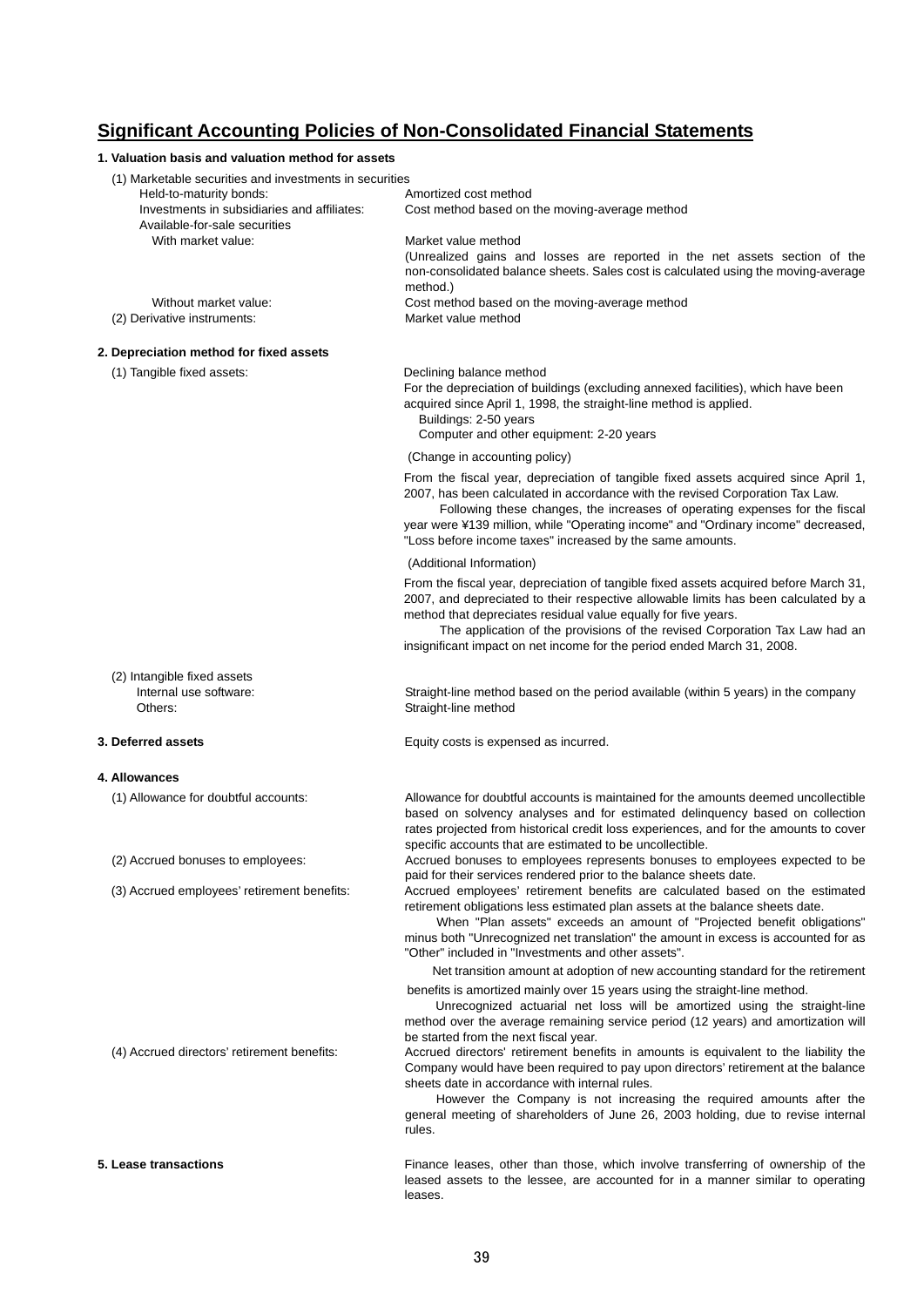## Significant Accounting Policies of Non-Consolidated Financial Statements

**1. Valuation basis and valuation method for assets**

(1) Marketable securities and investments in securities

| | |
|---|---|
| Held-to-maturity bonds: | Amortized cost method |
| Investments in subsidiaries and affiliates: | Cost method based on the moving-average method |
| Available-for-sale securities | |
| With market value: | Market value method (Unrealized gains and losses are reported in the net assets section of the non-consolidated balance sheets. Sales cost is calculated using the moving-average method.) |
| Without market value: | Cost method based on the moving-average method |

(2) Derivative instruments: Market value method

**2. Depreciation method for fixed assets**

(1) Tangible fixed assets:

Declining balance method

For the depreciation of buildings (excluding annexed facilities), which have been acquired since April 1, 1998, the straight-line method is applied.

Buildings: 2-50 years

Computer and other equipment: 2-20 years

(Change in accounting policy)

From the fiscal year, depreciation of tangible fixed assets acquired since April 1, 2007, has been calculated in accordance with the revised Corporation Tax Law.

Following these changes, the increases of operating expenses for the fiscal year were ¥139 million, while "Operating income" and "Ordinary income" decreased, "Loss before income taxes" increased by the same amounts.

(Additional Information)

From the fiscal year, depreciation of tangible fixed assets acquired before March 31, 2007, and depreciated to their respective allowable limits has been calculated by a method that depreciates residual value equally for five years.

The application of the provisions of the revised Corporation Tax Law had an insignificant impact on net income for the period ended March 31, 2008.

(2) Intangible fixed assets

| | |
|---|---|
| Internal use software: | Straight-line method based on the period available (within 5 years) in the company |
| Others: | Straight-line method |

**3. Deferred assets**

Equity costs is expensed as incurred.

**4. Allowances**

(1) Allowance for doubtful accounts:

Allowance for doubtful accounts is maintained for the amounts deemed uncollectible based on solvency analyses and for estimated delinquency based on collection rates projected from historical credit loss experiences, and for the amounts to cover specific accounts that are estimated to be uncollectible.

(2) Accrued bonuses to employees:

Accrued bonuses to employees represents bonuses to employees expected to be paid for their services rendered prior to the balance sheets date.

(3) Accrued employees' retirement benefits:

Accrued employees' retirement benefits are calculated based on the estimated retirement obligations less estimated plan assets at the balance sheets date.

When "Plan assets" exceeds an amount of "Projected benefit obligations" minus both "Unrecognized net translation" the amount in excess is accounted for as "Other" included in "Investments and other assets".

Net transition amount at adoption of new accounting standard for the retirement benefits is amortized mainly over 15 years using the straight-line method.

Unrecognized actuarial net loss will be amortized using the straight-line method over the average remaining service period (12 years) and amortization will be started from the next fiscal year.

(4) Accrued directors' retirement benefits:

Accrued directors' retirement benefits in amounts is equivalent to the liability the Company would have been required to pay upon directors' retirement at the balance sheets date in accordance with internal rules.

However the Company is not increasing the required amounts after the general meeting of shareholders of June 26, 2003 holding, due to revise internal rules.

**5. Lease transactions**

Finance leases, other than those, which involve transferring of ownership of the leased assets to the lessee, are accounted for in a manner similar to operating leases.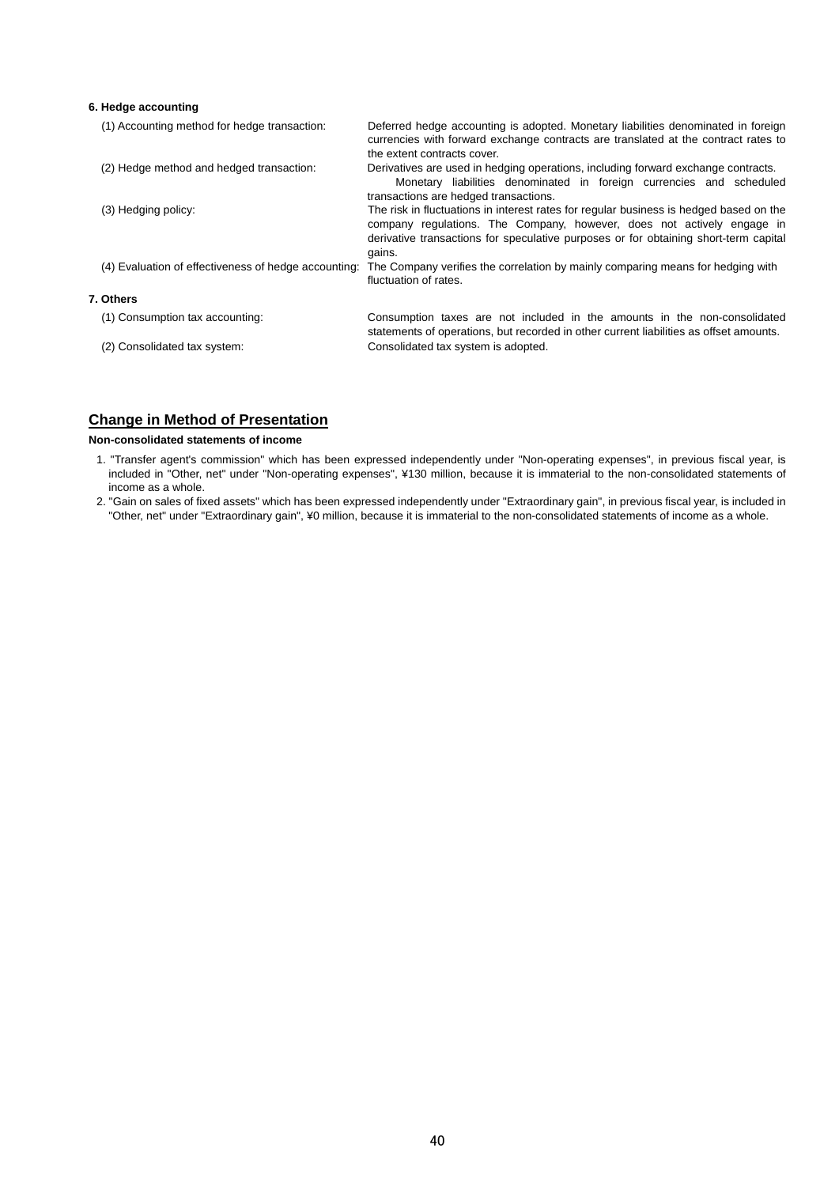**6. Hedge accounting**

| | |
|---|---|
| (1) Accounting method for hedge transaction: | Deferred hedge accounting is adopted. Monetary liabilities denominated in foreign currencies with forward exchange contracts are translated at the contract rates to the extent contracts cover. |
| (2) Hedge method and hedged transaction: | Derivatives are used in hedging operations, including forward exchange contracts. Monetary liabilities denominated in foreign currencies and scheduled transactions are hedged transactions. |
| (3) Hedging policy: | The risk in fluctuations in interest rates for regular business is hedged based on the company regulations. The Company, however, does not actively engage in derivative transactions for speculative purposes or for obtaining short-term capital gains. |
| (4) Evaluation of effectiveness of hedge accounting: | The Company verifies the correlation by mainly comparing means for hedging with fluctuation of rates. |

**7. Others**

| | |
|---|---|
| (1) Consumption tax accounting: | Consumption taxes are not included in the amounts in the non-consolidated statements of operations, but recorded in other current liabilities as offset amounts. |
| (2) Consolidated tax system: | Consolidated tax system is adopted. |

## Change in Method of Presentation

**Non-consolidated statements of income**

1. "Transfer agent's commission" which has been expressed independently under "Non-operating expenses", in previous fiscal year, is included in "Other, net" under "Non-operating expenses", ¥130 million, because it is immaterial to the non-consolidated statements of income as a whole.
2. "Gain on sales of fixed assets" which has been expressed independently under "Extraordinary gain", in previous fiscal year, is included in "Other, net" under "Extraordinary gain", ¥0 million, because it is immaterial to the non-consolidated statements of income as a whole.